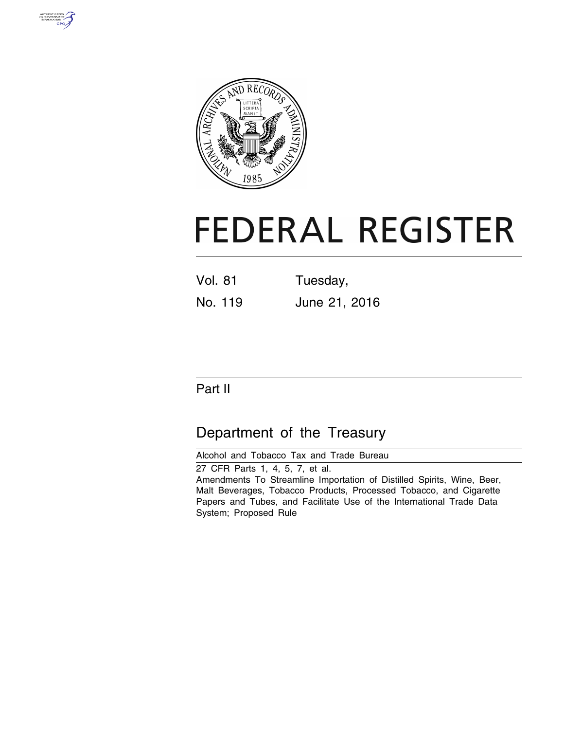# FEDERAL REGISTER

Vol. 81 Tuesday,

No. 119 June 21, 2016

## Part II

## Department of the Treasury

Alcohol and Tobacco Tax and Trade Bureau

27 CFR Parts 1, 4, 5, 7, et al.

Amendments To Streamline Importation of Distilled Spirits, Wine, Beer, Malt Beverages, Tobacco Products, Processed Tobacco, and Cigarette Papers and Tubes, and Facilitate Use of the International Trade Data System; Proposed Rule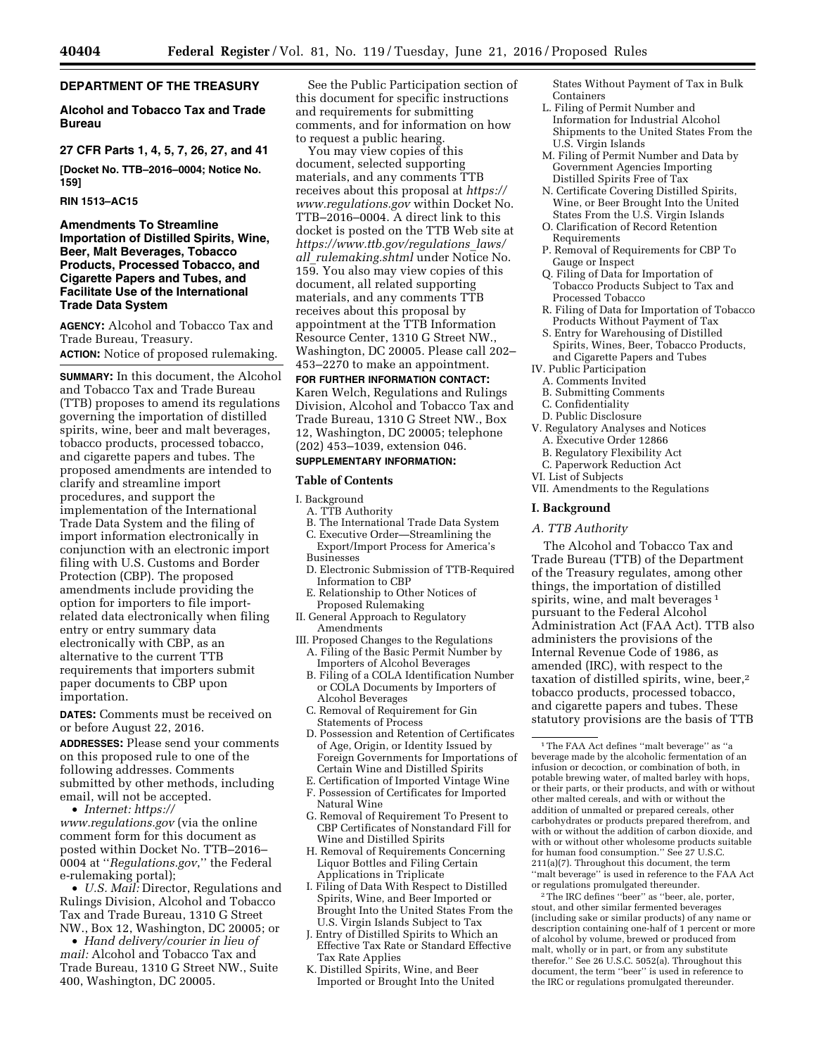**DEPARTMENT OF THE TREASURY**

**Alcohol and Tobacco Tax and Trade Bureau**

**27 CFR Parts 1, 4, 5, 7, 26, 27, and 41**

**[Docket No. TTB–2016–0004; Notice No. 159]**

**RIN 1513–AC15**

# Amendments To Streamline Importation of Distilled Spirits, Wine, Beer, Malt Beverages, Tobacco Products, Processed Tobacco, and Cigarette Papers and Tubes, and Facilitate Use of the International Trade Data System

**AGENCY:** Alcohol and Tobacco Tax and Trade Bureau, Treasury.

**ACTION:** Notice of proposed rulemaking.

**SUMMARY:** In this document, the Alcohol and Tobacco Tax and Trade Bureau (TTB) proposes to amend its regulations governing the importation of distilled spirits, wine, beer and malt beverages, tobacco products, processed tobacco, and cigarette papers and tubes. The proposed amendments are intended to clarify and streamline import procedures, and support the implementation of the International Trade Data System and the filing of import information electronically in conjunction with an electronic import filing with U.S. Customs and Border Protection (CBP). The proposed amendments include providing the option for importers to file import-related data electronically when filing entry or entry summary data electronically with CBP, as an alternative to the current TTB requirements that importers submit paper documents to CBP upon importation.

**DATES:** Comments must be received on or before August 22, 2016.

**ADDRESSES:** Please send your comments on this proposed rule to one of the following addresses. Comments submitted by other methods, including email, will not be accepted.

- *Internet: https://www.regulations.gov* (via the online comment form for this document as posted within Docket No. TTB–2016–0004 at "*Regulations.gov*," the Federal e-rulemaking portal);
- *U.S. Mail:* Director, Regulations and Rulings Division, Alcohol and Tobacco Tax and Trade Bureau, 1310 G Street NW., Box 12, Washington, DC 20005; or
- *Hand delivery/courier in lieu of mail:* Alcohol and Tobacco Tax and Trade Bureau, 1310 G Street NW., Suite 400, Washington, DC 20005.

See the Public Participation section of this document for specific instructions and requirements for submitting comments, and for information on how to request a public hearing.

You may view copies of this document, selected supporting materials, and any comments TTB receives about this proposal at *https://www.regulations.gov* within Docket No. TTB–2016–0004. A direct link to this docket is posted on the TTB Web site at *https://www.ttb.gov/regulations_laws/all_rulemaking.shtml* under Notice No. 159. You also may view copies of this document, all related supporting materials, and any comments TTB receives about this proposal by appointment at the TTB Information Resource Center, 1310 G Street NW., Washington, DC 20005. Please call 202–453–2270 to make an appointment.

**FOR FURTHER INFORMATION CONTACT:** Karen Welch, Regulations and Rulings Division, Alcohol and Tobacco Tax and Trade Bureau, 1310 G Street NW., Box 12, Washington, DC 20005; telephone (202) 453–1039, extension 046.

**SUPPLEMENTARY INFORMATION:**

## Table of Contents

- I. Background
  - A. TTB Authority
  - B. The International Trade Data System
  - C. Executive Order—Streamlining the Export/Import Process for America's Businesses
  - D. Electronic Submission of TTB-Required Information to CBP
  - E. Relationship to Other Notices of Proposed Rulemaking
- II. General Approach to Regulatory Amendments
- III. Proposed Changes to the Regulations
  - A. Filing of the Basic Permit Number by Importers of Alcohol Beverages
  - B. Filing of a COLA Identification Number or COLA Documents by Importers of Alcohol Beverages
  - C. Removal of Requirement for Gin Statements of Process
  - D. Possession and Retention of Certificates of Age, Origin, or Identity Issued by Foreign Governments for Importations of Certain Wine and Distilled Spirits
  - E. Certification of Imported Vintage Wine
  - F. Possession of Certificates for Imported Natural Wine
  - G. Removal of Requirement To Present to CBP Certificates of Nonstandard Fill for Wine and Distilled Spirits
  - H. Removal of Requirements Concerning Liquor Bottles and Filing Certain Applications in Triplicate
  - I. Filing of Data With Respect to Distilled Spirits, Wine, and Beer Imported or Brought Into the United States From the U.S. Virgin Islands Subject to Tax
  - J. Entry of Distilled Spirits to Which an Effective Tax Rate or Standard Effective Tax Rate Applies
  - K. Distilled Spirits, Wine, and Beer Imported or Brought Into the United States Without Payment of Tax in Bulk Containers
  - L. Filing of Permit Number and Information for Industrial Alcohol Shipments to the United States From the U.S. Virgin Islands
  - M. Filing of Permit Number and Data by Government Agencies Importing Distilled Spirits Free of Tax
  - N. Certificate Covering Distilled Spirits, Wine, or Beer Brought Into the United States From the U.S. Virgin Islands
  - O. Clarification of Record Retention Requirements
  - P. Removal of Requirements for CBP To Gauge or Inspect
  - Q. Filing of Data for Importation of Tobacco Products Subject to Tax and Processed Tobacco
  - R. Filing of Data for Importation of Tobacco Products Without Payment of Tax
  - S. Entry for Warehousing of Distilled Spirits, Wines, Beer, Tobacco Products, and Cigarette Papers and Tubes
- IV. Public Participation
  - A. Comments Invited
  - B. Submitting Comments
  - C. Confidentiality
  - D. Public Disclosure
- V. Regulatory Analyses and Notices
  - A. Executive Order 12866
  - B. Regulatory Flexibility Act
  - C. Paperwork Reduction Act
- VI. List of Subjects
- VII. Amendments to the Regulations

## I. Background

### A. TTB Authority

The Alcohol and Tobacco Tax and Trade Bureau (TTB) of the Department of the Treasury regulates, among other things, the importation of distilled spirits, wine, and malt beverages [1] pursuant to the Federal Alcohol Administration Act (FAA Act). TTB also administers the provisions of the Internal Revenue Code of 1986, as amended (IRC), with respect to the taxation of distilled spirits, wine, beer,[2] tobacco products, processed tobacco, and cigarette papers and tubes. These statutory provisions are the basis of TTB

---

[1] The FAA Act defines "malt beverage" as "a beverage made by the alcoholic fermentation of an infusion or decoction, or combination of both, in potable brewing water, of malted barley with hops, or their parts, or their products, and with or without other malted cereals, and with or without the addition of unmalted or prepared cereals, other carbohydrates or products prepared therefrom, and with or without the addition of carbon dioxide, and with or without other wholesome products suitable for human food consumption." See 27 U.S.C. 211(a)(7). Throughout this document, the term "malt beverage" is used in reference to the FAA Act or regulations promulgated thereunder.

[2] The IRC defines "beer" as "beer, ale, porter, stout, and other similar fermented beverages (including sake or similar products) of any name or description containing one-half of 1 percent or more of alcohol by volume, brewed or produced from malt, wholly or in part, or from any substitute therefor." See 26 U.S.C. 5052(a). Throughout this document, the term "beer" is used in reference to the IRC or regulations promulgated thereunder.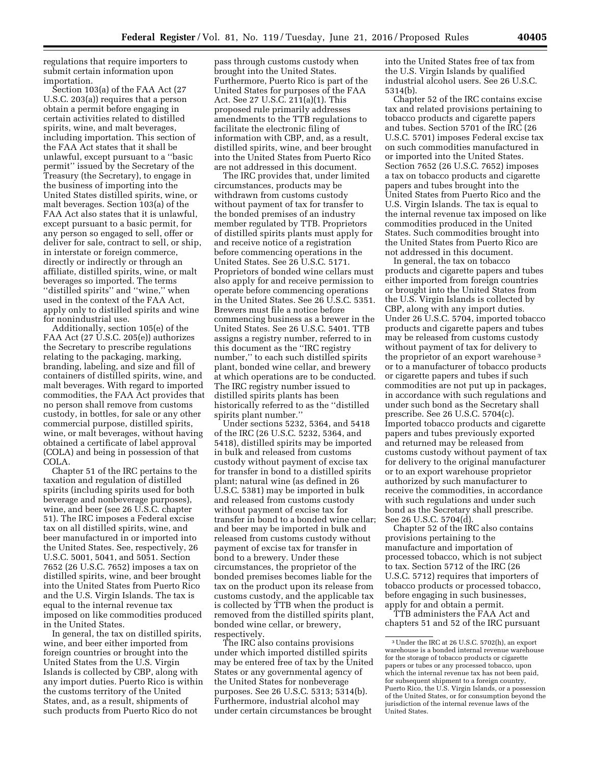regulations that require importers to submit certain information upon importation.

Section 103(a) of the FAA Act (27 U.S.C. 203(a)) requires that a person obtain a permit before engaging in certain activities related to distilled spirits, wine, and malt beverages, including importation. This section of the FAA Act states that it shall be unlawful, except pursuant to a ''basic permit'' issued by the Secretary of the Treasury (the Secretary), to engage in the business of importing into the United States distilled spirits, wine, or malt beverages. Section 103(a) of the FAA Act also states that it is unlawful, except pursuant to a basic permit, for any person so engaged to sell, offer or deliver for sale, contract to sell, or ship, in interstate or foreign commerce, directly or indirectly or through an affiliate, distilled spirits, wine, or malt beverages so imported. The terms ''distilled spirits'' and ''wine,'' when used in the context of the FAA Act, apply only to distilled spirits and wine for nonindustrial use.

Additionally, section 105(e) of the FAA Act (27 U.S.C. 205(e)) authorizes the Secretary to prescribe regulations relating to the packaging, marking, branding, labeling, and size and fill of containers of distilled spirits, wine, and malt beverages. With regard to imported commodities, the FAA Act provides that no person shall remove from customs custody, in bottles, for sale or any other commercial purpose, distilled spirits, wine, or malt beverages, without having obtained a certificate of label approval (COLA) and being in possession of that COLA.

Chapter 51 of the IRC pertains to the taxation and regulation of distilled spirits (including spirits used for both beverage and nonbeverage purposes), wine, and beer (see 26 U.S.C. chapter 51). The IRC imposes a Federal excise tax on all distilled spirits, wine, and beer manufactured in or imported into the United States. See, respectively, 26 U.S.C. 5001, 5041, and 5051. Section 7652 (26 U.S.C. 7652) imposes a tax on distilled spirits, wine, and beer brought into the United States from Puerto Rico and the U.S. Virgin Islands. The tax is equal to the internal revenue tax imposed on like commodities produced in the United States.

In general, the tax on distilled spirits, wine, and beer either imported from foreign countries or brought into the United States from the U.S. Virgin Islands is collected by CBP, along with any import duties. Puerto Rico is within the customs territory of the United States, and, as a result, shipments of such products from Puerto Rico do not pass through customs custody when brought into the United States. Furthermore, Puerto Rico is part of the United States for purposes of the FAA Act. See 27 U.S.C. 211(a)(1). This proposed rule primarily addresses amendments to the TTB regulations to facilitate the electronic filing of information with CBP, and, as a result, distilled spirits, wine, and beer brought into the United States from Puerto Rico are not addressed in this document.

The IRC provides that, under limited circumstances, products may be withdrawn from customs custody without payment of tax for transfer to the bonded premises of an industry member regulated by TTB. Proprietors of distilled spirits plants must apply for and receive notice of a registration before commencing operations in the United States. See 26 U.S.C. 5171. Proprietors of bonded wine cellars must also apply for and receive permission to operate before commencing operations in the United States. See 26 U.S.C. 5351. Brewers must file a notice before commencing business as a brewer in the United States. See 26 U.S.C. 5401. TTB assigns a registry number, referred to in this document as the ''IRC registry number,'' to each such distilled spirits plant, bonded wine cellar, and brewery at which operations are to be conducted. The IRC registry number issued to distilled spirits plants has been historically referred to as the ''distilled spirits plant number.''

Under sections 5232, 5364, and 5418 of the IRC (26 U.S.C. 5232, 5364, and 5418), distilled spirits may be imported in bulk and released from customs custody without payment of excise tax for transfer in bond to a distilled spirits plant; natural wine (as defined in 26 U.S.C. 5381) may be imported in bulk and released from customs custody without payment of excise tax for transfer in bond to a bonded wine cellar; and beer may be imported in bulk and released from customs custody without payment of excise tax for transfer in bond to a brewery. Under these circumstances, the proprietor of the bonded premises becomes liable for the tax on the product upon its release from customs custody, and the applicable tax is collected by TTB when the product is removed from the distilled spirits plant, bonded wine cellar, or brewery, respectively.

The IRC also contains provisions under which imported distilled spirits may be entered free of tax by the United States or any governmental agency of the United States for nonbeverage purposes. See 26 U.S.C. 5313; 5314(b). Furthermore, industrial alcohol may under certain circumstances be brought into the United States free of tax from the U.S. Virgin Islands by qualified industrial alcohol users. See 26 U.S.C. 5314(b).

Chapter 52 of the IRC contains excise tax and related provisions pertaining to tobacco products and cigarette papers and tubes. Section 5701 of the IRC (26 U.S.C. 5701) imposes Federal excise tax on such commodities manufactured in or imported into the United States. Section 7652 (26 U.S.C. 7652) imposes a tax on tobacco products and cigarette papers and tubes brought into the United States from Puerto Rico and the U.S. Virgin Islands. The tax is equal to the internal revenue tax imposed on like commodities produced in the United States. Such commodities brought into the United States from Puerto Rico are not addressed in this document.

In general, the tax on tobacco products and cigarette papers and tubes either imported from foreign countries or brought into the United States from the U.S. Virgin Islands is collected by CBP, along with any import duties. Under 26 U.S.C. 5704, imported tobacco products and cigarette papers and tubes may be released from customs custody without payment of tax for delivery to the proprietor of an export warehouse [3] or to a manufacturer of tobacco products or cigarette papers and tubes if such commodities are not put up in packages, in accordance with such regulations and under such bond as the Secretary shall prescribe. See 26 U.S.C. 5704(c). Imported tobacco products and cigarette papers and tubes previously exported and returned may be released from customs custody without payment of tax for delivery to the original manufacturer or to an export warehouse proprietor authorized by such manufacturer to receive the commodities, in accordance with such regulations and under such bond as the Secretary shall prescribe. See 26 U.S.C. 5704(d).

Chapter 52 of the IRC also contains provisions pertaining to the manufacture and importation of processed tobacco, which is not subject to tax. Section 5712 of the IRC (26 U.S.C. 5712) requires that importers of tobacco products or processed tobacco, before engaging in such businesses, apply for and obtain a permit.

TTB administers the FAA Act and chapters 51 and 52 of the IRC pursuant

[3] Under the IRC at 26 U.S.C. 5702(h), an export warehouse is a bonded internal revenue warehouse for the storage of tobacco products or cigarette papers or tubes or any processed tobacco, upon which the internal revenue tax has not been paid, for subsequent shipment to a foreign country, Puerto Rico, the U.S. Virgin Islands, or a possession of the United States, or for consumption beyond the jurisdiction of the internal revenue laws of the United States.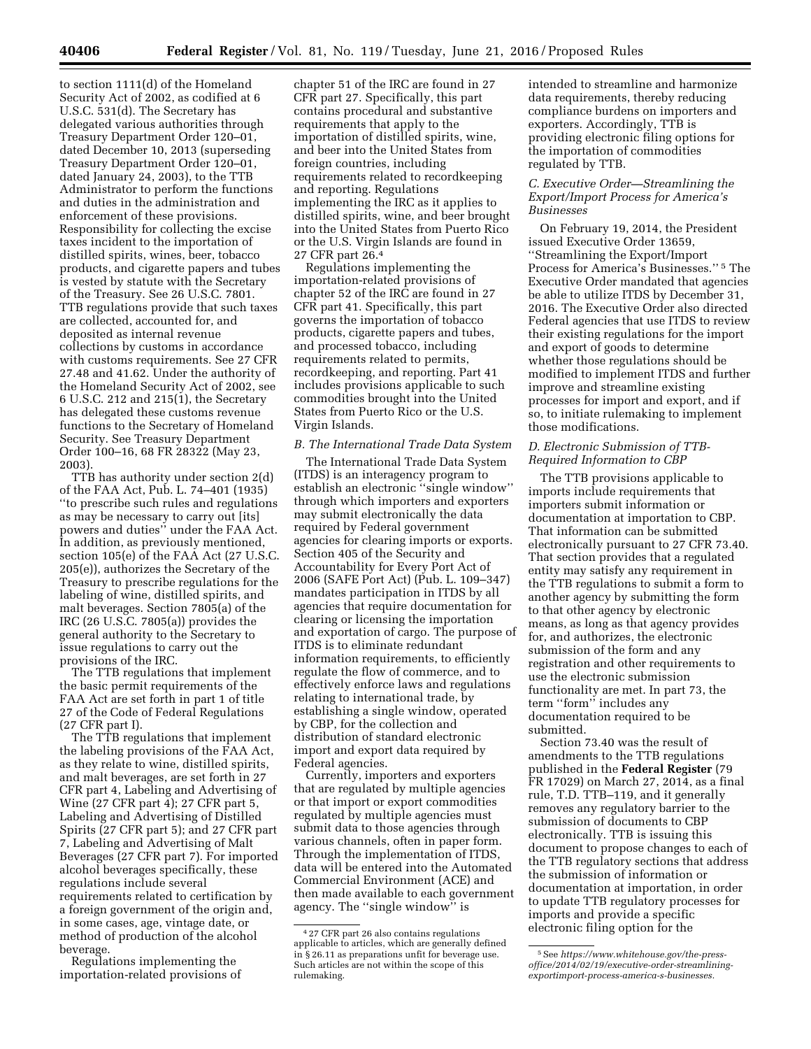to section 1111(d) of the Homeland Security Act of 2002, as codified at 6 U.S.C. 531(d). The Secretary has delegated various authorities through Treasury Department Order 120–01, dated December 10, 2013 (superseding Treasury Department Order 120–01, dated January 24, 2003), to the TTB Administrator to perform the functions and duties in the administration and enforcement of these provisions. Responsibility for collecting the excise taxes incident to the importation of distilled spirits, wines, beer, tobacco products, and cigarette papers and tubes is vested by statute with the Secretary of the Treasury. See 26 U.S.C. 7801. TTB regulations provide that such taxes are collected, accounted for, and deposited as internal revenue collections by customs in accordance with customs requirements. See 27 CFR 27.48 and 41.62. Under the authority of the Homeland Security Act of 2002, see 6 U.S.C. 212 and 215(1), the Secretary has delegated these customs revenue functions to the Secretary of Homeland Security. See Treasury Department Order 100–16, 68 FR 28322 (May 23, 2003).

TTB has authority under section 2(d) of the FAA Act, Pub. L. 74–401 (1935) "to prescribe such rules and regulations as may be necessary to carry out [its] powers and duties" under the FAA Act. In addition, as previously mentioned, section 105(e) of the FAA Act (27 U.S.C. 205(e)), authorizes the Secretary of the Treasury to prescribe regulations for the labeling of wine, distilled spirits, and malt beverages. Section 7805(a) of the IRC (26 U.S.C. 7805(a)) provides the general authority to the Secretary to issue regulations to carry out the provisions of the IRC.

The TTB regulations that implement the basic permit requirements of the FAA Act are set forth in part 1 of title 27 of the Code of Federal Regulations (27 CFR part I).

The TTB regulations that implement the labeling provisions of the FAA Act, as they relate to wine, distilled spirits, and malt beverages, are set forth in 27 CFR part 4, Labeling and Advertising of Wine (27 CFR part 4); 27 CFR part 5, Labeling and Advertising of Distilled Spirits (27 CFR part 5); and 27 CFR part 7, Labeling and Advertising of Malt Beverages (27 CFR part 7). For imported alcohol beverages specifically, these regulations include several requirements related to certification by a foreign government of the origin and, in some cases, age, vintage date, or method of production of the alcohol beverage.

Regulations implementing the importation-related provisions of chapter 51 of the IRC are found in 27 CFR part 27. Specifically, this part contains procedural and substantive requirements that apply to the importation of distilled spirits, wine, and beer into the United States from foreign countries, including requirements related to recordkeeping and reporting. Regulations implementing the IRC as it applies to distilled spirits, wine, and beer brought into the United States from Puerto Rico or the U.S. Virgin Islands are found in 27 CFR part 26.[4]

Regulations implementing the importation-related provisions of chapter 52 of the IRC are found in 27 CFR part 41. Specifically, this part governs the importation of tobacco products, cigarette papers and tubes, and processed tobacco, including requirements related to permits, recordkeeping, and reporting. Part 41 includes provisions applicable to such commodities brought into the United States from Puerto Rico or the U.S. Virgin Islands.

### *B. The International Trade Data System*

The International Trade Data System (ITDS) is an interagency program to establish an electronic "single window" through which importers and exporters may submit electronically the data required by Federal government agencies for clearing imports or exports. Section 405 of the Security and Accountability for Every Port Act of 2006 (SAFE Port Act) (Pub. L. 109–347) mandates participation in ITDS by all agencies that require documentation for clearing or licensing the importation and exportation of cargo. The purpose of ITDS is to eliminate redundant information requirements, to efficiently regulate the flow of commerce, and to effectively enforce laws and regulations relating to international trade, by establishing a single window, operated by CBP, for the collection and distribution of standard electronic import and export data required by Federal agencies.

Currently, importers and exporters that are regulated by multiple agencies or that import or export commodities regulated by multiple agencies must submit data to those agencies through various channels, often in paper form. Through the implementation of ITDS, data will be entered into the Automated Commercial Environment (ACE) and then made available to each government agency. The "single window" is intended to streamline and harmonize data requirements, thereby reducing compliance burdens on importers and exporters. Accordingly, TTB is providing electronic filing options for the importation of commodities regulated by TTB.

### *C. Executive Order—Streamlining the Export/Import Process for America's Businesses*

On February 19, 2014, the President issued Executive Order 13659, "Streamlining the Export/Import Process for America's Businesses."[5] The Executive Order mandated that agencies be able to utilize ITDS by December 31, 2016. The Executive Order also directed Federal agencies that use ITDS to review their existing regulations for the import and export of goods to determine whether those regulations should be modified to implement ITDS and further improve and streamline existing processes for import and export, and if so, to initiate rulemaking to implement those modifications.

### *D. Electronic Submission of TTB-Required Information to CBP*

The TTB provisions applicable to imports include requirements that importers submit information or documentation at importation to CBP. That information can be submitted electronically pursuant to 27 CFR 73.40. That section provides that a regulated entity may satisfy any requirement in the TTB regulations to submit a form to another agency by submitting the form to that other agency by electronic means, as long as that agency provides for, and authorizes, the electronic submission of the form and any registration and other requirements to use the electronic submission functionality are met. In part 73, the term "form" includes any documentation required to be submitted.

Section 73.40 was the result of amendments to the TTB regulations published in the **Federal Register** (79 FR 17029) on March 27, 2014, as a final rule, T.D. TTB–119, and it generally removes any regulatory barrier to the submission of documents to CBP electronically. TTB is issuing this document to propose changes to each of the TTB regulatory sections that address the submission of information or documentation at importation, in order to update TTB regulatory processes for imports and provide a specific electronic filing option for the

---

[4] 27 CFR part 26 also contains regulations applicable to articles, which are generally defined in § 26.11 as preparations unfit for beverage use. Such articles are not within the scope of this rulemaking.

[5] See *https://www.whitehouse.gov/the-press-office/2014/02/19/executive-order-streamlining-exportimport-process-america-s-businesses.*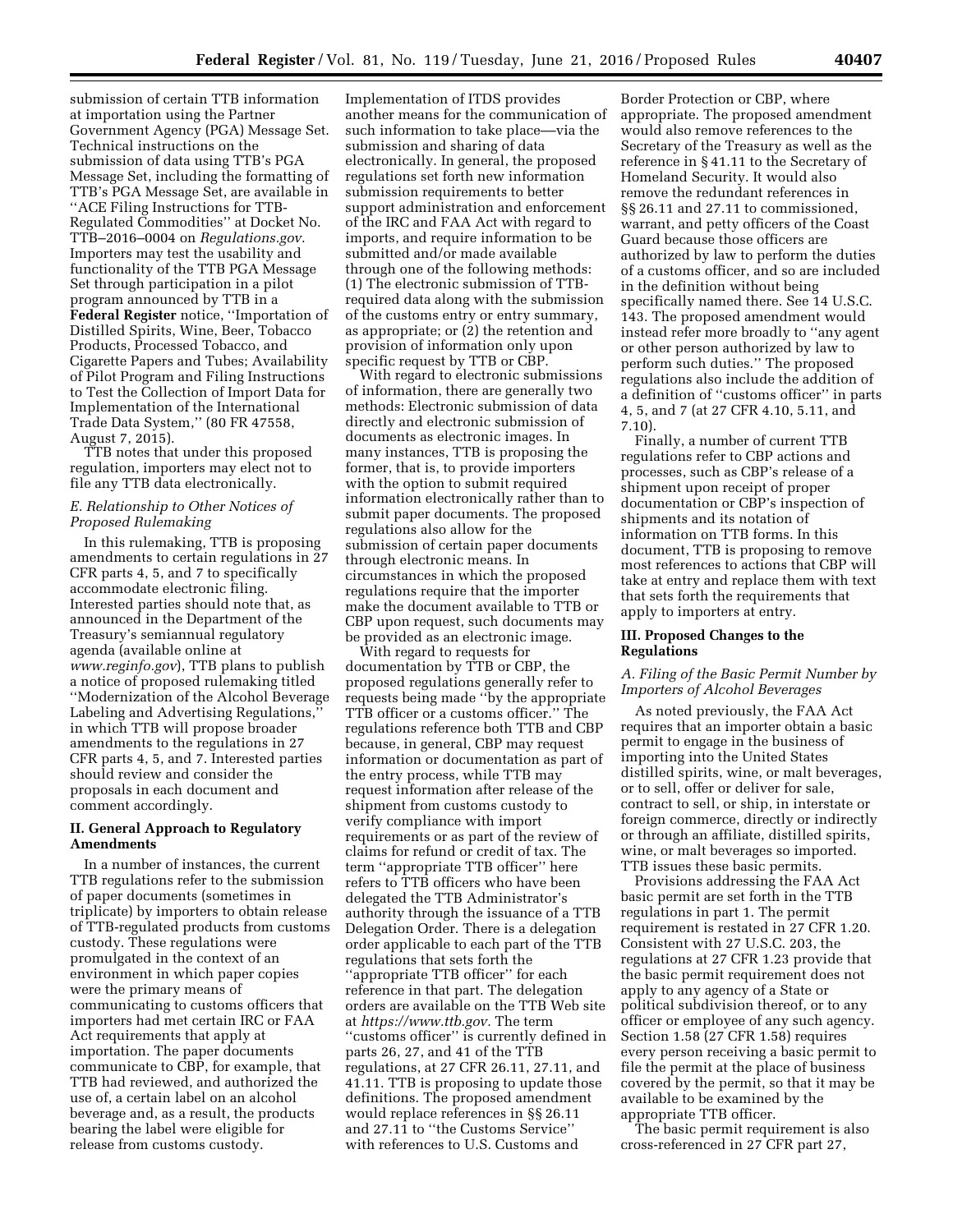submission of certain TTB information at importation using the Partner Government Agency (PGA) Message Set. Technical instructions on the submission of data using TTB's PGA Message Set, including the formatting of TTB's PGA Message Set, are available in ''ACE Filing Instructions for TTB-Regulated Commodities'' at Docket No. TTB–2016–0004 on *Regulations.gov*. Importers may test the usability and functionality of the TTB PGA Message Set through participation in a pilot program announced by TTB in a **Federal Register** notice, ''Importation of Distilled Spirits, Wine, Beer, Tobacco Products, Processed Tobacco, and Cigarette Papers and Tubes; Availability of Pilot Program and Filing Instructions to Test the Collection of Import Data for Implementation of the International Trade Data System,'' (80 FR 47558, August 7, 2015).

TTB notes that under this proposed regulation, importers may elect not to file any TTB data electronically.

### *E. Relationship to Other Notices of Proposed Rulemaking*

In this rulemaking, TTB is proposing amendments to certain regulations in 27 CFR parts 4, 5, and 7 to specifically accommodate electronic filing. Interested parties should note that, as announced in the Department of the Treasury's semiannual regulatory agenda (available online at *www.reginfo.gov*), TTB plans to publish a notice of proposed rulemaking titled ''Modernization of the Alcohol Beverage Labeling and Advertising Regulations,'' in which TTB will propose broader amendments to the regulations in 27 CFR parts 4, 5, and 7. Interested parties should review and consider the proposals in each document and comment accordingly.

## II. General Approach to Regulatory Amendments

In a number of instances, the current TTB regulations refer to the submission of paper documents (sometimes in triplicate) by importers to obtain release of TTB-regulated products from customs custody. These regulations were promulgated in the context of an environment in which paper copies were the primary means of communicating to customs officers that importers had met certain IRC or FAA Act requirements that apply at importation. The paper documents communicate to CBP, for example, that TTB had reviewed, and authorized the use of, a certain label on an alcohol beverage and, as a result, the products bearing the label were eligible for release from customs custody.

Implementation of ITDS provides another means for the communication of such information to take place—via the submission and sharing of data electronically. In general, the proposed regulations set forth new information submission requirements to better support administration and enforcement of the IRC and FAA Act with regard to imports, and require information to be submitted and/or made available through one of the following methods: (1) The electronic submission of TTB-required data along with the submission of the customs entry or entry summary, as appropriate; or (2) the retention and provision of information only upon specific request by TTB or CBP.

With regard to electronic submissions of information, there are generally two methods: Electronic submission of data directly and electronic submission of documents as electronic images. In many instances, TTB is proposing the former, that is, to provide importers with the option to submit required information electronically rather than to submit paper documents. The proposed regulations also allow for the submission of certain paper documents through electronic means. In circumstances in which the proposed regulations require that the importer make the document available to TTB or CBP upon request, such documents may be provided as an electronic image.

With regard to requests for documentation by TTB or CBP, the proposed regulations generally refer to requests being made ''by the appropriate TTB officer or a customs officer.'' The regulations reference both TTB and CBP because, in general, CBP may request information or documentation as part of the entry process, while TTB may request information after release of the shipment from customs custody to verify compliance with import requirements or as part of the review of claims for refund or credit of tax. The term ''appropriate TTB officer'' here refers to TTB officers who have been delegated the TTB Administrator's authority through the issuance of a TTB Delegation Order. There is a delegation order applicable to each part of the TTB regulations that sets forth the ''appropriate TTB officer'' for each reference in that part. The delegation orders are available on the TTB Web site at *https://www.ttb.gov.* The term ''customs officer'' is currently defined in parts 26, 27, and 41 of the TTB regulations, at 27 CFR 26.11, 27.11, and 41.11. TTB is proposing to update those definitions. The proposed amendment would replace references in §§ 26.11 and 27.11 to ''the Customs Service'' with references to U.S. Customs and Border Protection or CBP, where appropriate. The proposed amendment would also remove references to the Secretary of the Treasury as well as the reference in § 41.11 to the Secretary of Homeland Security. It would also remove the redundant references in §§ 26.11 and 27.11 to commissioned, warrant, and petty officers of the Coast Guard because those officers are authorized by law to perform the duties of a customs officer, and so are included in the definition without being specifically named there. See 14 U.S.C. 143. The proposed amendment would instead refer more broadly to ''any agent or other person authorized by law to perform such duties.'' The proposed regulations also include the addition of a definition of ''customs officer'' in parts 4, 5, and 7 (at 27 CFR 4.10, 5.11, and 7.10).

Finally, a number of current TTB regulations refer to CBP actions and processes, such as CBP's release of a shipment upon receipt of proper documentation or CBP's inspection of shipments and its notation of information on TTB forms. In this document, TTB is proposing to remove most references to actions that CBP will take at entry and replace them with text that sets forth the requirements that apply to importers at entry.

## III. Proposed Changes to the Regulations

### *A. Filing of the Basic Permit Number by Importers of Alcohol Beverages*

As noted previously, the FAA Act requires that an importer obtain a basic permit to engage in the business of importing into the United States distilled spirits, wine, or malt beverages, or to sell, offer or deliver for sale, contract to sell, or ship, in interstate or foreign commerce, directly or indirectly or through an affiliate, distilled spirits, wine, or malt beverages so imported. TTB issues these basic permits.

Provisions addressing the FAA Act basic permit are set forth in the TTB regulations in part 1. The permit requirement is restated in 27 CFR 1.20. Consistent with 27 U.S.C. 203, the regulations at 27 CFR 1.23 provide that the basic permit requirement does not apply to any agency of a State or political subdivision thereof, or to any officer or employee of any such agency. Section 1.58 (27 CFR 1.58) requires every person receiving a basic permit to file the permit at the place of business covered by the permit, so that it may be available to be examined by the appropriate TTB officer.

The basic permit requirement is also cross-referenced in 27 CFR part 27,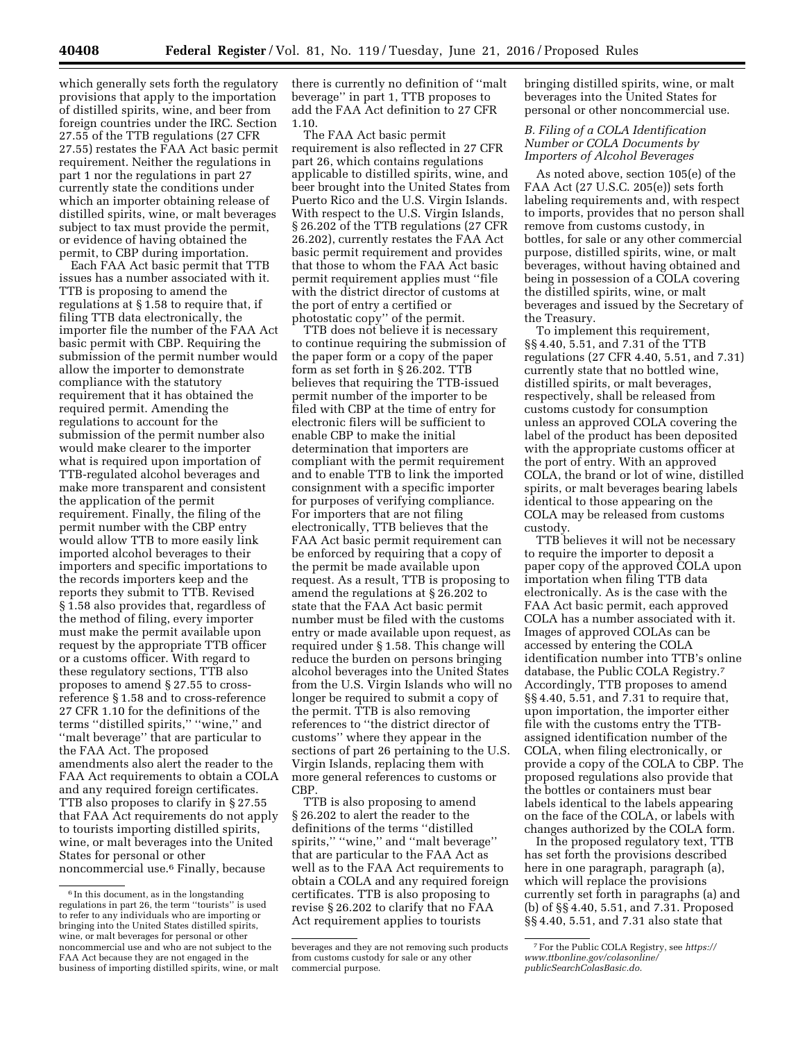which generally sets forth the regulatory provisions that apply to the importation of distilled spirits, wine, and beer from foreign countries under the IRC. Section 27.55 of the TTB regulations (27 CFR 27.55) restates the FAA Act basic permit requirement. Neither the regulations in part 1 nor the regulations in part 27 currently state the conditions under which an importer obtaining release of distilled spirits, wine, or malt beverages subject to tax must provide the permit, or evidence of having obtained the permit, to CBP during importation.

Each FAA Act basic permit that TTB issues has a number associated with it. TTB is proposing to amend the regulations at § 1.58 to require that, if filing TTB data electronically, the importer file the number of the FAA Act basic permit with CBP. Requiring the submission of the permit number would allow the importer to demonstrate compliance with the statutory requirement that it has obtained the required permit. Amending the regulations to account for the submission of the permit number also would make clearer to the importer what is required upon importation of TTB-regulated alcohol beverages and make more transparent and consistent the application of the permit requirement. Finally, the filing of the permit number with the CBP entry would allow TTB to more easily link imported alcohol beverages to their importers and specific importations to the records importers keep and the reports they submit to TTB. Revised § 1.58 also provides that, regardless of the method of filing, every importer must make the permit available upon request by the appropriate TTB officer or a customs officer. With regard to these regulatory sections, TTB also proposes to amend § 27.55 to cross-reference § 1.58 and to cross-reference 27 CFR 1.10 for the definitions of the terms "distilled spirits," "wine," and "malt beverage" that are particular to the FAA Act. The proposed amendments also alert the reader to the FAA Act requirements to obtain a COLA and any required foreign certificates. TTB also proposes to clarify in § 27.55 that FAA Act requirements do not apply to tourists importing distilled spirits, wine, or malt beverages into the United States for personal or other noncommercial use.[6] Finally, because there is currently no definition of "malt beverage" in part 1, TTB proposes to add the FAA Act definition to 27 CFR 1.10.

The FAA Act basic permit requirement is also reflected in 27 CFR part 26, which contains regulations applicable to distilled spirits, wine, and beer brought into the United States from Puerto Rico and the U.S. Virgin Islands. With respect to the U.S. Virgin Islands, § 26.202 of the TTB regulations (27 CFR 26.202), currently restates the FAA Act basic permit requirement and provides that those to whom the FAA Act basic permit requirement applies must "file with the district director of customs at the port of entry a certified or photostatic copy" of the permit.

TTB does not believe it is necessary to continue requiring the submission of the paper form or a copy of the paper form as set forth in § 26.202. TTB believes that requiring the TTB-issued permit number of the importer to be filed with CBP at the time of entry for electronic filers will be sufficient to enable CBP to make the initial determination that importers are compliant with the permit requirement and to enable TTB to link the imported consignment with a specific importer for purposes of verifying compliance. For importers that are not filing electronically, TTB believes that the FAA Act basic permit requirement can be enforced by requiring that a copy of the permit be made available upon request. As a result, TTB is proposing to amend the regulations at § 26.202 to state that the FAA Act basic permit number must be filed with the customs entry or made available upon request, as required under § 1.58. This change will reduce the burden on persons bringing alcohol beverages into the United States from the U.S. Virgin Islands who will no longer be required to submit a copy of the permit. TTB is also removing references to "the district director of customs" where they appear in the sections of part 26 pertaining to the U.S. Virgin Islands, replacing them with more general references to customs or CBP.

TTB is also proposing to amend § 26.202 to alert the reader to the definitions of the terms "distilled spirits," "wine," and "malt beverage" that are particular to the FAA Act as well as to the FAA Act requirements to obtain a COLA and any required foreign certificates. TTB is also proposing to revise § 26.202 to clarify that no FAA Act requirement applies to tourists bringing distilled spirits, wine, or malt beverages into the United States for personal or other noncommercial use.

### *B. Filing of a COLA Identification Number or COLA Documents by Importers of Alcohol Beverages*

As noted above, section 105(e) of the FAA Act (27 U.S.C. 205(e)) sets forth labeling requirements and, with respect to imports, provides that no person shall remove from customs custody, in bottles, for sale or any other commercial purpose, distilled spirits, wine, or malt beverages, without having obtained and being in possession of a COLA covering the distilled spirits, wine, or malt beverages and issued by the Secretary of the Treasury.

To implement this requirement, §§ 4.40, 5.51, and 7.31 of the TTB regulations (27 CFR 4.40, 5.51, and 7.31) currently state that no bottled wine, distilled spirits, or malt beverages, respectively, shall be released from customs custody for consumption unless an approved COLA covering the label of the product has been deposited with the appropriate customs officer at the port of entry. With an approved COLA, the brand or lot of wine, distilled spirits, or malt beverages bearing labels identical to those appearing on the COLA may be released from customs custody.

TTB believes it will not be necessary to require the importer to deposit a paper copy of the approved COLA upon importation when filing TTB data electronically. As is the case with the FAA Act basic permit, each approved COLA has a number associated with it. Images of approved COLAs can be accessed by entering the COLA identification number into TTB's online database, the Public COLA Registry.[7] Accordingly, TTB proposes to amend §§ 4.40, 5.51, and 7.31 to require that, upon importation, the importer either file with the customs entry the TTB-assigned identification number of the COLA, when filing electronically, or provide a copy of the COLA to CBP. The proposed regulations also provide that the bottles or containers must bear labels identical to the labels appearing on the face of the COLA, or labels with changes authorized by the COLA form.

In the proposed regulatory text, TTB has set forth the provisions described here in one paragraph, paragraph (a), which will replace the provisions currently set forth in paragraphs (a) and (b) of §§ 4.40, 5.51, and 7.31. Proposed §§ 4.40, 5.51, and 7.31 also state that

---

[6] In this document, as in the longstanding regulations in part 26, the term "tourists" is used to refer to any individuals who are importing or bringing into the United States distilled spirits, wine, or malt beverages for personal or other noncommercial use and who are not subject to the FAA Act because they are not engaged in the business of importing distilled spirits, wine, or malt beverages and they are not removing such products from customs custody for sale or any other commercial purpose.

[7] For the Public COLA Registry, see *https://www.ttbonline.gov/colasonline/publicSearchColasBasic.do.*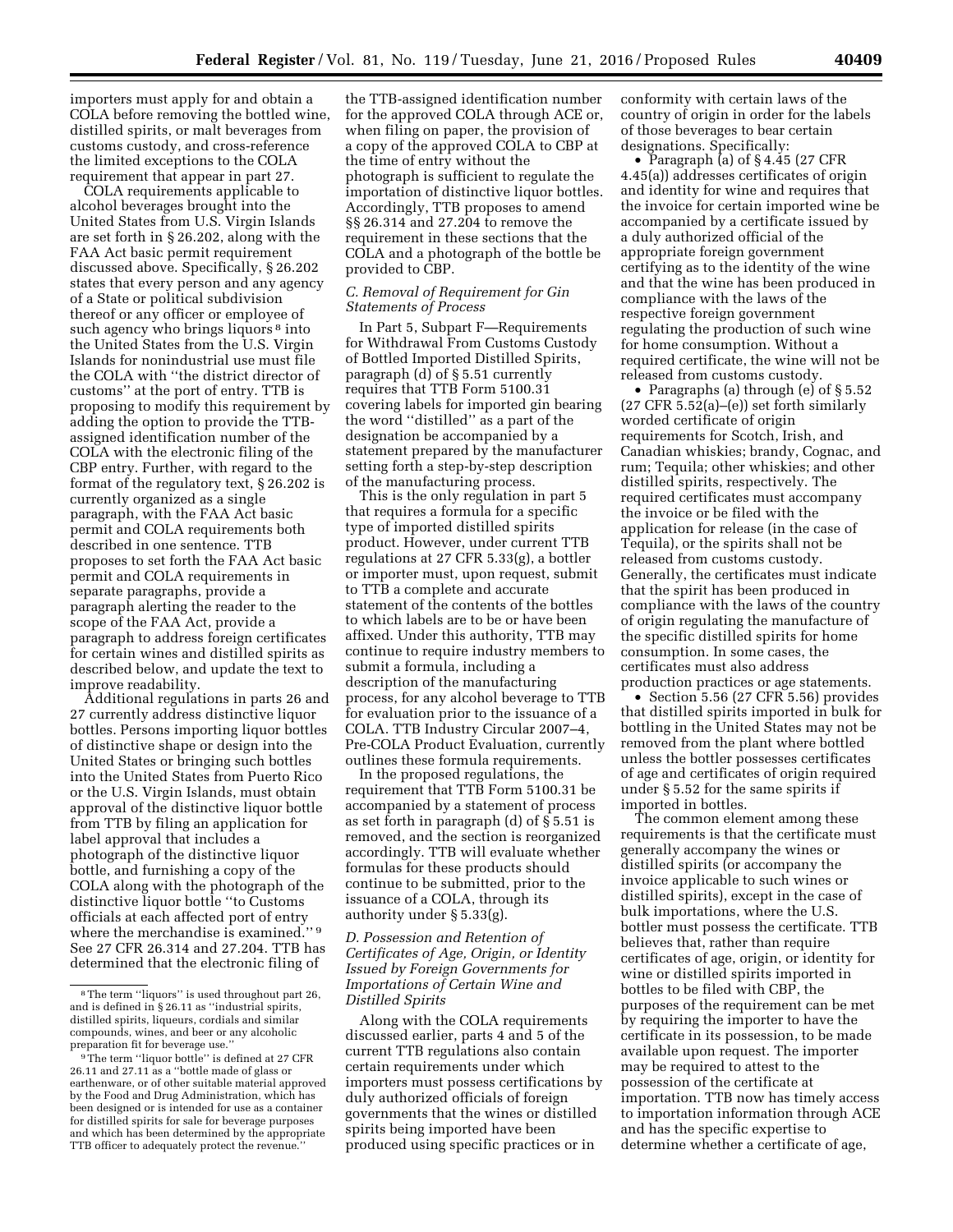importers must apply for and obtain a COLA before removing the bottled wine, distilled spirits, or malt beverages from customs custody, and cross-reference the limited exceptions to the COLA requirement that appear in part 27.

COLA requirements applicable to alcohol beverages brought into the United States from U.S. Virgin Islands are set forth in § 26.202, along with the FAA Act basic permit requirement discussed above. Specifically, § 26.202 states that every person and any agency of a State or political subdivision thereof or any officer or employee of such agency who brings liquors [8] into the United States from the U.S. Virgin Islands for nonindustrial use must file the COLA with "the district director of customs" at the port of entry. TTB is proposing to modify this requirement by adding the option to provide the TTB-assigned identification number of the COLA with the electronic filing of the CBP entry. Further, with regard to the format of the regulatory text, § 26.202 is currently organized as a single paragraph, with the FAA Act basic permit and COLA requirements both described in one sentence. TTB proposes to set forth the FAA Act basic permit and COLA requirements in separate paragraphs, provide a paragraph alerting the reader to the scope of the FAA Act, provide a paragraph to address foreign certificates for certain wines and distilled spirits as described below, and update the text to improve readability.

Additional regulations in parts 26 and 27 currently address distinctive liquor bottles. Persons importing liquor bottles of distinctive shape or design into the United States or bringing such bottles into the United States from Puerto Rico or the U.S. Virgin Islands, must obtain approval of the distinctive liquor bottle from TTB by filing an application for label approval that includes a photograph of the distinctive liquor bottle, and furnishing a copy of the COLA along with the photograph of the distinctive liquor bottle "to Customs officials at each affected port of entry where the merchandise is examined." [9] See 27 CFR 26.314 and 27.204. TTB has determined that the electronic filing of the TTB-assigned identification number for the approved COLA through ACE or, when filing on paper, the provision of a copy of the approved COLA to CBP at the time of entry without the photograph is sufficient to regulate the importation of distinctive liquor bottles. Accordingly, TTB proposes to amend §§ 26.314 and 27.204 to remove the requirement in these sections that the COLA and a photograph of the bottle be provided to CBP.

### C. Removal of Requirement for Gin Statements of Process

In Part 5, Subpart F—Requirements for Withdrawal From Customs Custody of Bottled Imported Distilled Spirits, paragraph (d) of § 5.51 currently requires that TTB Form 5100.31 covering labels for imported gin bearing the word "distilled" as a part of the designation be accompanied by a statement prepared by the manufacturer setting forth a step-by-step description of the manufacturing process.

This is the only regulation in part 5 that requires a formula for a specific type of imported distilled spirits product. However, under current TTB regulations at 27 CFR 5.33(g), a bottler or importer must, upon request, submit to TTB a complete and accurate statement of the contents of the bottles to which labels are to be or have been affixed. Under this authority, TTB may continue to require industry members to submit a formula, including a description of the manufacturing process, for any alcohol beverage to TTB for evaluation prior to the issuance of a COLA. TTB Industry Circular 2007–4, Pre-COLA Product Evaluation, currently outlines these formula requirements.

In the proposed regulations, the requirement that TTB Form 5100.31 be accompanied by a statement of process as set forth in paragraph (d) of § 5.51 is removed, and the section is reorganized accordingly. TTB will evaluate whether formulas for these products should continue to be submitted, prior to the issuance of a COLA, through its authority under § 5.33(g).

### D. Possession and Retention of Certificates of Age, Origin, or Identity Issued by Foreign Governments for Importations of Certain Wine and Distilled Spirits

Along with the COLA requirements discussed earlier, parts 4 and 5 of the current TTB regulations also contain certain requirements under which importers must possess certifications by duly authorized officials of foreign governments that the wines or distilled spirits being imported have been produced using specific practices or in conformity with certain laws of the country of origin in order for the labels of those beverages to bear certain designations. Specifically:

- Paragraph (a) of § 4.45 (27 CFR 4.45(a)) addresses certificates of origin and identity for wine and requires that the invoice for certain imported wine be accompanied by a certificate issued by a duly authorized official of the appropriate foreign government certifying as to the identity of the wine and that the wine has been produced in compliance with the laws of the respective foreign government regulating the production of such wine for home consumption. Without a required certificate, the wine will not be released from customs custody.
- Paragraphs (a) through (e) of § 5.52 (27 CFR 5.52(a)–(e)) set forth similarly worded certificate of origin requirements for Scotch, Irish, and Canadian whiskies; brandy, Cognac, and rum; Tequila; other whiskies; and other distilled spirits, respectively. The required certificates must accompany the invoice or be filed with the application for release (in the case of Tequila), or the spirits shall not be released from customs custody. Generally, the certificates must indicate that the spirit has been produced in compliance with the laws of the country of origin regulating the manufacture of the specific distilled spirits for home consumption. In some cases, the certificates must also address production practices or age statements.
- Section 5.56 (27 CFR 5.56) provides that distilled spirits imported in bulk for bottling in the United States may not be removed from the plant where bottled unless the bottler possesses certificates of age and certificates of origin required under § 5.52 for the same spirits if imported in bottles.

The common element among these requirements is that the certificate must generally accompany the wines or distilled spirits (or accompany the invoice applicable to such wines or distilled spirits), except in the case of bulk importations, where the U.S. bottler must possess the certificate. TTB believes that, rather than require certificates of age, origin, or identity for wine or distilled spirits imported in bottles to be filed with CBP, the purposes of the requirement can be met by requiring the importer to have the certificate in its possession, to be made available upon request. The importer may be required to attest to the possession of the certificate at importation. TTB now has timely access to importation information through ACE and has the specific expertise to determine whether a certificate of age,

---

[8] The term "liquors" is used throughout part 26, and is defined in § 26.11 as "industrial spirits, distilled spirits, liqueurs, cordials and similar compounds, wines, and beer or any alcoholic preparation fit for beverage use."

[9] The term "liquor bottle" is defined at 27 CFR 26.11 and 27.11 as a "bottle made of glass or earthenware, or of other suitable material approved by the Food and Drug Administration, which has been designed or is intended for use as a container for distilled spirits for sale for beverage purposes and which has been determined by the appropriate TTB officer to adequately protect the revenue."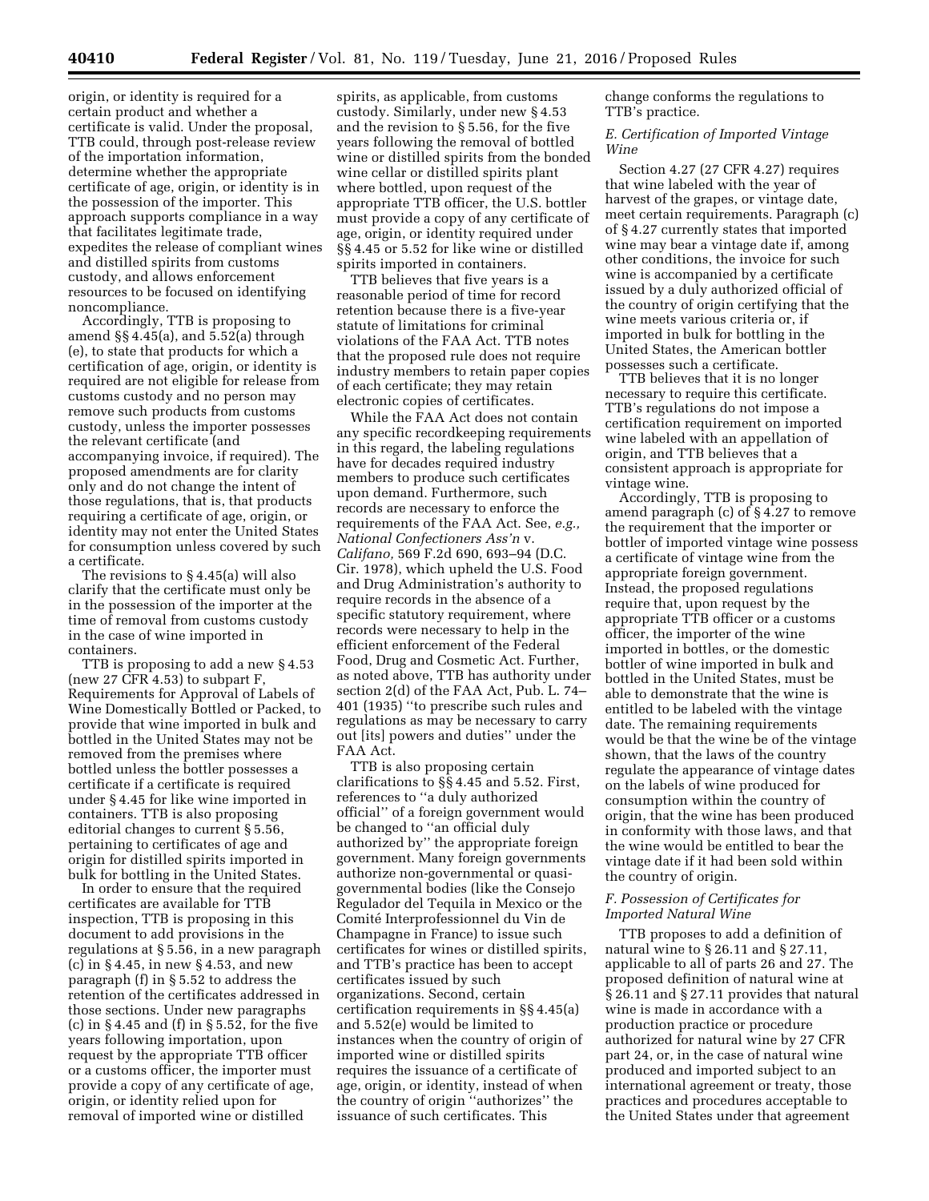origin, or identity is required for a certain product and whether a certificate is valid. Under the proposal, TTB could, through post-release review of the importation information, determine whether the appropriate certificate of age, origin, or identity is in the possession of the importer. This approach supports compliance in a way that facilitates legitimate trade, expedites the release of compliant wines and distilled spirits from customs custody, and allows enforcement resources to be focused on identifying noncompliance.

Accordingly, TTB is proposing to amend §§ 4.45(a), and 5.52(a) through (e), to state that products for which a certification of age, origin, or identity is required are not eligible for release from customs custody and no person may remove such products from customs custody, unless the importer possesses the relevant certificate (and accompanying invoice, if required). The proposed amendments are for clarity only and do not change the intent of those regulations, that is, that products requiring a certificate of age, origin, or identity may not enter the United States for consumption unless covered by such a certificate.

The revisions to § 4.45(a) will also clarify that the certificate must only be in the possession of the importer at the time of removal from customs custody in the case of wine imported in containers.

TTB is proposing to add a new § 4.53 (new 27 CFR 4.53) to subpart F, Requirements for Approval of Labels of Wine Domestically Bottled or Packed, to provide that wine imported in bulk and bottled in the United States may not be removed from the premises where bottled unless the bottler possesses a certificate if a certificate is required under § 4.45 for like wine imported in containers. TTB is also proposing editorial changes to current § 5.56, pertaining to certificates of age and origin for distilled spirits imported in bulk for bottling in the United States.

In order to ensure that the required certificates are available for TTB inspection, TTB is proposing in this document to add provisions in the regulations at § 5.56, in a new paragraph (c) in § 4.45, in new § 4.53, and new paragraph (f) in § 5.52 to address the retention of the certificates addressed in those sections. Under new paragraphs (c) in § 4.45 and (f) in § 5.52, for the five years following importation, upon request by the appropriate TTB officer or a customs officer, the importer must provide a copy of any certificate of age, origin, or identity relied upon for removal of imported wine or distilled spirits, as applicable, from customs custody. Similarly, under new § 4.53 and the revision to § 5.56, for the five years following the removal of bottled wine or distilled spirits from the bonded wine cellar or distilled spirits plant where bottled, upon request of the appropriate TTB officer, the U.S. bottler must provide a copy of any certificate of age, origin, or identity required under §§ 4.45 or 5.52 for like wine or distilled spirits imported in containers.

TTB believes that five years is a reasonable period of time for record retention because there is a five-year statute of limitations for criminal violations of the FAA Act. TTB notes that the proposed rule does not require industry members to retain paper copies of each certificate; they may retain electronic copies of certificates.

While the FAA Act does not contain any specific recordkeeping requirements in this regard, the labeling regulations have for decades required industry members to produce such certificates upon demand. Furthermore, such records are necessary to enforce the requirements of the FAA Act. See, *e.g., National Confectioners Ass'n* v. *Califano,* 569 F.2d 690, 693–94 (D.C. Cir. 1978), which upheld the U.S. Food and Drug Administration's authority to require records in the absence of a specific statutory requirement, where records were necessary to help in the efficient enforcement of the Federal Food, Drug and Cosmetic Act. Further, as noted above, TTB has authority under section 2(d) of the FAA Act, Pub. L. 74–401 (1935) ''to prescribe such rules and regulations as may be necessary to carry out [its] powers and duties'' under the FAA Act.

TTB is also proposing certain clarifications to §§ 4.45 and 5.52. First, references to ''a duly authorized official'' of a foreign government would be changed to ''an official duly authorized by'' the appropriate foreign government. Many foreign governments authorize non-governmental or quasi-governmental bodies (like the Consejo Regulador del Tequila in Mexico or the Comité Interprofessionnel du Vin de Champagne in France) to issue such certificates for wines or distilled spirits, and TTB's practice has been to accept certificates issued by such organizations. Second, certain certification requirements in §§ 4.45(a) and 5.52(e) would be limited to instances when the country of origin of imported wine or distilled spirits requires the issuance of a certificate of age, origin, or identity, instead of when the country of origin ''authorizes'' the issuance of such certificates. This change conforms the regulations to TTB's practice.

### *E. Certification of Imported Vintage Wine*

Section 4.27 (27 CFR 4.27) requires that wine labeled with the year of harvest of the grapes, or vintage date, meet certain requirements. Paragraph (c) of § 4.27 currently states that imported wine may bear a vintage date if, among other conditions, the invoice for such wine is accompanied by a certificate issued by a duly authorized official of the country of origin certifying that the wine meets various criteria or, if imported in bulk for bottling in the United States, the American bottler possesses such a certificate.

TTB believes that it is no longer necessary to require this certificate. TTB's regulations do not impose a certification requirement on imported wine labeled with an appellation of origin, and TTB believes that a consistent approach is appropriate for vintage wine.

Accordingly, TTB is proposing to amend paragraph (c) of § 4.27 to remove the requirement that the importer or bottler of imported vintage wine possess a certificate of vintage wine from the appropriate foreign government. Instead, the proposed regulations require that, upon request by the appropriate TTB officer or a customs officer, the importer of the wine imported in bottles, or the domestic bottler of wine imported in bulk and bottled in the United States, must be able to demonstrate that the wine is entitled to be labeled with the vintage date. The remaining requirements would be that the wine be of the vintage shown, that the laws of the country regulate the appearance of vintage dates on the labels of wine produced for consumption within the country of origin, that the wine has been produced in conformity with those laws, and that the wine would be entitled to bear the vintage date if it had been sold within the country of origin.

### *F. Possession of Certificates for Imported Natural Wine*

TTB proposes to add a definition of natural wine to § 26.11 and § 27.11, applicable to all of parts 26 and 27. The proposed definition of natural wine at § 26.11 and § 27.11 provides that natural wine is made in accordance with a production practice or procedure authorized for natural wine by 27 CFR part 24, or, in the case of natural wine produced and imported subject to an international agreement or treaty, those practices and procedures acceptable to the United States under that agreement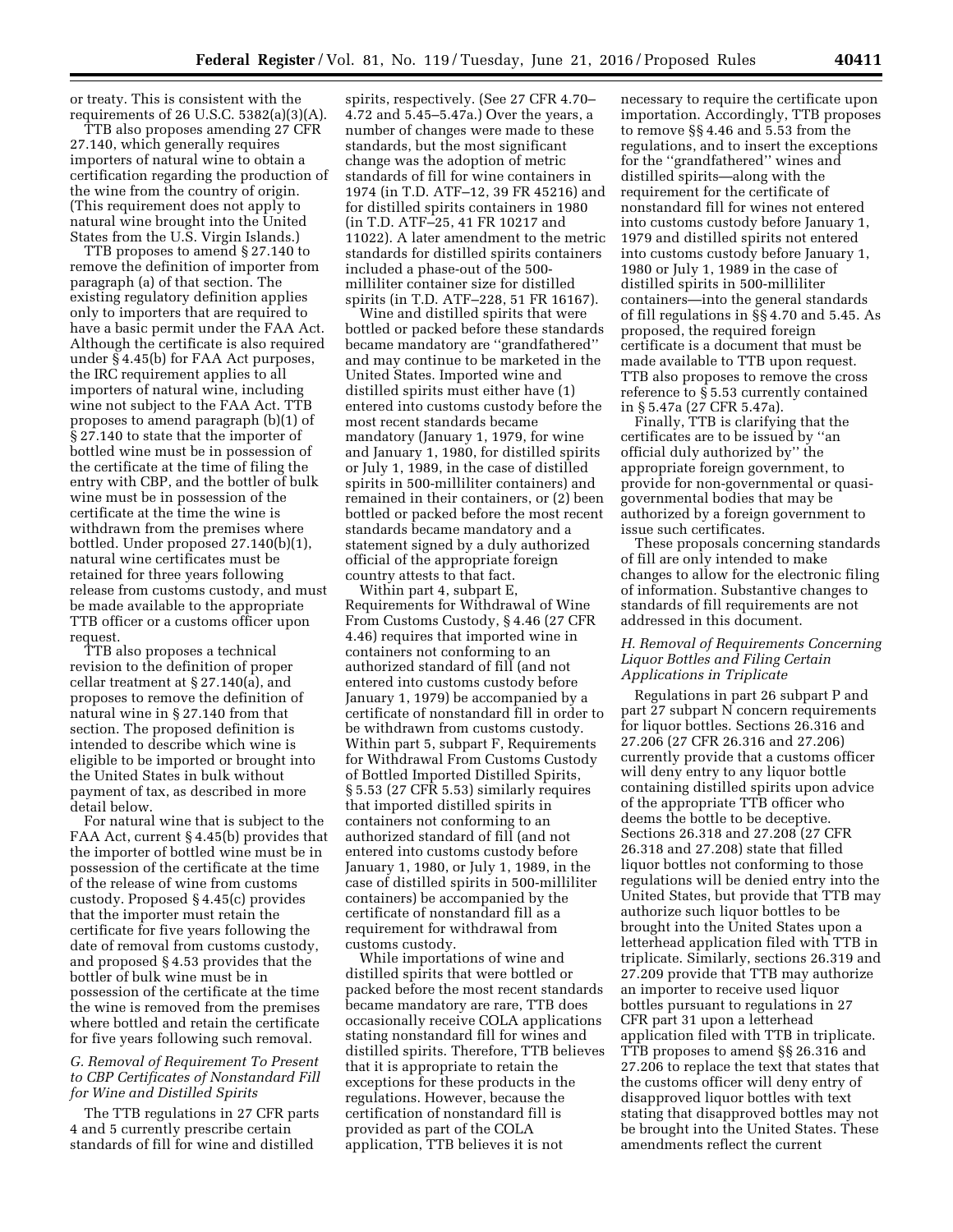or treaty. This is consistent with the requirements of 26 U.S.C. 5382(a)(3)(A).

TTB also proposes amending 27 CFR 27.140, which generally requires importers of natural wine to obtain a certification regarding the production of the wine from the country of origin. (This requirement does not apply to natural wine brought into the United States from the U.S. Virgin Islands.)

TTB proposes to amend § 27.140 to remove the definition of importer from paragraph (a) of that section. The existing regulatory definition applies only to importers that are required to have a basic permit under the FAA Act. Although the certificate is also required under § 4.45(b) for FAA Act purposes, the IRC requirement applies to all importers of natural wine, including wine not subject to the FAA Act. TTB proposes to amend paragraph (b)(1) of § 27.140 to state that the importer of bottled wine must be in possession of the certificate at the time of filing the entry with CBP, and the bottler of bulk wine must be in possession of the certificate at the time the wine is withdrawn from the premises where bottled. Under proposed 27.140(b)(1), natural wine certificates must be retained for three years following release from customs custody, and must be made available to the appropriate TTB officer or a customs officer upon request.

TTB also proposes a technical revision to the definition of proper cellar treatment at § 27.140(a), and proposes to remove the definition of natural wine in § 27.140 from that section. The proposed definition is intended to describe which wine is eligible to be imported or brought into the United States in bulk without payment of tax, as described in more detail below.

For natural wine that is subject to the FAA Act, current § 4.45(b) provides that the importer of bottled wine must be in possession of the certificate at the time of the release of wine from customs custody. Proposed § 4.45(c) provides that the importer must retain the certificate for five years following the date of removal from customs custody, and proposed § 4.53 provides that the bottler of bulk wine must be in possession of the certificate at the time the wine is removed from the premises where bottled and retain the certificate for five years following such removal.

### *G. Removal of Requirement To Present to CBP Certificates of Nonstandard Fill for Wine and Distilled Spirits*

The TTB regulations in 27 CFR parts 4 and 5 currently prescribe certain standards of fill for wine and distilled spirits, respectively. (See 27 CFR 4.70–4.72 and 5.45–5.47a.) Over the years, a number of changes were made to these standards, but the most significant change was the adoption of metric standards of fill for wine containers in 1974 (in T.D. ATF–12, 39 FR 45216) and for distilled spirits containers in 1980 (in T.D. ATF–25, 41 FR 10217 and 11022). A later amendment to the metric standards for distilled spirits containers included a phase-out of the 500-milliliter container size for distilled spirits (in T.D. ATF–228, 51 FR 16167).

Wine and distilled spirits that were bottled or packed before these standards became mandatory are ''grandfathered'' and may continue to be marketed in the United States. Imported wine and distilled spirits must either have (1) entered into customs custody before the most recent standards became mandatory (January 1, 1979, for wine and January 1, 1980, for distilled spirits or July 1, 1989, in the case of distilled spirits in 500-milliliter containers) and remained in their containers, or (2) been bottled or packed before the most recent standards became mandatory and a statement signed by a duly authorized official of the appropriate foreign country attests to that fact.

Within part 4, subpart E, Requirements for Withdrawal of Wine From Customs Custody, § 4.46 (27 CFR 4.46) requires that imported wine in containers not conforming to an authorized standard of fill (and not entered into customs custody before January 1, 1979) be accompanied by a certificate of nonstandard fill in order to be withdrawn from customs custody. Within part 5, subpart F, Requirements for Withdrawal From Customs Custody of Bottled Imported Distilled Spirits, § 5.53 (27 CFR 5.53) similarly requires that imported distilled spirits in containers not conforming to an authorized standard of fill (and not entered into customs custody before January 1, 1980, or July 1, 1989, in the case of distilled spirits in 500-milliliter containers) be accompanied by the certificate of nonstandard fill as a requirement for withdrawal from customs custody.

While importations of wine and distilled spirits that were bottled or packed before the most recent standards became mandatory are rare, TTB does occasionally receive COLA applications stating nonstandard fill for wines and distilled spirits. Therefore, TTB believes that it is appropriate to retain the exceptions for these products in the regulations. However, because the certification of nonstandard fill is provided as part of the COLA application, TTB believes it is not necessary to require the certificate upon importation. Accordingly, TTB proposes to remove §§ 4.46 and 5.53 from the regulations, and to insert the exceptions for the ''grandfathered'' wines and distilled spirits—along with the requirement for the certificate of nonstandard fill for wines not entered into customs custody before January 1, 1979 and distilled spirits not entered into customs custody before January 1, 1980 or July 1, 1989 in the case of distilled spirits in 500-milliliter containers—into the general standards of fill regulations in §§ 4.70 and 5.45. As proposed, the required foreign certificate is a document that must be made available to TTB upon request. TTB also proposes to remove the cross reference to § 5.53 currently contained in § 5.47a (27 CFR 5.47a).

Finally, TTB is clarifying that the certificates are to be issued by ''an official duly authorized by'' the appropriate foreign government, to provide for non-governmental or quasi-governmental bodies that may be authorized by a foreign government to issue such certificates.

These proposals concerning standards of fill are only intended to make changes to allow for the electronic filing of information. Substantive changes to standards of fill requirements are not addressed in this document.

### *H. Removal of Requirements Concerning Liquor Bottles and Filing Certain Applications in Triplicate*

Regulations in part 26 subpart P and part 27 subpart N concern requirements for liquor bottles. Sections 26.316 and 27.206 (27 CFR 26.316 and 27.206) currently provide that a customs officer will deny entry to any liquor bottle containing distilled spirits upon advice of the appropriate TTB officer who deems the bottle to be deceptive. Sections 26.318 and 27.208 (27 CFR 26.318 and 27.208) state that filled liquor bottles not conforming to those regulations will be denied entry into the United States, but provide that TTB may authorize such liquor bottles to be brought into the United States upon a letterhead application filed with TTB in triplicate. Similarly, sections 26.319 and 27.209 provide that TTB may authorize an importer to receive used liquor bottles pursuant to regulations in 27 CFR part 31 upon a letterhead application filed with TTB in triplicate. TTB proposes to amend §§ 26.316 and 27.206 to replace the text that states that the customs officer will deny entry of disapproved liquor bottles with text stating that disapproved bottles may not be brought into the United States. These amendments reflect the current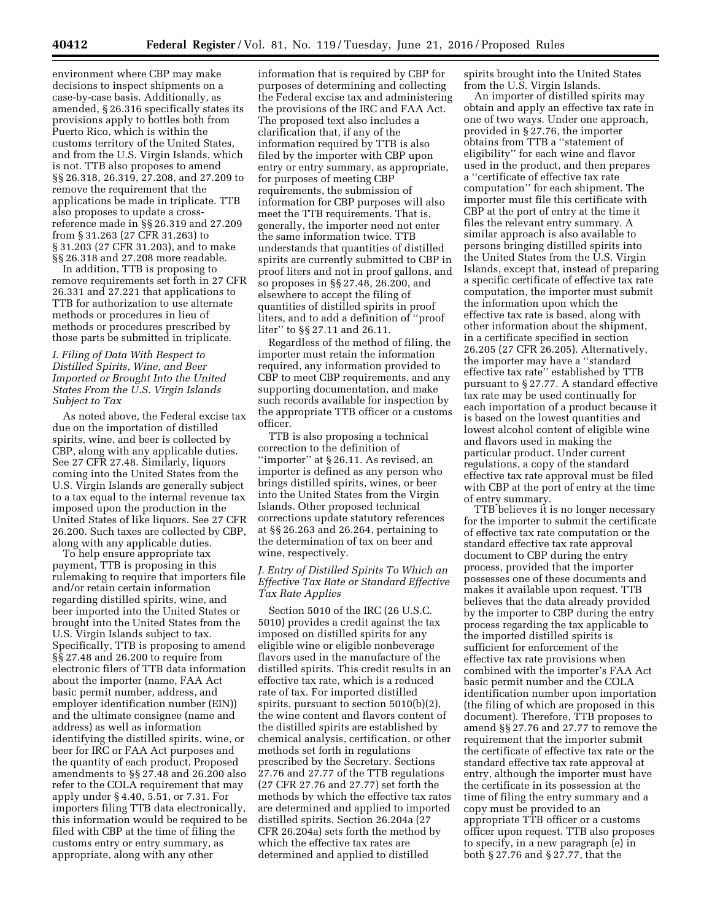environment where CBP may make decisions to inspect shipments on a case-by-case basis. Additionally, as amended, § 26.316 specifically states its provisions apply to bottles both from Puerto Rico, which is within the customs territory of the United States, and from the U.S. Virgin Islands, which is not. TTB also proposes to amend §§ 26.318, 26.319, 27.208, and 27.209 to remove the requirement that the applications be made in triplicate. TTB also proposes to update a cross-reference made in §§ 26.319 and 27.209 from § 31.263 (27 CFR 31.263) to § 31.203 (27 CFR 31.203), and to make §§ 26.318 and 27.208 more readable.

In addition, TTB is proposing to remove requirements set forth in 27 CFR 26.331 and 27.221 that applications to TTB for authorization to use alternate methods or procedures in lieu of methods or procedures prescribed by those parts be submitted in triplicate.

### *I. Filing of Data With Respect to Distilled Spirits, Wine, and Beer Imported or Brought Into the United States From the U.S. Virgin Islands Subject to Tax*

As noted above, the Federal excise tax due on the importation of distilled spirits, wine, and beer is collected by CBP, along with any applicable duties. See 27 CFR 27.48. Similarly, liquors coming into the United States from the U.S. Virgin Islands are generally subject to a tax equal to the internal revenue tax imposed upon the production in the United States of like liquors. See 27 CFR 26.200. Such taxes are collected by CBP, along with any applicable duties.

To help ensure appropriate tax payment, TTB is proposing in this rulemaking to require that importers file and/or retain certain information regarding distilled spirits, wine, and beer imported into the United States or brought into the United States from the U.S. Virgin Islands subject to tax. Specifically, TTB is proposing to amend §§ 27.48 and 26.200 to require from electronic filers of TTB data information about the importer (name, FAA Act basic permit number, address, and employer identification number (EIN)) and the ultimate consignee (name and address) as well as information identifying the distilled spirits, wine, or beer for IRC or FAA Act purposes and the quantity of each product. Proposed amendments to §§ 27.48 and 26.200 also refer to the COLA requirement that may apply under § 4.40, 5.51, or 7.31. For importers filing TTB data electronically, this information would be required to be filed with CBP at the time of filing the customs entry or entry summary, as appropriate, along with any other information that is required by CBP for purposes of determining and collecting the Federal excise tax and administering the provisions of the IRC and FAA Act. The proposed text also includes a clarification that, if any of the information required by TTB is also filed by the importer with CBP upon entry or entry summary, as appropriate, for purposes of meeting CBP requirements, the submission of information for CBP purposes will also meet the TTB requirements. That is, generally, the importer need not enter the same information twice. TTB understands that quantities of distilled spirits are currently submitted to CBP in proof liters and not in proof gallons, and so proposes in §§ 27.48, 26.200, and elsewhere to accept the filing of quantities of distilled spirits in proof liters, and to add a definition of "proof liter" to §§ 27.11 and 26.11.

Regardless of the method of filing, the importer must retain the information required, any information provided to CBP to meet CBP requirements, and any supporting documentation, and make such records available for inspection by the appropriate TTB officer or a customs officer.

TTB is also proposing a technical correction to the definition of "importer" at § 26.11. As revised, an importer is defined as any person who brings distilled spirits, wines, or beer into the United States from the Virgin Islands. Other proposed technical corrections update statutory references at §§ 26.263 and 26.264, pertaining to the determination of tax on beer and wine, respectively.

### *J. Entry of Distilled Spirits To Which an Effective Tax Rate or Standard Effective Tax Rate Applies*

Section 5010 of the IRC (26 U.S.C. 5010) provides a credit against the tax imposed on distilled spirits for any eligible wine or eligible nonbeverage flavors used in the manufacture of the distilled spirits. This credit results in an effective tax rate, which is a reduced rate of tax. For imported distilled spirits, pursuant to section 5010(b)(2), the wine content and flavors content of the distilled spirits are established by chemical analysis, certification, or other methods set forth in regulations prescribed by the Secretary. Sections 27.76 and 27.77 of the TTB regulations (27 CFR 27.76 and 27.77) set forth the methods by which the effective tax rates are determined and applied to imported distilled spirits. Section 26.204a (27 CFR 26.204a) sets forth the method by which the effective tax rates are determined and applied to distilled spirits brought into the United States from the U.S. Virgin Islands.

An importer of distilled spirits may obtain and apply an effective tax rate in one of two ways. Under one approach, provided in § 27.76, the importer obtains from TTB a "statement of eligibility" for each wine and flavor used in the product, and then prepares a "certificate of effective tax rate computation" for each shipment. The importer must file this certificate with CBP at the port of entry at the time it files the relevant entry summary. A similar approach is also available to persons bringing distilled spirits into the United States from the U.S. Virgin Islands, except that, instead of preparing a specific certificate of effective tax rate computation, the importer must submit the information upon which the effective tax rate is based, along with other information about the shipment, in a certificate specified in section 26.205 (27 CFR 26.205). Alternatively, the importer may have a "standard effective tax rate" established by TTB pursuant to § 27.77. A standard effective tax rate may be used continually for each importation of a product because it is based on the lowest quantities and lowest alcohol content of eligible wine and flavors used in making the particular product. Under current regulations, a copy of the standard effective tax rate approval must be filed with CBP at the port of entry at the time of entry summary.

TTB believes it is no longer necessary for the importer to submit the certificate of effective tax rate computation or the standard effective tax rate approval document to CBP during the entry process, provided that the importer possesses one of these documents and makes it available upon request. TTB believes that the data already provided by the importer to CBP during the entry process regarding the tax applicable to the imported distilled spirits is sufficient for enforcement of the effective tax rate provisions when combined with the importer's FAA Act basic permit number and the COLA identification number upon importation (the filing of which are proposed in this document). Therefore, TTB proposes to amend §§ 27.76 and 27.77 to remove the requirement that the importer submit the certificate of effective tax rate or the standard effective tax rate approval at entry, although the importer must have the certificate in its possession at the time of filing the entry summary and a copy must be provided to an appropriate TTB officer or a customs officer upon request. TTB also proposes to specify, in a new paragraph (e) in both § 27.76 and § 27.77, that the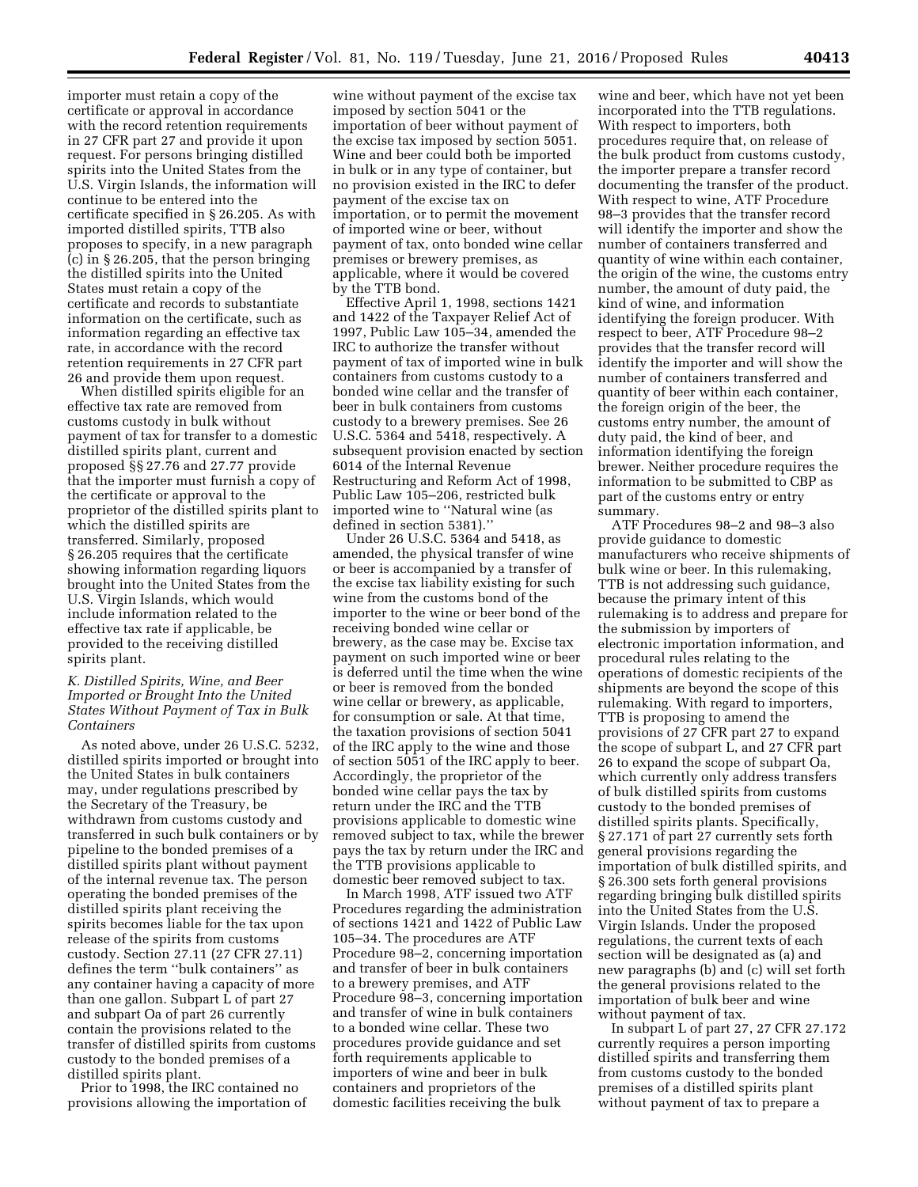importer must retain a copy of the certificate or approval in accordance with the record retention requirements in 27 CFR part 27 and provide it upon request. For persons bringing distilled spirits into the United States from the U.S. Virgin Islands, the information will continue to be entered into the certificate specified in § 26.205. As with imported distilled spirits, TTB also proposes to specify, in a new paragraph (c) in § 26.205, that the person bringing the distilled spirits into the United States must retain a copy of the certificate and records to substantiate information on the certificate, such as information regarding an effective tax rate, in accordance with the record retention requirements in 27 CFR part 26 and provide them upon request.

When distilled spirits eligible for an effective tax rate are removed from customs custody in bulk without payment of tax for transfer to a domestic distilled spirits plant, current and proposed §§ 27.76 and 27.77 provide that the importer must furnish a copy of the certificate or approval to the proprietor of the distilled spirits plant to which the distilled spirits are transferred. Similarly, proposed § 26.205 requires that the certificate showing information regarding liquors brought into the United States from the U.S. Virgin Islands, which would include information related to the effective tax rate if applicable, be provided to the receiving distilled spirits plant.

### *K. Distilled Spirits, Wine, and Beer Imported or Brought Into the United States Without Payment of Tax in Bulk Containers*

As noted above, under 26 U.S.C. 5232, distilled spirits imported or brought into the United States in bulk containers may, under regulations prescribed by the Secretary of the Treasury, be withdrawn from customs custody and transferred in such bulk containers or by pipeline to the bonded premises of a distilled spirits plant without payment of the internal revenue tax. The person operating the bonded premises of the distilled spirits plant receiving the spirits becomes liable for the tax upon release of the spirits from customs custody. Section 27.11 (27 CFR 27.11) defines the term ''bulk containers'' as any container having a capacity of more than one gallon. Subpart L of part 27 and subpart Oa of part 26 currently contain the provisions related to the transfer of distilled spirits from customs custody to the bonded premises of a distilled spirits plant.

Prior to 1998, the IRC contained no provisions allowing the importation of wine without payment of the excise tax imposed by section 5041 or the importation of beer without payment of the excise tax imposed by section 5051. Wine and beer could both be imported in bulk or in any type of container, but no provision existed in the IRC to defer payment of the excise tax on importation, or to permit the movement of imported wine or beer, without payment of tax, onto bonded wine cellar premises or brewery premises, as applicable, where it would be covered by the TTB bond.

Effective April 1, 1998, sections 1421 and 1422 of the Taxpayer Relief Act of 1997, Public Law 105–34, amended the IRC to authorize the transfer without payment of tax of imported wine in bulk containers from customs custody to a bonded wine cellar and the transfer of beer in bulk containers from customs custody to a brewery premises. See 26 U.S.C. 5364 and 5418, respectively. A subsequent provision enacted by section 6014 of the Internal Revenue Restructuring and Reform Act of 1998, Public Law 105–206, restricted bulk imported wine to ''Natural wine (as defined in section 5381).''

Under 26 U.S.C. 5364 and 5418, as amended, the physical transfer of wine or beer is accompanied by a transfer of the excise tax liability existing for such wine from the customs bond of the importer to the wine or beer bond of the receiving bonded wine cellar or brewery, as the case may be. Excise tax payment on such imported wine or beer is deferred until the time when the wine or beer is removed from the bonded wine cellar or brewery, as applicable, for consumption or sale. At that time, the taxation provisions of section 5041 of the IRC apply to the wine and those of section 5051 of the IRC apply to beer. Accordingly, the proprietor of the bonded wine cellar pays the tax by return under the IRC and the TTB provisions applicable to domestic wine removed subject to tax, while the brewer pays the tax by return under the IRC and the TTB provisions applicable to domestic beer removed subject to tax.

In March 1998, ATF issued two ATF Procedures regarding the administration of sections 1421 and 1422 of Public Law 105–34. The procedures are ATF Procedure 98–2, concerning importation and transfer of beer in bulk containers to a brewery premises, and ATF Procedure 98–3, concerning importation and transfer of wine in bulk containers to a bonded wine cellar. These two procedures provide guidance and set forth requirements applicable to importers of wine and beer in bulk containers and proprietors of the domestic facilities receiving the bulk wine and beer, which have not yet been incorporated into the TTB regulations. With respect to importers, both procedures require that, on release of the bulk product from customs custody, the importer prepare a transfer record documenting the transfer of the product. With respect to wine, ATF Procedure 98–3 provides that the transfer record will identify the importer and show the number of containers transferred and quantity of wine within each container, the origin of the wine, the customs entry number, the amount of duty paid, the kind of wine, and information identifying the foreign producer. With respect to beer, ATF Procedure 98–2 provides that the transfer record will identify the importer and will show the number of containers transferred and quantity of beer within each container, the foreign origin of the beer, the customs entry number, the amount of duty paid, the kind of beer, and information identifying the foreign brewer. Neither procedure requires the information to be submitted to CBP as part of the customs entry or entry summary.

ATF Procedures 98–2 and 98–3 also provide guidance to domestic manufacturers who receive shipments of bulk wine or beer. In this rulemaking, TTB is not addressing such guidance, because the primary intent of this rulemaking is to address and prepare for the submission by importers of electronic importation information, and procedural rules relating to the operations of domestic recipients of the shipments are beyond the scope of this rulemaking. With regard to importers, TTB is proposing to amend the provisions of 27 CFR part 27 to expand the scope of subpart L, and 27 CFR part 26 to expand the scope of subpart Oa, which currently only address transfers of bulk distilled spirits from customs custody to the bonded premises of distilled spirits plants. Specifically, § 27.171 of part 27 currently sets forth general provisions regarding the importation of bulk distilled spirits, and § 26.300 sets forth general provisions regarding bringing bulk distilled spirits into the United States from the U.S. Virgin Islands. Under the proposed regulations, the current texts of each section will be designated as (a) and new paragraphs (b) and (c) will set forth the general provisions related to the importation of bulk beer and wine without payment of tax.

In subpart L of part 27, 27 CFR 27.172 currently requires a person importing distilled spirits and transferring them from customs custody to the bonded premises of a distilled spirits plant without payment of tax to prepare a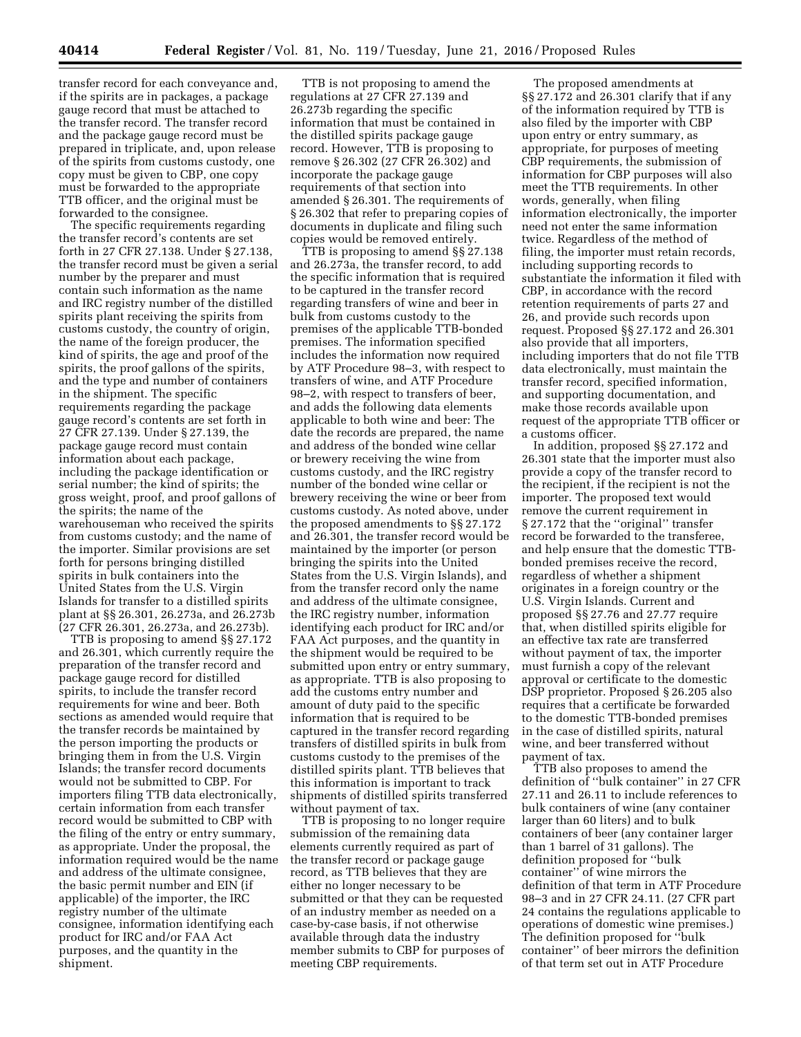transfer record for each conveyance and, if the spirits are in packages, a package gauge record that must be attached to the transfer record. The transfer record and the package gauge record must be prepared in triplicate, and, upon release of the spirits from customs custody, one copy must be given to CBP, one copy must be forwarded to the appropriate TTB officer, and the original must be forwarded to the consignee.

The specific requirements regarding the transfer record's contents are set forth in 27 CFR 27.138. Under § 27.138, the transfer record must be given a serial number by the preparer and must contain such information as the name and IRC registry number of the distilled spirits plant receiving the spirits from customs custody, the country of origin, the name of the foreign producer, the kind of spirits, the age and proof of the spirits, the proof gallons of the spirits, and the type and number of containers in the shipment. The specific requirements regarding the package gauge record's contents are set forth in 27 CFR 27.139. Under § 27.139, the package gauge record must contain information about each package, including the package identification or serial number; the kind of spirits; the gross weight, proof, and proof gallons of the spirits; the name of the warehouseman who received the spirits from customs custody; and the name of the importer. Similar provisions are set forth for persons bringing distilled spirits in bulk containers into the United States from the U.S. Virgin Islands for transfer to a distilled spirits plant at §§ 26.301, 26.273a, and 26.273b (27 CFR 26.301, 26.273a, and 26.273b).

TTB is proposing to amend §§ 27.172 and 26.301, which currently require the preparation of the transfer record and package gauge record for distilled spirits, to include the transfer record requirements for wine and beer. Both sections as amended would require that the transfer records be maintained by the person importing the products or bringing them in from the U.S. Virgin Islands; the transfer record documents would not be submitted to CBP. For importers filing TTB data electronically, certain information from each transfer record would be submitted to CBP with the filing of the entry or entry summary, as appropriate. Under the proposal, the information required would be the name and address of the ultimate consignee, the basic permit number and EIN (if applicable) of the importer, the IRC registry number of the ultimate consignee, information identifying each product for IRC and/or FAA Act purposes, and the quantity in the shipment.

TTB is not proposing to amend the regulations at 27 CFR 27.139 and 26.273b regarding the specific information that must be contained in the distilled spirits package gauge record. However, TTB is proposing to remove § 26.302 (27 CFR 26.302) and incorporate the package gauge requirements of that section into amended § 26.301. The requirements of § 26.302 that refer to preparing copies of documents in duplicate and filing such copies would be removed entirely.

TTB is proposing to amend §§ 27.138 and 26.273a, the transfer record, to add the specific information that is required to be captured in the transfer record regarding transfers of wine and beer in bulk from customs custody to the premises of the applicable TTB-bonded premises. The information specified includes the information now required by ATF Procedure 98–3, with respect to transfers of wine, and ATF Procedure 98–2, with respect to transfers of beer, and adds the following data elements applicable to both wine and beer: The date the records are prepared, the name and address of the bonded wine cellar or brewery receiving the wine from customs custody, and the IRC registry number of the bonded wine cellar or brewery receiving the wine or beer from customs custody. As noted above, under the proposed amendments to §§ 27.172 and 26.301, the transfer record would be maintained by the importer (or person bringing the spirits into the United States from the U.S. Virgin Islands), and from the transfer record only the name and address of the ultimate consignee, the IRC registry number, information identifying each product for IRC and/or FAA Act purposes, and the quantity in the shipment would be required to be submitted upon entry or entry summary, as appropriate. TTB is also proposing to add the customs entry number and amount of duty paid to the specific information that is required to be captured in the transfer record regarding transfers of distilled spirits in bulk from customs custody to the premises of the distilled spirits plant. TTB believes that this information is important to track shipments of distilled spirits transferred without payment of tax.

TTB is proposing to no longer require submission of the remaining data elements currently required as part of the transfer record or package gauge record, as TTB believes that they are either no longer necessary to be submitted or that they can be requested of an industry member as needed on a case-by-case basis, if not otherwise available through data the industry member submits to CBP for purposes of meeting CBP requirements.

The proposed amendments at §§ 27.172 and 26.301 clarify that if any of the information required by TTB is also filed by the importer with CBP upon entry or entry summary, as appropriate, for purposes of meeting CBP requirements, the submission of information for CBP purposes will also meet the TTB requirements. In other words, generally, when filing information electronically, the importer need not enter the same information twice. Regardless of the method of filing, the importer must retain records, including supporting records to substantiate the information it filed with CBP, in accordance with the record retention requirements of parts 27 and 26, and provide such records upon request. Proposed §§ 27.172 and 26.301 also provide that all importers, including importers that do not file TTB data electronically, must maintain the transfer record, specified information, and supporting documentation, and make those records available upon request of the appropriate TTB officer or a customs officer.

In addition, proposed §§ 27.172 and 26.301 state that the importer must also provide a copy of the transfer record to the recipient, if the recipient is not the importer. The proposed text would remove the current requirement in § 27.172 that the "original" transfer record be forwarded to the transferee, and help ensure that the domestic TTB-bonded premises receive the record, regardless of whether a shipment originates in a foreign country or the U.S. Virgin Islands. Current and proposed §§ 27.76 and 27.77 require that, when distilled spirits eligible for an effective tax rate are transferred without payment of tax, the importer must furnish a copy of the relevant approval or certificate to the domestic DSP proprietor. Proposed § 26.205 also requires that a certificate be forwarded to the domestic TTB-bonded premises in the case of distilled spirits, natural wine, and beer transferred without payment of tax.

TTB also proposes to amend the definition of "bulk container" in 27 CFR 27.11 and 26.11 to include references to bulk containers of wine (any container larger than 60 liters) and to bulk containers of beer (any container larger than 1 barrel of 31 gallons). The definition proposed for "bulk container" of wine mirrors the definition of that term in ATF Procedure 98–3 and in 27 CFR 24.11. (27 CFR part 24 contains the regulations applicable to operations of domestic wine premises.) The definition proposed for "bulk container" of beer mirrors the definition of that term set out in ATF Procedure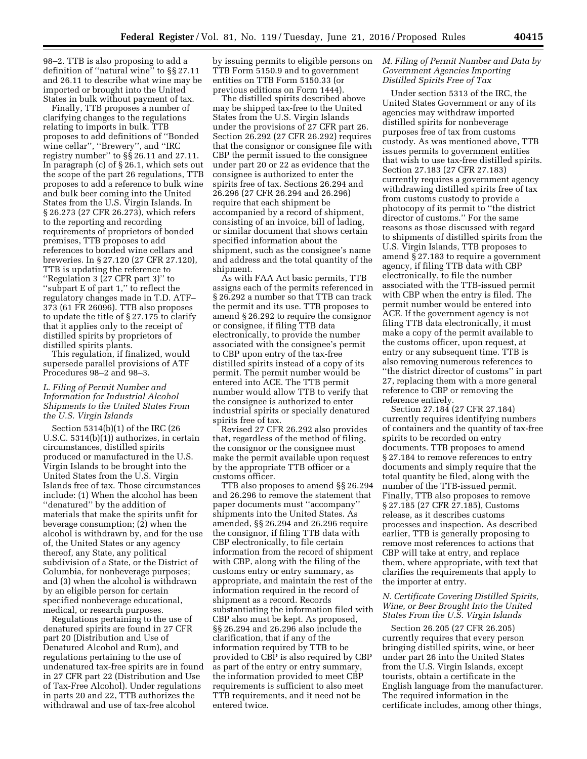98–2. TTB is also proposing to add a definition of ''natural wine'' to §§ 27.11 and 26.11 to describe what wine may be imported or brought into the United States in bulk without payment of tax.

Finally, TTB proposes a number of clarifying changes to the regulations relating to imports in bulk. TTB proposes to add definitions of ''Bonded wine cellar'', ''Brewery'', and ''IRC registry number'' to §§ 26.11 and 27.11. In paragraph (c) of § 26.1, which sets out the scope of the part 26 regulations, TTB proposes to add a reference to bulk wine and bulk beer coming into the United States from the U.S. Virgin Islands. In § 26.273 (27 CFR 26.273), which refers to the reporting and recording requirements of proprietors of bonded premises, TTB proposes to add references to bonded wine cellars and breweries. In § 27.120 (27 CFR 27.120), TTB is updating the reference to ''Regulation 3 (27 CFR part 3)'' to ''subpart E of part 1,'' to reflect the regulatory changes made in T.D. ATF–373 (61 FR 26096). TTB also proposes to update the title of § 27.175 to clarify that it applies only to the receipt of distilled spirits by proprietors of distilled spirits plants.

This regulation, if finalized, would supersede parallel provisions of ATF Procedures 98–2 and 98–3.

### *L. Filing of Permit Number and Information for Industrial Alcohol Shipments to the United States From the U.S. Virgin Islands*

Section 5314(b)(1) of the IRC (26 U.S.C. 5314(b)(1)) authorizes, in certain circumstances, distilled spirits produced or manufactured in the U.S. Virgin Islands to be brought into the United States from the U.S. Virgin Islands free of tax. Those circumstances include: (1) When the alcohol has been ''denatured'' by the addition of materials that make the spirits unfit for beverage consumption; (2) when the alcohol is withdrawn by, and for the use of, the United States or any agency thereof, any State, any political subdivision of a State, or the District of Columbia, for nonbeverage purposes; and (3) when the alcohol is withdrawn by an eligible person for certain specified nonbeverage educational, medical, or research purposes.

Regulations pertaining to the use of denatured spirits are found in 27 CFR part 20 (Distribution and Use of Denatured Alcohol and Rum), and regulations pertaining to the use of undenatured tax-free spirits are in found in 27 CFR part 22 (Distribution and Use of Tax-Free Alcohol). Under regulations in parts 20 and 22, TTB authorizes the withdrawal and use of tax-free alcohol by issuing permits to eligible persons on TTB Form 5150.9 and to government entities on TTB Form 5150.33 (or previous editions on Form 1444).

The distilled spirits described above may be shipped tax-free to the United States from the U.S. Virgin Islands under the provisions of 27 CFR part 26. Section 26.292 (27 CFR 26.292) requires that the consignor or consignee file with CBP the permit issued to the consignee under part 20 or 22 as evidence that the consignee is authorized to enter the spirits free of tax. Sections 26.294 and 26.296 (27 CFR 26.294 and 26.296) require that each shipment be accompanied by a record of shipment, consisting of an invoice, bill of lading, or similar document that shows certain specified information about the shipment, such as the consignee's name and address and the total quantity of the shipment.

As with FAA Act basic permits, TTB assigns each of the permits referenced in § 26.292 a number so that TTB can track the permit and its use. TTB proposes to amend § 26.292 to require the consignor or consignee, if filing TTB data electronically, to provide the number associated with the consignee's permit to CBP upon entry of the tax-free distilled spirits instead of a copy of its permit. The permit number would be entered into ACE. The TTB permit number would allow TTB to verify that the consignee is authorized to enter industrial spirits or specially denatured spirits free of tax.

Revised 27 CFR 26.292 also provides that, regardless of the method of filing, the consignor or the consignee must make the permit available upon request by the appropriate TTB officer or a customs officer.

TTB also proposes to amend §§ 26.294 and 26.296 to remove the statement that paper documents must ''accompany'' shipments into the United States. As amended, §§ 26.294 and 26.296 require the consignor, if filing TTB data with CBP electronically, to file certain information from the record of shipment with CBP, along with the filing of the customs entry or entry summary, as appropriate, and maintain the rest of the information required in the record of shipment as a record. Records substantiating the information filed with CBP also must be kept. As proposed, §§ 26.294 and 26.296 also include the clarification, that if any of the information required by TTB to be provided to CBP is also required by CBP as part of the entry or entry summary, the information provided to meet CBP requirements is sufficient to also meet TTB requirements, and it need not be entered twice.

### *M. Filing of Permit Number and Data by Government Agencies Importing Distilled Spirits Free of Tax*

Under section 5313 of the IRC, the United States Government or any of its agencies may withdraw imported distilled spirits for nonbeverage purposes free of tax from customs custody. As was mentioned above, TTB issues permits to government entities that wish to use tax-free distilled spirits. Section 27.183 (27 CFR 27.183) currently requires a government agency withdrawing distilled spirits free of tax from customs custody to provide a photocopy of its permit to ''the district director of customs.'' For the same reasons as those discussed with regard to shipments of distilled spirits from the U.S. Virgin Islands, TTB proposes to amend § 27.183 to require a government agency, if filing TTB data with CBP electronically, to file the number associated with the TTB-issued permit with CBP when the entry is filed. The permit number would be entered into ACE. If the government agency is not filing TTB data electronically, it must make a copy of the permit available to the customs officer, upon request, at entry or any subsequent time. TTB is also removing numerous references to ''the district director of customs'' in part 27, replacing them with a more general reference to CBP or removing the reference entirely.

Section 27.184 (27 CFR 27.184) currently requires identifying numbers of containers and the quantity of tax-free spirits to be recorded on entry documents. TTB proposes to amend § 27.184 to remove references to entry documents and simply require that the total quantity be filed, along with the number of the TTB-issued permit. Finally, TTB also proposes to remove § 27.185 (27 CFR 27.185), Customs release, as it describes customs processes and inspection. As described earlier, TTB is generally proposing to remove most references to actions that CBP will take at entry, and replace them, where appropriate, with text that clarifies the requirements that apply to the importer at entry.

### *N. Certificate Covering Distilled Spirits, Wine, or Beer Brought Into the United States From the U.S. Virgin Islands*

Section 26.205 (27 CFR 26.205) currently requires that every person bringing distilled spirits, wine, or beer under part 26 into the United States from the U.S. Virgin Islands, except tourists, obtain a certificate in the English language from the manufacturer. The required information in the certificate includes, among other things,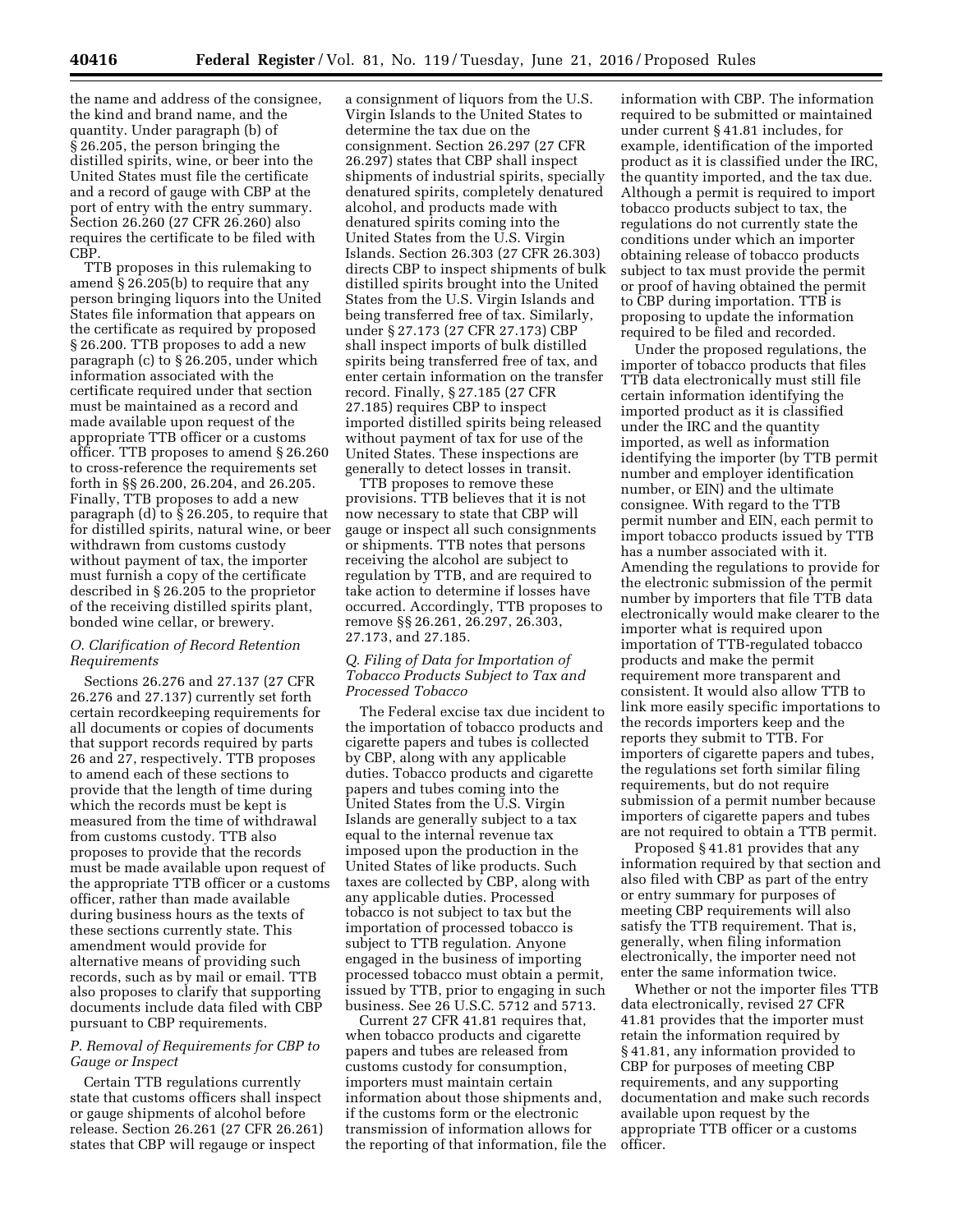the name and address of the consignee, the kind and brand name, and the quantity. Under paragraph (b) of § 26.205, the person bringing the distilled spirits, wine, or beer into the United States must file the certificate and a record of gauge with CBP at the port of entry with the entry summary. Section 26.260 (27 CFR 26.260) also requires the certificate to be filed with CBP.

TTB proposes in this rulemaking to amend § 26.205(b) to require that any person bringing liquors into the United States file information that appears on the certificate as required by proposed § 26.200. TTB proposes to add a new paragraph (c) to § 26.205, under which information associated with the certificate required under that section must be maintained as a record and made available upon request of the appropriate TTB officer or a customs officer. TTB proposes to amend § 26.260 to cross-reference the requirements set forth in §§ 26.200, 26.204, and 26.205. Finally, TTB proposes to add a new paragraph (d) to § 26.205, to require that for distilled spirits, natural wine, or beer withdrawn from customs custody without payment of tax, the importer must furnish a copy of the certificate described in § 26.205 to the proprietor of the receiving distilled spirits plant, bonded wine cellar, or brewery.

### O. Clarification of Record Retention Requirements

Sections 26.276 and 27.137 (27 CFR 26.276 and 27.137) currently set forth certain recordkeeping requirements for all documents or copies of documents that support records required by parts 26 and 27, respectively. TTB proposes to amend each of these sections to provide that the length of time during which the records must be kept is measured from the time of withdrawal from customs custody. TTB also proposes to provide that the records must be made available upon request of the appropriate TTB officer or a customs officer, rather than made available during business hours as the texts of these sections currently state. This amendment would provide for alternative means of providing such records, such as by mail or email. TTB also proposes to clarify that supporting documents include data filed with CBP pursuant to CBP requirements.

### P. Removal of Requirements for CBP to Gauge or Inspect

Certain TTB regulations currently state that customs officers shall inspect or gauge shipments of alcohol before release. Section 26.261 (27 CFR 26.261) states that CBP will regauge or inspect a consignment of liquors from the U.S. Virgin Islands to the United States to determine the tax due on the consignment. Section 26.297 (27 CFR 26.297) states that CBP shall inspect shipments of industrial spirits, specially denatured spirits, completely denatured alcohol, and products made with denatured spirits coming into the United States from the U.S. Virgin Islands. Section 26.303 (27 CFR 26.303) directs CBP to inspect shipments of bulk distilled spirits brought into the United States from the U.S. Virgin Islands and being transferred free of tax. Similarly, under § 27.173 (27 CFR 27.173) CBP shall inspect imports of bulk distilled spirits being transferred free of tax, and enter certain information on the transfer record. Finally, § 27.185 (27 CFR 27.185) requires CBP to inspect imported distilled spirits being released without payment of tax for use of the United States. These inspections are generally to detect losses in transit.

TTB proposes to remove these provisions. TTB believes that it is not now necessary to state that CBP will gauge or inspect all such consignments or shipments. TTB notes that persons receiving the alcohol are subject to regulation by TTB, and are required to take action to determine if losses have occurred. Accordingly, TTB proposes to remove §§ 26.261, 26.297, 26.303, 27.173, and 27.185.

### Q. Filing of Data for Importation of Tobacco Products Subject to Tax and Processed Tobacco

The Federal excise tax due incident to the importation of tobacco products and cigarette papers and tubes is collected by CBP, along with any applicable duties. Tobacco products and cigarette papers and tubes coming into the United States from the U.S. Virgin Islands are generally subject to a tax equal to the internal revenue tax imposed upon the production in the United States of like products. Such taxes are collected by CBP, along with any applicable duties. Processed tobacco is not subject to tax but the importation of processed tobacco is subject to TTB regulation. Anyone engaged in the business of importing processed tobacco must obtain a permit, issued by TTB, prior to engaging in such business. See 26 U.S.C. 5712 and 5713.

Current 27 CFR 41.81 requires that, when tobacco products and cigarette papers and tubes are released from customs custody for consumption, importers must maintain certain information about those shipments and, if the customs form or the electronic transmission of information allows for the reporting of that information, file the information with CBP. The information required to be submitted or maintained under current § 41.81 includes, for example, identification of the imported product as it is classified under the IRC, the quantity imported, and the tax due. Although a permit is required to import tobacco products subject to tax, the regulations do not currently state the conditions under which an importer obtaining release of tobacco products subject to tax must provide the permit or proof of having obtained the permit to CBP during importation. TTB is proposing to update the information required to be filed and recorded.

Under the proposed regulations, the importer of tobacco products that files TTB data electronically must still file certain information identifying the imported product as it is classified under the IRC and the quantity imported, as well as information identifying the importer (by TTB permit number and employer identification number, or EIN) and the ultimate consignee. With regard to the TTB permit number and EIN, each permit to import tobacco products issued by TTB has a number associated with it. Amending the regulations to provide for the electronic submission of the permit number by importers that file TTB data electronically would make clearer to the importer what is required upon importation of TTB-regulated tobacco products and make the permit requirement more transparent and consistent. It would also allow TTB to link more easily specific importations to the records importers keep and the reports they submit to TTB. For importers of cigarette papers and tubes, the regulations set forth similar filing requirements, but do not require submission of a permit number because importers of cigarette papers and tubes are not required to obtain a TTB permit.

Proposed § 41.81 provides that any information required by that section and also filed with CBP as part of the entry or entry summary for purposes of meeting CBP requirements will also satisfy the TTB requirement. That is, generally, when filing information electronically, the importer need not enter the same information twice.

Whether or not the importer files TTB data electronically, revised 27 CFR 41.81 provides that the importer must retain the information required by § 41.81, any information provided to CBP for purposes of meeting CBP requirements, and any supporting documentation and make such records available upon request by the appropriate TTB officer or a customs officer.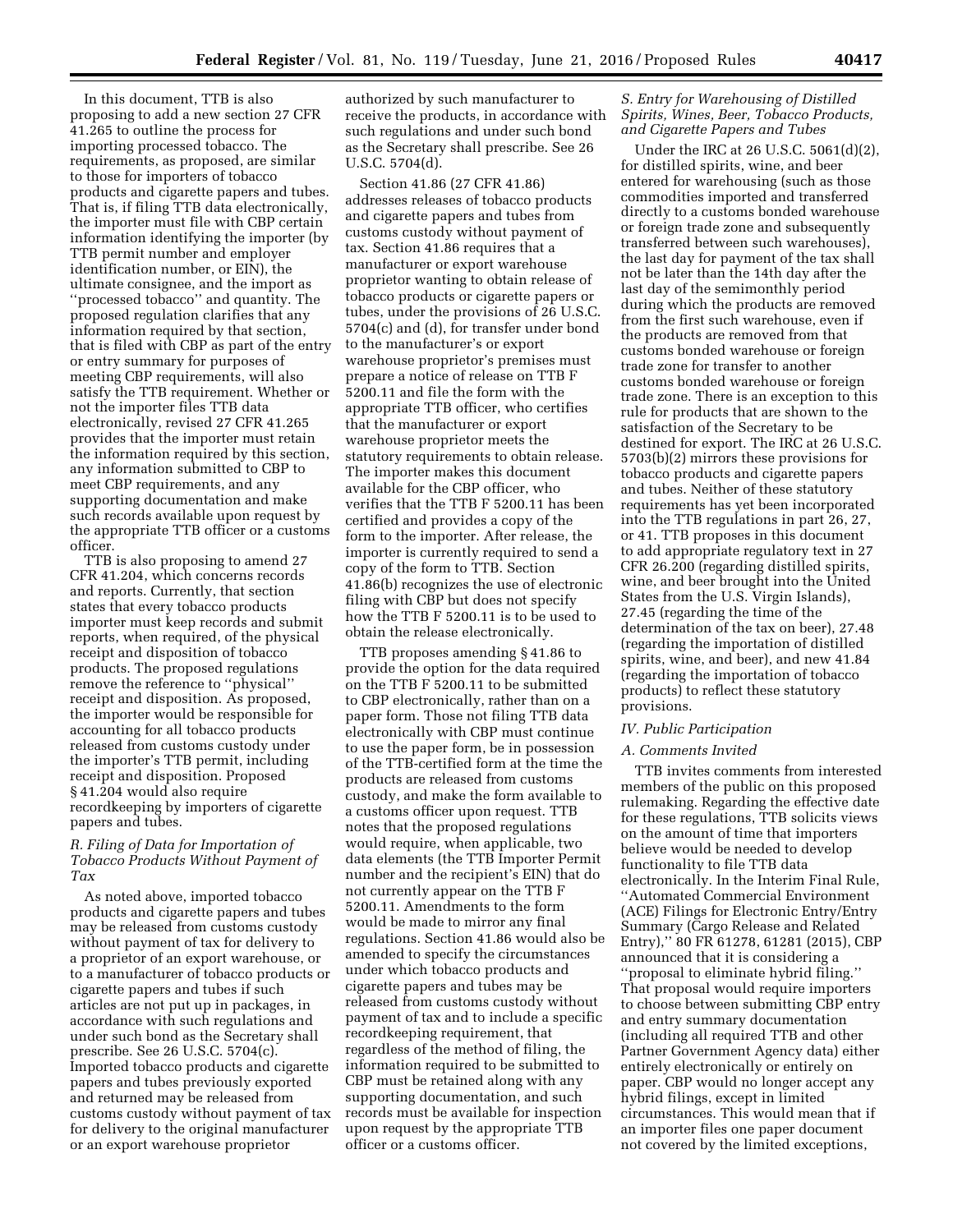In this document, TTB is also proposing to add a new section 27 CFR 41.265 to outline the process for importing processed tobacco. The requirements, as proposed, are similar to those for importers of tobacco products and cigarette papers and tubes. That is, if filing TTB data electronically, the importer must file with CBP certain information identifying the importer (by TTB permit number and employer identification number, or EIN), the ultimate consignee, and the import as ''processed tobacco'' and quantity. The proposed regulation clarifies that any information required by that section, that is filed with CBP as part of the entry or entry summary for purposes of meeting CBP requirements, will also satisfy the TTB requirement. Whether or not the importer files TTB data electronically, revised 27 CFR 41.265 provides that the importer must retain the information required by this section, any information submitted to CBP to meet CBP requirements, and any supporting documentation and make such records available upon request by the appropriate TTB officer or a customs officer.

TTB is also proposing to amend 27 CFR 41.204, which concerns records and reports. Currently, that section states that every tobacco products importer must keep records and submit reports, when required, of the physical receipt and disposition of tobacco products. The proposed regulations remove the reference to ''physical'' receipt and disposition. As proposed, the importer would be responsible for accounting for all tobacco products released from customs custody under the importer's TTB permit, including receipt and disposition. Proposed § 41.204 would also require recordkeeping by importers of cigarette papers and tubes.

### *R. Filing of Data for Importation of Tobacco Products Without Payment of Tax*

As noted above, imported tobacco products and cigarette papers and tubes may be released from customs custody without payment of tax for delivery to a proprietor of an export warehouse, or to a manufacturer of tobacco products or cigarette papers and tubes if such articles are not put up in packages, in accordance with such regulations and under such bond as the Secretary shall prescribe. See 26 U.S.C. 5704(c). Imported tobacco products and cigarette papers and tubes previously exported and returned may be released from customs custody without payment of tax for delivery to the original manufacturer or an export warehouse proprietor authorized by such manufacturer to receive the products, in accordance with such regulations and under such bond as the Secretary shall prescribe. See 26 U.S.C. 5704(d).

Section 41.86 (27 CFR 41.86) addresses releases of tobacco products and cigarette papers and tubes from customs custody without payment of tax. Section 41.86 requires that a manufacturer or export warehouse proprietor wanting to obtain release of tobacco products or cigarette papers or tubes, under the provisions of 26 U.S.C. 5704(c) and (d), for transfer under bond to the manufacturer's or export warehouse proprietor's premises must prepare a notice of release on TTB F 5200.11 and file the form with the appropriate TTB officer, who certifies that the manufacturer or export warehouse proprietor meets the statutory requirements to obtain release. The importer makes this document available for the CBP officer, who verifies that the TTB F 5200.11 has been certified and provides a copy of the form to the importer. After release, the importer is currently required to send a copy of the form to TTB. Section 41.86(b) recognizes the use of electronic filing with CBP but does not specify how the TTB F 5200.11 is to be used to obtain the release electronically.

TTB proposes amending § 41.86 to provide the option for the data required on the TTB F 5200.11 to be submitted to CBP electronically, rather than on a paper form. Those not filing TTB data electronically with CBP must continue to use the paper form, be in possession of the TTB-certified form at the time the products are released from customs custody, and make the form available to a customs officer upon request. TTB notes that the proposed regulations would require, when applicable, two data elements (the TTB Importer Permit number and the recipient's EIN) that do not currently appear on the TTB F 5200.11. Amendments to the form would be made to mirror any final regulations. Section 41.86 would also be amended to specify the circumstances under which tobacco products and cigarette papers and tubes may be released from customs custody without payment of tax and to include a specific recordkeeping requirement, that regardless of the method of filing, the information required to be submitted to CBP must be retained along with any supporting documentation, and such records must be available for inspection upon request by the appropriate TTB officer or a customs officer.

### *S. Entry for Warehousing of Distilled Spirits, Wines, Beer, Tobacco Products, and Cigarette Papers and Tubes*

Under the IRC at 26 U.S.C. 5061(d)(2), for distilled spirits, wine, and beer entered for warehousing (such as those commodities imported and transferred directly to a customs bonded warehouse or foreign trade zone and subsequently transferred between such warehouses), the last day for payment of the tax shall not be later than the 14th day after the last day of the semimonthly period during which the products are removed from the first such warehouse, even if the products are removed from that customs bonded warehouse or foreign trade zone for transfer to another customs bonded warehouse or foreign trade zone. There is an exception to this rule for products that are shown to the satisfaction of the Secretary to be destined for export. The IRC at 26 U.S.C. 5703(b)(2) mirrors these provisions for tobacco products and cigarette papers and tubes. Neither of these statutory requirements has yet been incorporated into the TTB regulations in part 26, 27, or 41. TTB proposes in this document to add appropriate regulatory text in 27 CFR 26.200 (regarding distilled spirits, wine, and beer brought into the United States from the U.S. Virgin Islands), 27.45 (regarding the time of the determination of the tax on beer), 27.48 (regarding the importation of distilled spirits, wine, and beer), and new 41.84 (regarding the importation of tobacco products) to reflect these statutory provisions.

## *IV. Public Participation*

### *A. Comments Invited*

TTB invites comments from interested members of the public on this proposed rulemaking. Regarding the effective date for these regulations, TTB solicits views on the amount of time that importers believe would be needed to develop functionality to file TTB data electronically. In the Interim Final Rule, ''Automated Commercial Environment (ACE) Filings for Electronic Entry/Entry Summary (Cargo Release and Related Entry),'' 80 FR 61278, 61281 (2015), CBP announced that it is considering a ''proposal to eliminate hybrid filing.'' That proposal would require importers to choose between submitting CBP entry and entry summary documentation (including all required TTB and other Partner Government Agency data) either entirely electronically or entirely on paper. CBP would no longer accept any hybrid filings, except in limited circumstances. This would mean that if an importer files one paper document not covered by the limited exceptions,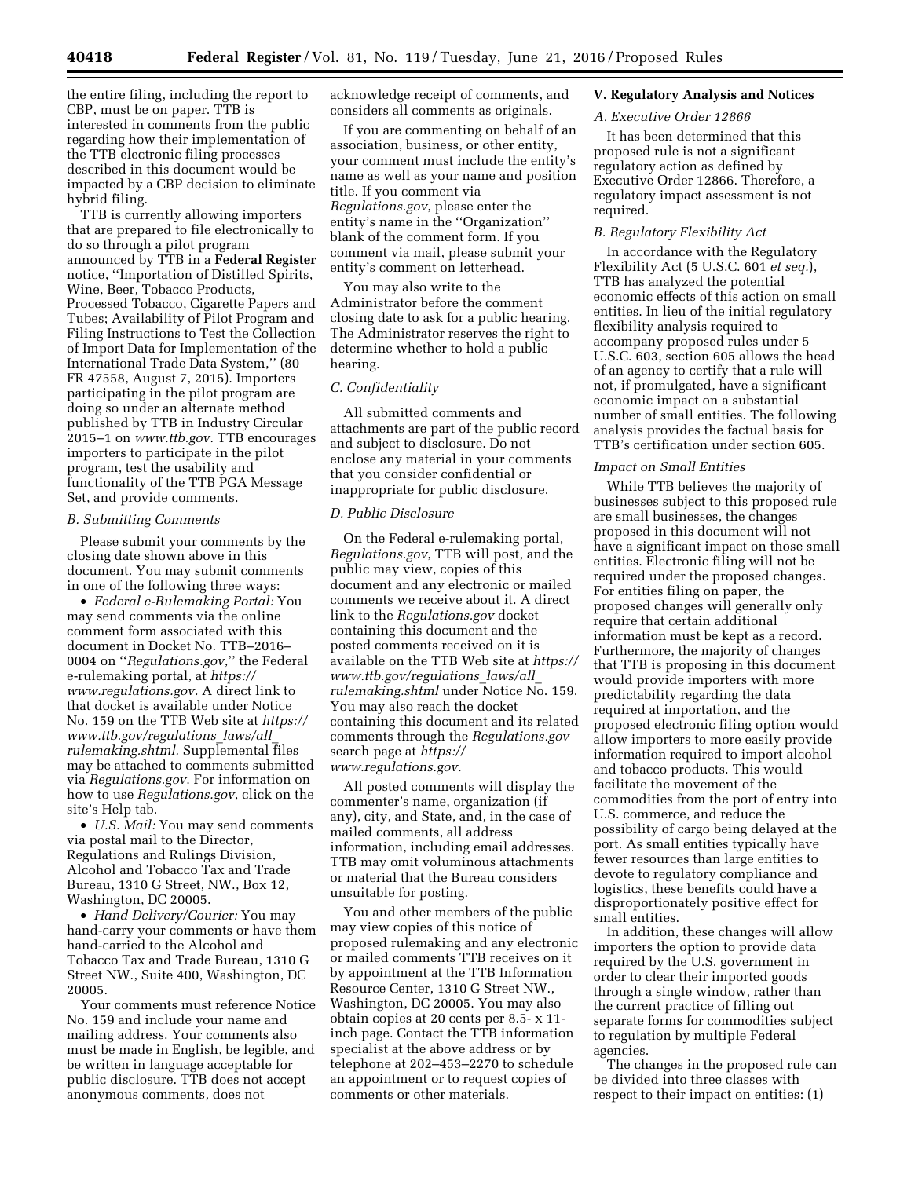the entire filing, including the report to CBP, must be on paper. TTB is interested in comments from the public regarding how their implementation of the TTB electronic filing processes described in this document would be impacted by a CBP decision to eliminate hybrid filing.

TTB is currently allowing importers that are prepared to file electronically to do so through a pilot program announced by TTB in a **Federal Register** notice, ''Importation of Distilled Spirits, Wine, Beer, Tobacco Products, Processed Tobacco, Cigarette Papers and Tubes; Availability of Pilot Program and Filing Instructions to Test the Collection of Import Data for Implementation of the International Trade Data System,'' (80 FR 47558, August 7, 2015). Importers participating in the pilot program are doing so under an alternate method published by TTB in Industry Circular 2015–1 on *www.ttb.gov.* TTB encourages importers to participate in the pilot program, test the usability and functionality of the TTB PGA Message Set, and provide comments.

### B. Submitting Comments

Please submit your comments by the closing date shown above in this document. You may submit comments in one of the following three ways:

- *Federal e-Rulemaking Portal:* You may send comments via the online comment form associated with this document in Docket No. TTB–2016–0004 on ''*Regulations.gov*,'' the Federal e-rulemaking portal, at *https://www.regulations.gov.* A direct link to that docket is available under Notice No. 159 on the TTB Web site at *https://www.ttb.gov/regulations_laws/all_rulemaking.shtml.* Supplemental files may be attached to comments submitted via *Regulations.gov*. For information on how to use *Regulations.gov*, click on the site's Help tab.
- *U.S. Mail:* You may send comments via postal mail to the Director, Regulations and Rulings Division, Alcohol and Tobacco Tax and Trade Bureau, 1310 G Street, NW., Box 12, Washington, DC 20005.
- *Hand Delivery/Courier:* You may hand-carry your comments or have them hand-carried to the Alcohol and Tobacco Tax and Trade Bureau, 1310 G Street NW., Suite 400, Washington, DC 20005.

Your comments must reference Notice No. 159 and include your name and mailing address. Your comments also must be made in English, be legible, and be written in language acceptable for public disclosure. TTB does not accept anonymous comments, does not acknowledge receipt of comments, and considers all comments as originals.

If you are commenting on behalf of an association, business, or other entity, your comment must include the entity's name as well as your name and position title. If you comment via *Regulations.gov*, please enter the entity's name in the ''Organization'' blank of the comment form. If you comment via mail, please submit your entity's comment on letterhead.

You may also write to the Administrator before the comment closing date to ask for a public hearing. The Administrator reserves the right to determine whether to hold a public hearing.

### C. Confidentiality

All submitted comments and attachments are part of the public record and subject to disclosure. Do not enclose any material in your comments that you consider confidential or inappropriate for public disclosure.

### D. Public Disclosure

On the Federal e-rulemaking portal, *Regulations.gov*, TTB will post, and the public may view, copies of this document and any electronic or mailed comments we receive about it. A direct link to the *Regulations.gov* docket containing this document and the posted comments received on it is available on the TTB Web site at *https://www.ttb.gov/regulations_laws/all_rulemaking.shtml* under Notice No. 159. You may also reach the docket containing this document and its related comments through the *Regulations.gov* search page at *https://www.regulations.gov.*

All posted comments will display the commenter's name, organization (if any), city, and State, and, in the case of mailed comments, all address information, including email addresses. TTB may omit voluminous attachments or material that the Bureau considers unsuitable for posting.

You and other members of the public may view copies of this notice of proposed rulemaking and any electronic or mailed comments TTB receives on it by appointment at the TTB Information Resource Center, 1310 G Street NW., Washington, DC 20005. You may also obtain copies at 20 cents per 8.5- x 11-inch page. Contact the TTB information specialist at the above address or by telephone at 202–453–2270 to schedule an appointment or to request copies of comments or other materials.

## V. Regulatory Analysis and Notices

### A. Executive Order 12866

It has been determined that this proposed rule is not a significant regulatory action as defined by Executive Order 12866. Therefore, a regulatory impact assessment is not required.

### B. Regulatory Flexibility Act

In accordance with the Regulatory Flexibility Act (5 U.S.C. 601 *et seq.*), TTB has analyzed the potential economic effects of this action on small entities. In lieu of the initial regulatory flexibility analysis required to accompany proposed rules under 5 U.S.C. 603, section 605 allows the head of an agency to certify that a rule will not, if promulgated, have a significant economic impact on a substantial number of small entities. The following analysis provides the factual basis for TTB's certification under section 605.

#### Impact on Small Entities

While TTB believes the majority of businesses subject to this proposed rule are small businesses, the changes proposed in this document will not have a significant impact on those small entities. Electronic filing will not be required under the proposed changes. For entities filing on paper, the proposed changes will generally only require that certain additional information must be kept as a record. Furthermore, the majority of changes that TTB is proposing in this document would provide importers with more predictability regarding the data required at importation, and the proposed electronic filing option would allow importers to more easily provide information required to import alcohol and tobacco products. This would facilitate the movement of the commodities from the port of entry into U.S. commerce, and reduce the possibility of cargo being delayed at the port. As small entities typically have fewer resources than large entities to devote to regulatory compliance and logistics, these benefits could have a disproportionately positive effect for small entities.

In addition, these changes will allow importers the option to provide data required by the U.S. government in order to clear their imported goods through a single window, rather than the current practice of filling out separate forms for commodities subject to regulation by multiple Federal agencies.

The changes in the proposed rule can be divided into three classes with respect to their impact on entities: (1)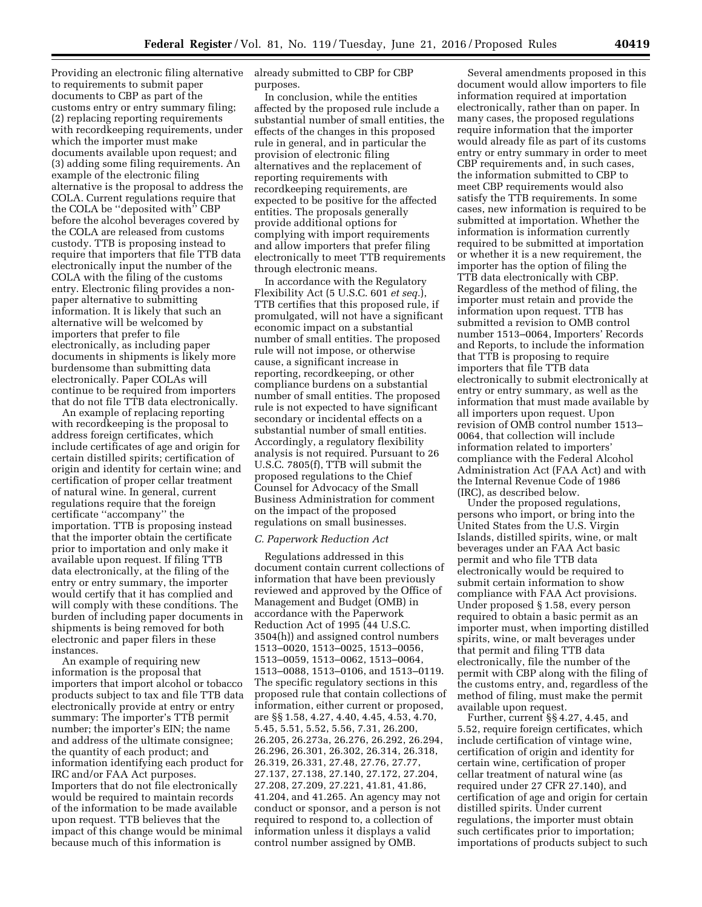Providing an electronic filing alternative to requirements to submit paper documents to CBP as part of the customs entry or entry summary filing; (2) replacing reporting requirements with recordkeeping requirements, under which the importer must make documents available upon request; and (3) adding some filing requirements. An example of the electronic filing alternative is the proposal to address the COLA. Current regulations require that the COLA be ''deposited with'' CBP before the alcohol beverages covered by the COLA are released from customs custody. TTB is proposing instead to require that importers that file TTB data electronically input the number of the COLA with the filing of the customs entry. Electronic filing provides a non-paper alternative to submitting information. It is likely that such an alternative will be welcomed by importers that prefer to file electronically, as including paper documents in shipments is likely more burdensome than submitting data electronically. Paper COLAs will continue to be required from importers that do not file TTB data electronically.

An example of replacing reporting with recordkeeping is the proposal to address foreign certificates, which include certificates of age and origin for certain distilled spirits; certification of origin and identity for certain wine; and certification of proper cellar treatment of natural wine. In general, current regulations require that the foreign certificate ''accompany'' the importation. TTB is proposing instead that the importer obtain the certificate prior to importation and only make it available upon request. If filing TTB data electronically, at the filing of the entry or entry summary, the importer would certify that it has complied and will comply with these conditions. The burden of including paper documents in shipments is being removed for both electronic and paper filers in these instances.

An example of requiring new information is the proposal that importers that import alcohol or tobacco products subject to tax and file TTB data electronically provide at entry or entry summary: The importer's TTB permit number; the importer's EIN; the name and address of the ultimate consignee; the quantity of each product; and information identifying each product for IRC and/or FAA Act purposes. Importers that do not file electronically would be required to maintain records of the information to be made available upon request. TTB believes that the impact of this change would be minimal because much of this information is already submitted to CBP for CBP purposes.

In conclusion, while the entities affected by the proposed rule include a substantial number of small entities, the effects of the changes in this proposed rule in general, and in particular the provision of electronic filing alternatives and the replacement of reporting requirements with recordkeeping requirements, are expected to be positive for the affected entities. The proposals generally provide additional options for complying with import requirements and allow importers that prefer filing electronically to meet TTB requirements through electronic means.

In accordance with the Regulatory Flexibility Act (5 U.S.C. 601 *et seq.*), TTB certifies that this proposed rule, if promulgated, will not have a significant economic impact on a substantial number of small entities. The proposed rule will not impose, or otherwise cause, a significant increase in reporting, recordkeeping, or other compliance burdens on a substantial number of small entities. The proposed rule is not expected to have significant secondary or incidental effects on a substantial number of small entities. Accordingly, a regulatory flexibility analysis is not required. Pursuant to 26 U.S.C. 7805(f), TTB will submit the proposed regulations to the Chief Counsel for Advocacy of the Small Business Administration for comment on the impact of the proposed regulations on small businesses.

### *C. Paperwork Reduction Act*

Regulations addressed in this document contain current collections of information that have been previously reviewed and approved by the Office of Management and Budget (OMB) in accordance with the Paperwork Reduction Act of 1995 (44 U.S.C. 3504(h)) and assigned control numbers 1513–0020, 1513–0025, 1513–0056, 1513–0059, 1513–0062, 1513–0064, 1513–0088, 1513–0106, and 1513–0119. The specific regulatory sections in this proposed rule that contain collections of information, either current or proposed, are §§ 1.58, 4.27, 4.40, 4.45, 4.53, 4.70, 5.45, 5.51, 5.52, 5.56, 7.31, 26.200, 26.205, 26.273a, 26.276, 26.292, 26.294, 26.296, 26.301, 26.302, 26.314, 26.318, 26.319, 26.331, 27.48, 27.76, 27.77, 27.137, 27.138, 27.140, 27.172, 27.204, 27.208, 27.209, 27.221, 41.81, 41.86, 41.204, and 41.265. An agency may not conduct or sponsor, and a person is not required to respond to, a collection of information unless it displays a valid control number assigned by OMB.

Several amendments proposed in this document would allow importers to file information required at importation electronically, rather than on paper. In many cases, the proposed regulations require information that the importer would already file as part of its customs entry or entry summary in order to meet CBP requirements and, in such cases, the information submitted to CBP to meet CBP requirements would also satisfy the TTB requirements. In some cases, new information is required to be submitted at importation. Whether the information is information currently required to be submitted at importation or whether it is a new requirement, the importer has the option of filing the TTB data electronically with CBP. Regardless of the method of filing, the importer must retain and provide the information upon request. TTB has submitted a revision to OMB control number 1513–0064, Importers' Records and Reports, to include the information that TTB is proposing to require importers that file TTB data electronically to submit electronically at entry or entry summary, as well as the information that must made available by all importers upon request. Upon revision of OMB control number 1513–0064, that collection will include information related to importers' compliance with the Federal Alcohol Administration Act (FAA Act) and with the Internal Revenue Code of 1986 (IRC), as described below.

Under the proposed regulations, persons who import, or bring into the United States from the U.S. Virgin Islands, distilled spirits, wine, or malt beverages under an FAA Act basic permit and who file TTB data electronically would be required to submit certain information to show compliance with FAA Act provisions. Under proposed § 1.58, every person required to obtain a basic permit as an importer must, when importing distilled spirits, wine, or malt beverages under that permit and filing TTB data electronically, file the number of the permit with CBP along with the filing of the customs entry, and, regardless of the method of filing, must make the permit available upon request.

Further, current §§ 4.27, 4.45, and 5.52, require foreign certificates, which include certification of vintage wine, certification of origin and identity for certain wine, certification of proper cellar treatment of natural wine (as required under 27 CFR 27.140), and certification of age and origin for certain distilled spirits. Under current regulations, the importer must obtain such certificates prior to importation; importations of products subject to such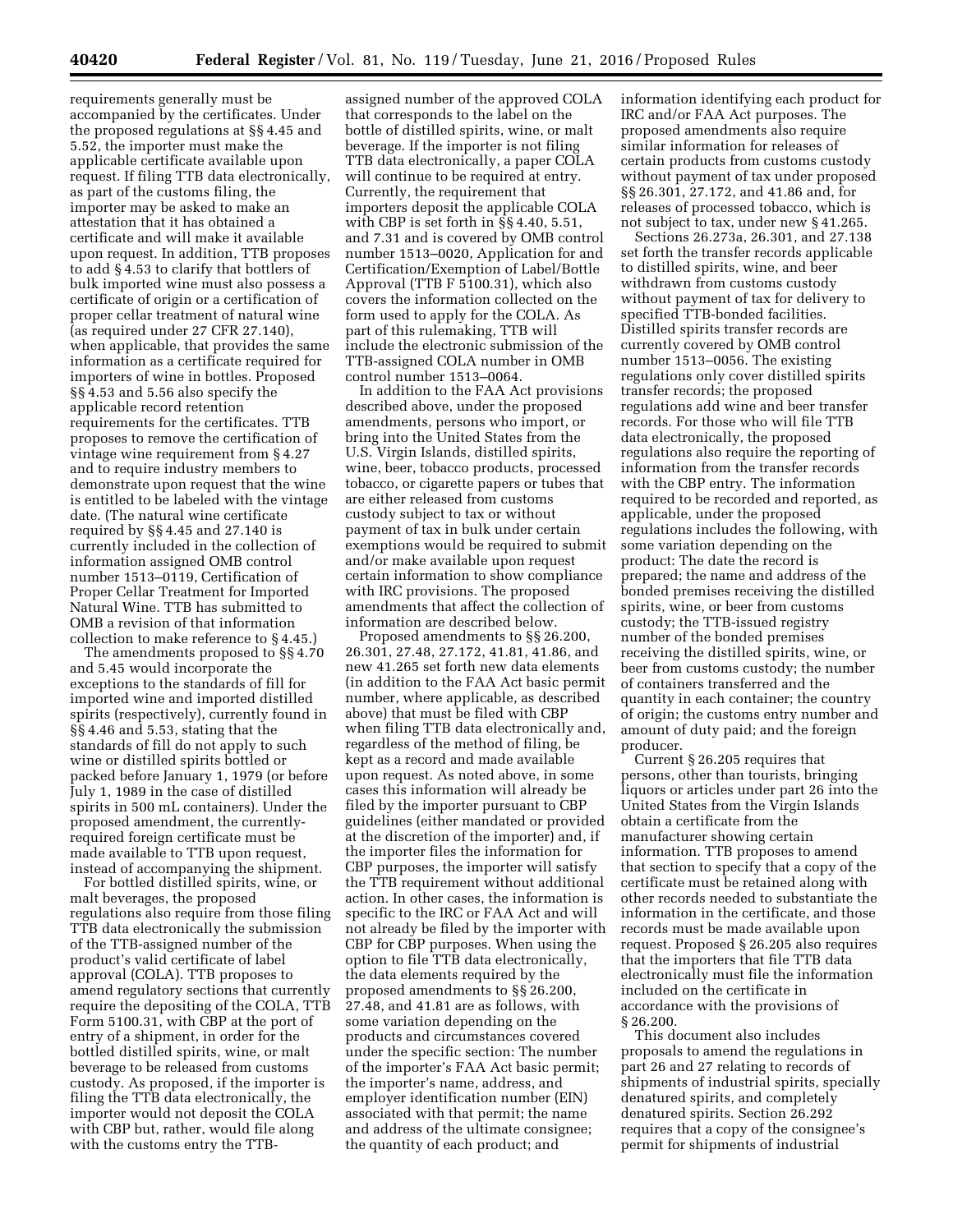requirements generally must be accompanied by the certificates. Under the proposed regulations at §§ 4.45 and 5.52, the importer must make the applicable certificate available upon request. If filing TTB data electronically, as part of the customs filing, the importer may be asked to make an attestation that it has obtained a certificate and will make it available upon request. In addition, TTB proposes to add § 4.53 to clarify that bottlers of bulk imported wine must also possess a certificate of origin or a certification of proper cellar treatment of natural wine (as required under 27 CFR 27.140), when applicable, that provides the same information as a certificate required for importers of wine in bottles. Proposed §§ 4.53 and 5.56 also specify the applicable record retention requirements for the certificates. TTB proposes to remove the certification of vintage wine requirement from § 4.27 and to require industry members to demonstrate upon request that the wine is entitled to be labeled with the vintage date. (The natural wine certificate required by §§ 4.45 and 27.140 is currently included in the collection of information assigned OMB control number 1513–0119, Certification of Proper Cellar Treatment for Imported Natural Wine. TTB has submitted to OMB a revision of that information collection to make reference to § 4.45.)

The amendments proposed to §§ 4.70 and 5.45 would incorporate the exceptions to the standards of fill for imported wine and imported distilled spirits (respectively), currently found in §§ 4.46 and 5.53, stating that the standards of fill do not apply to such wine or distilled spirits bottled or packed before January 1, 1979 (or before July 1, 1989 in the case of distilled spirits in 500 mL containers). Under the proposed amendment, the currently-required foreign certificate must be made available to TTB upon request, instead of accompanying the shipment.

For bottled distilled spirits, wine, or malt beverages, the proposed regulations also require from those filing TTB data electronically the submission of the TTB-assigned number of the product's valid certificate of label approval (COLA). TTB proposes to amend regulatory sections that currently require the depositing of the COLA, TTB Form 5100.31, with CBP at the port of entry of a shipment, in order for the bottled distilled spirits, wine, or malt beverage to be released from customs custody. As proposed, if the importer is filing the TTB data electronically, the importer would not deposit the COLA with CBP but, rather, would file along with the customs entry the TTB-assigned number of the approved COLA that corresponds to the label on the bottle of distilled spirits, wine, or malt beverage. If the importer is not filing TTB data electronically, a paper COLA will continue to be required at entry. Currently, the requirement that importers deposit the applicable COLA with CBP is set forth in §§ 4.40, 5.51, and 7.31 and is covered by OMB control number 1513–0020, Application for and Certification/Exemption of Label/Bottle Approval (TTB F 5100.31), which also covers the information collected on the form used to apply for the COLA. As part of this rulemaking, TTB will include the electronic submission of the TTB-assigned COLA number in OMB control number 1513–0064.

In addition to the FAA Act provisions described above, under the proposed amendments, persons who import, or bring into the United States from the U.S. Virgin Islands, distilled spirits, wine, beer, tobacco products, processed tobacco, or cigarette papers or tubes that are either released from customs custody subject to tax or without payment of tax in bulk under certain exemptions would be required to submit and/or make available upon request certain information to show compliance with IRC provisions. The proposed amendments that affect the collection of information are described below.

Proposed amendments to §§ 26.200, 26.301, 27.48, 27.172, 41.81, 41.86, and new 41.265 set forth new data elements (in addition to the FAA Act basic permit number, where applicable, as described above) that must be filed with CBP when filing TTB data electronically and, regardless of the method of filing, be kept as a record and made available upon request. As noted above, in some cases this information will already be filed by the importer pursuant to CBP guidelines (either mandated or provided at the discretion of the importer) and, if the importer files the information for CBP purposes, the importer will satisfy the TTB requirement without additional action. In other cases, the information is specific to the IRC or FAA Act and will not already be filed by the importer with CBP for CBP purposes. When using the option to file TTB data electronically, the data elements required by the proposed amendments to §§ 26.200, 27.48, and 41.81 are as follows, with some variation depending on the products and circumstances covered under the specific section: The number of the importer's FAA Act basic permit; the importer's name, address, and employer identification number (EIN) associated with that permit; the name and address of the ultimate consignee; the quantity of each product; and information identifying each product for IRC and/or FAA Act purposes. The proposed amendments also require similar information for releases of certain products from customs custody without payment of tax under proposed §§ 26.301, 27.172, and 41.86 and, for releases of processed tobacco, which is not subject to tax, under new § 41.265.

Sections 26.273a, 26.301, and 27.138 set forth the transfer records applicable to distilled spirits, wine, and beer withdrawn from customs custody without payment of tax for delivery to specified TTB-bonded facilities. Distilled spirits transfer records are currently covered by OMB control number 1513–0056. The existing regulations only cover distilled spirits transfer records; the proposed regulations add wine and beer transfer records. For those who will file TTB data electronically, the proposed regulations also require the reporting of information from the transfer records with the CBP entry. The information required to be recorded and reported, as applicable, under the proposed regulations includes the following, with some variation depending on the product: The date the record is prepared; the name and address of the bonded premises receiving the distilled spirits, wine, or beer from customs custody; the TTB-issued registry number of the bonded premises receiving the distilled spirits, wine, or beer from customs custody; the number of containers transferred and the quantity in each container; the country of origin; the customs entry number and amount of duty paid; and the foreign producer.

Current § 26.205 requires that persons, other than tourists, bringing liquors or articles under part 26 into the United States from the Virgin Islands obtain a certificate from the manufacturer showing certain information. TTB proposes to amend that section to specify that a copy of the certificate must be retained along with other records needed to substantiate the information in the certificate, and those records must be made available upon request. Proposed § 26.205 also requires that the importers that file TTB data electronically must file the information included on the certificate in accordance with the provisions of § 26.200.

This document also includes proposals to amend the regulations in part 26 and 27 relating to records of shipments of industrial spirits, specially denatured spirits, and completely denatured spirits. Section 26.292 requires that a copy of the consignee's permit for shipments of industrial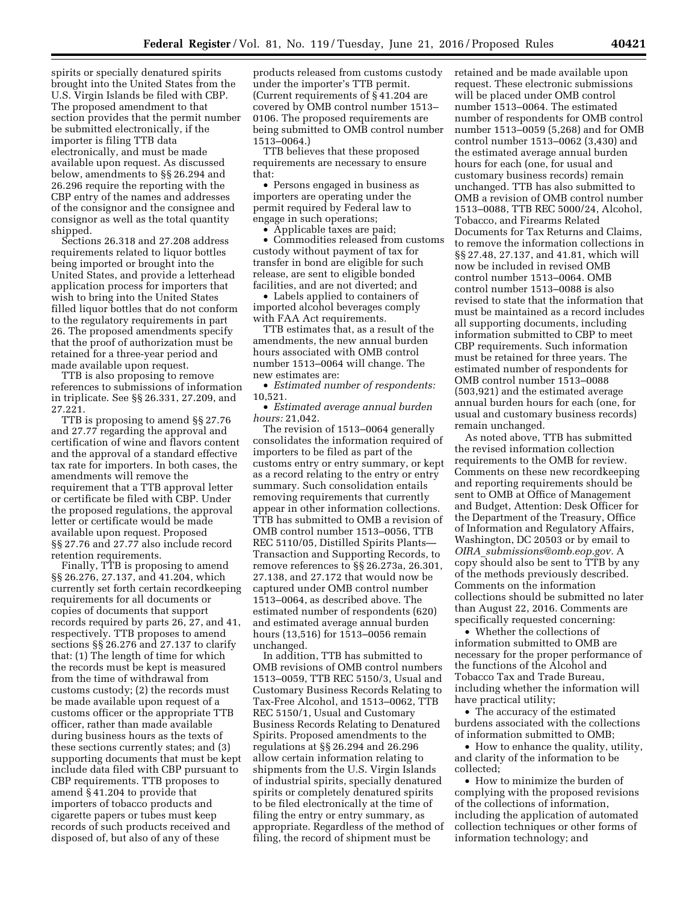spirits or specially denatured spirits brought into the United States from the U.S. Virgin Islands be filed with CBP. The proposed amendment to that section provides that the permit number be submitted electronically, if the importer is filing TTB data electronically, and must be made available upon request. As discussed below, amendments to §§ 26.294 and 26.296 require the reporting with the CBP entry of the names and addresses of the consignor and the consignee and consignor as well as the total quantity shipped.

Sections 26.318 and 27.208 address requirements related to liquor bottles being imported or brought into the United States, and provide a letterhead application process for importers that wish to bring into the United States filled liquor bottles that do not conform to the regulatory requirements in part 26. The proposed amendments specify that the proof of authorization must be retained for a three-year period and made available upon request.

TTB is also proposing to remove references to submissions of information in triplicate. See §§ 26.331, 27.209, and 27.221.

TTB is proposing to amend §§ 27.76 and 27.77 regarding the approval and certification of wine and flavors content and the approval of a standard effective tax rate for importers. In both cases, the amendments will remove the requirement that a TTB approval letter or certificate be filed with CBP. Under the proposed regulations, the approval letter or certificate would be made available upon request. Proposed §§ 27.76 and 27.77 also include record retention requirements.

Finally, TTB is proposing to amend §§ 26.276, 27.137, and 41.204, which currently set forth certain recordkeeping requirements for all documents or copies of documents that support records required by parts 26, 27, and 41, respectively. TTB proposes to amend sections §§ 26.276 and 27.137 to clarify that: (1) The length of time for which the records must be kept is measured from the time of withdrawal from customs custody; (2) the records must be made available upon request of a customs officer or the appropriate TTB officer, rather than made available during business hours as the texts of these sections currently states; and (3) supporting documents that must be kept include data filed with CBP pursuant to CBP requirements. TTB proposes to amend § 41.204 to provide that importers of tobacco products and cigarette papers or tubes must keep records of such products received and disposed of, but also of any of these products released from customs custody under the importer's TTB permit. (Current requirements of § 41.204 are covered by OMB control number 1513–0106. The proposed requirements are being submitted to OMB control number 1513–0064.)

TTB believes that these proposed requirements are necessary to ensure that:

- Persons engaged in business as importers are operating under the permit required by Federal law to engage in such operations;
- Applicable taxes are paid;
- Commodities released from customs custody without payment of tax for transfer in bond are eligible for such release, are sent to eligible bonded facilities, and are not diverted; and
- Labels applied to containers of imported alcohol beverages comply with FAA Act requirements.

TTB estimates that, as a result of the amendments, the new annual burden hours associated with OMB control number 1513–0064 will change. The new estimates are:

- *Estimated number of respondents:* 10,521.
- *Estimated average annual burden hours:* 21,042.

The revision of 1513–0064 generally consolidates the information required of importers to be filed as part of the customs entry or entry summary, or kept as a record relating to the entry or entry summary. Such consolidation entails removing requirements that currently appear in other information collections. TTB has submitted to OMB a revision of OMB control number 1513–0056, TTB REC 5110/05, Distilled Spirits Plants—Transaction and Supporting Records, to remove references to §§ 26.273a, 26.301, 27.138, and 27.172 that would now be captured under OMB control number 1513–0064, as described above. The estimated number of respondents (620) and estimated average annual burden hours (13,516) for 1513–0056 remain unchanged.

In addition, TTB has submitted to OMB revisions of OMB control numbers 1513–0059, TTB REC 5150/3, Usual and Customary Business Records Relating to Tax-Free Alcohol, and 1513–0062, TTB REC 5150/1, Usual and Customary Business Records Relating to Denatured Spirits. Proposed amendments to the regulations at §§ 26.294 and 26.296 allow certain information relating to shipments from the U.S. Virgin Islands of industrial spirits, specially denatured spirits or completely denatured spirits to be filed electronically at the time of filing the entry or entry summary, as appropriate. Regardless of the method of filing, the record of shipment must be retained and be made available upon request. These electronic submissions will be placed under OMB control number 1513–0064. The estimated number of respondents for OMB control number 1513–0059 (5,268) and for OMB control number 1513–0062 (3,430) and the estimated average annual burden hours for each (one, for usual and customary business records) remain unchanged. TTB has also submitted to OMB a revision of OMB control number 1513–0088, TTB REC 5000/24, Alcohol, Tobacco, and Firearms Related Documents for Tax Returns and Claims, to remove the information collections in §§ 27.48, 27.137, and 41.81, which will now be included in revised OMB control number 1513–0064. OMB control number 1513–0088 is also revised to state that the information that must be maintained as a record includes all supporting documents, including information submitted to CBP to meet CBP requirements. Such information must be retained for three years. The estimated number of respondents for OMB control number 1513–0088 (503,921) and the estimated average annual burden hours for each (one, for usual and customary business records) remain unchanged.

As noted above, TTB has submitted the revised information collection requirements to the OMB for review. Comments on these new recordkeeping and reporting requirements should be sent to OMB at Office of Management and Budget, Attention: Desk Officer for the Department of the Treasury, Office of Information and Regulatory Affairs, Washington, DC 20503 or by email to *OIRA_submissions@omb.eop.gov*. A copy should also be sent to TTB by any of the methods previously described. Comments on the information collections should be submitted no later than August 22, 2016. Comments are specifically requested concerning:

- Whether the collections of information submitted to OMB are necessary for the proper performance of the functions of the Alcohol and Tobacco Tax and Trade Bureau, including whether the information will have practical utility;
- The accuracy of the estimated burdens associated with the collections of information submitted to OMB;
- How to enhance the quality, utility, and clarity of the information to be collected;
- How to minimize the burden of complying with the proposed revisions of the collections of information, including the application of automated collection techniques or other forms of information technology; and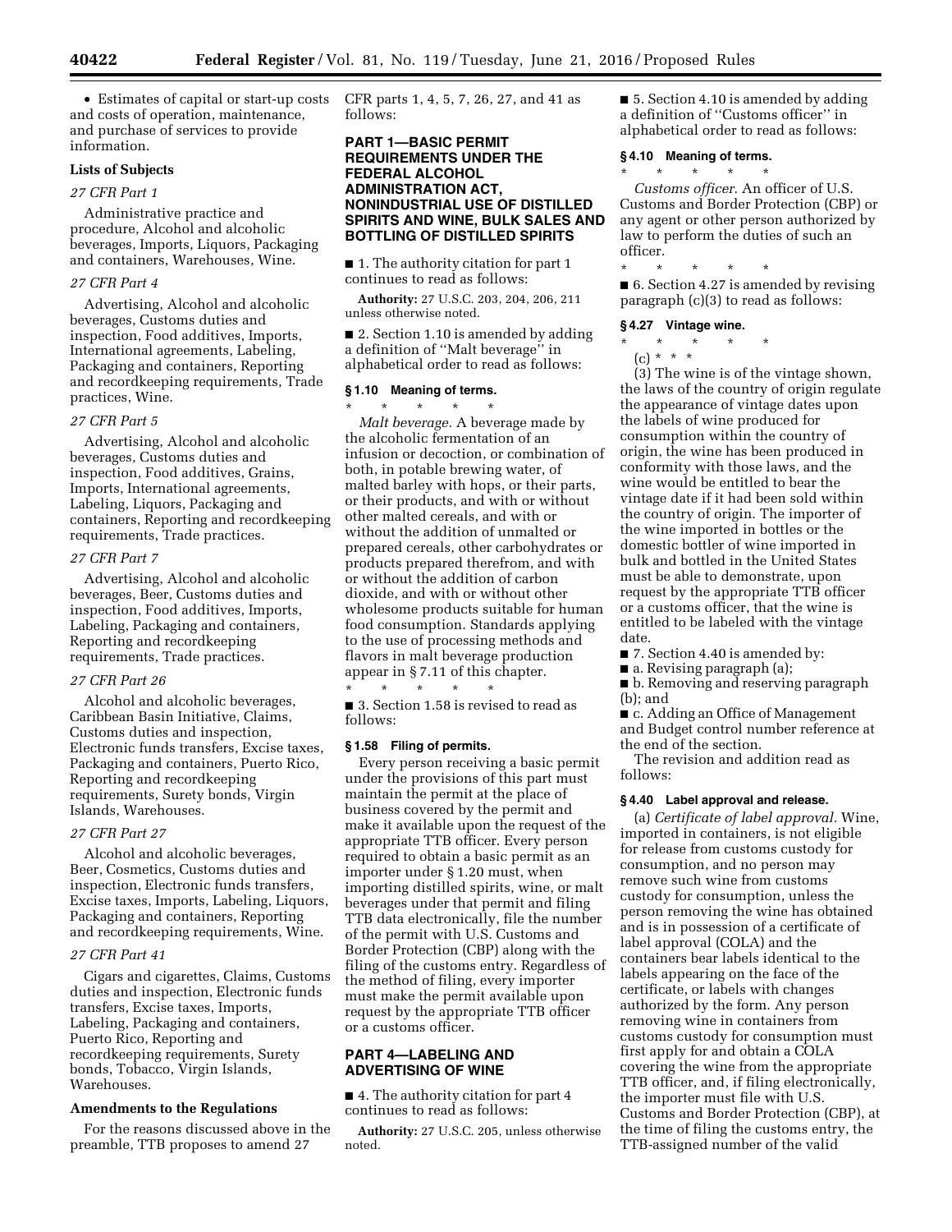- Estimates of capital or start-up costs and costs of operation, maintenance, and purchase of services to provide information.

**Lists of Subjects**

*27 CFR Part 1*

Administrative practice and procedure, Alcohol and alcoholic beverages, Imports, Liquors, Packaging and containers, Warehouses, Wine.

*27 CFR Part 4*

Advertising, Alcohol and alcoholic beverages, Customs duties and inspection, Food additives, Imports, International agreements, Labeling, Packaging and containers, Reporting and recordkeeping requirements, Trade practices, Wine.

*27 CFR Part 5*

Advertising, Alcohol and alcoholic beverages, Customs duties and inspection, Food additives, Grains, Imports, International agreements, Labeling, Liquors, Packaging and containers, Reporting and recordkeeping requirements, Trade practices.

*27 CFR Part 7*

Advertising, Alcohol and alcoholic beverages, Beer, Customs duties and inspection, Food additives, Imports, Labeling, Packaging and containers, Reporting and recordkeeping requirements, Trade practices.

*27 CFR Part 26*

Alcohol and alcoholic beverages, Caribbean Basin Initiative, Claims, Customs duties and inspection, Electronic funds transfers, Excise taxes, Packaging and containers, Puerto Rico, Reporting and recordkeeping requirements, Surety bonds, Virgin Islands, Warehouses.

*27 CFR Part 27*

Alcohol and alcoholic beverages, Beer, Cosmetics, Customs duties and inspection, Electronic funds transfers, Excise taxes, Imports, Labeling, Liquors, Packaging and containers, Reporting and recordkeeping requirements, Wine.

*27 CFR Part 41*

Cigars and cigarettes, Claims, Customs duties and inspection, Electronic funds transfers, Excise taxes, Imports, Labeling, Packaging and containers, Puerto Rico, Reporting and recordkeeping requirements, Surety bonds, Tobacco, Virgin Islands, Warehouses.

**Amendments to the Regulations**

For the reasons discussed above in the preamble, TTB proposes to amend 27 CFR parts 1, 4, 5, 7, 26, 27, and 41 as follows:

## PART 1—BASIC PERMIT REQUIREMENTS UNDER THE FEDERAL ALCOHOL ADMINISTRATION ACT, NONINDUSTRIAL USE OF DISTILLED SPIRITS AND WINE, BULK SALES AND BOTTLING OF DISTILLED SPIRITS

■ 1. The authority citation for part 1 continues to read as follows:

**Authority:** 27 U.S.C. 203, 204, 206, 211 unless otherwise noted.

■ 2. Section 1.10 is amended by adding a definition of ''Malt beverage'' in alphabetical order to read as follows:

### § 1.10 Meaning of terms.

\* \* \* \* \*

*Malt beverage.* A beverage made by the alcoholic fermentation of an infusion or decoction, or combination of both, in potable brewing water, of malted barley with hops, or their parts, or their products, and with or without other malted cereals, and with or without the addition of unmalted or prepared cereals, other carbohydrates or products prepared therefrom, and with or without the addition of carbon dioxide, and with or without other wholesome products suitable for human food consumption. Standards applying to the use of processing methods and flavors in malt beverage production appear in § 7.11 of this chapter.

\* \* \* \* \*

■ 3. Section 1.58 is revised to read as follows:

### § 1.58 Filing of permits.

Every person receiving a basic permit under the provisions of this part must maintain the permit at the place of business covered by the permit and make it available upon the request of the appropriate TTB officer. Every person required to obtain a basic permit as an importer under § 1.20 must, when importing distilled spirits, wine, or malt beverages under that permit and filing TTB data electronically, file the number of the permit with U.S. Customs and Border Protection (CBP) along with the filing of the customs entry. Regardless of the method of filing, every importer must make the permit available upon request by the appropriate TTB officer or a customs officer.

## PART 4—LABELING AND ADVERTISING OF WINE

■ 4. The authority citation for part 4 continues to read as follows:

**Authority:** 27 U.S.C. 205, unless otherwise noted.

■ 5. Section 4.10 is amended by adding a definition of ''Customs officer'' in alphabetical order to read as follows:

### § 4.10 Meaning of terms.

\* \* \* \* \*

*Customs officer.* An officer of U.S. Customs and Border Protection (CBP) or any agent or other person authorized by law to perform the duties of such an officer.

\* \* \* \* \*

■ 6. Section 4.27 is amended by revising paragraph (c)(3) to read as follows:

### § 4.27 Vintage wine.

\* \* \* \* \*

(c) \* \* \*

(3) The wine is of the vintage shown, the laws of the country of origin regulate the appearance of vintage dates upon the labels of wine produced for consumption within the country of origin, the wine has been produced in conformity with those laws, and the wine would be entitled to bear the vintage date if it had been sold within the country of origin. The importer of the wine imported in bottles or the domestic bottler of wine imported in bulk and bottled in the United States must be able to demonstrate, upon request by the appropriate TTB officer or a customs officer, that the wine is entitled to be labeled with the vintage date.

■ 7. Section 4.40 is amended by:

■ a. Revising paragraph (a);

■ b. Removing and reserving paragraph (b); and

■ c. Adding an Office of Management and Budget control number reference at the end of the section.

The revision and addition read as follows:

### § 4.40 Label approval and release.

(a) *Certificate of label approval.* Wine, imported in containers, is not eligible for release from customs custody for consumption, and no person may remove such wine from customs custody for consumption, unless the person removing the wine has obtained and is in possession of a certificate of label approval (COLA) and the containers bear labels identical to the labels appearing on the face of the certificate, or labels with changes authorized by the form. Any person removing wine in containers from customs custody for consumption must first apply for and obtain a COLA covering the wine from the appropriate TTB officer, and, if filing electronically, the importer must file with U.S. Customs and Border Protection (CBP), at the time of filing the customs entry, the TTB-assigned number of the valid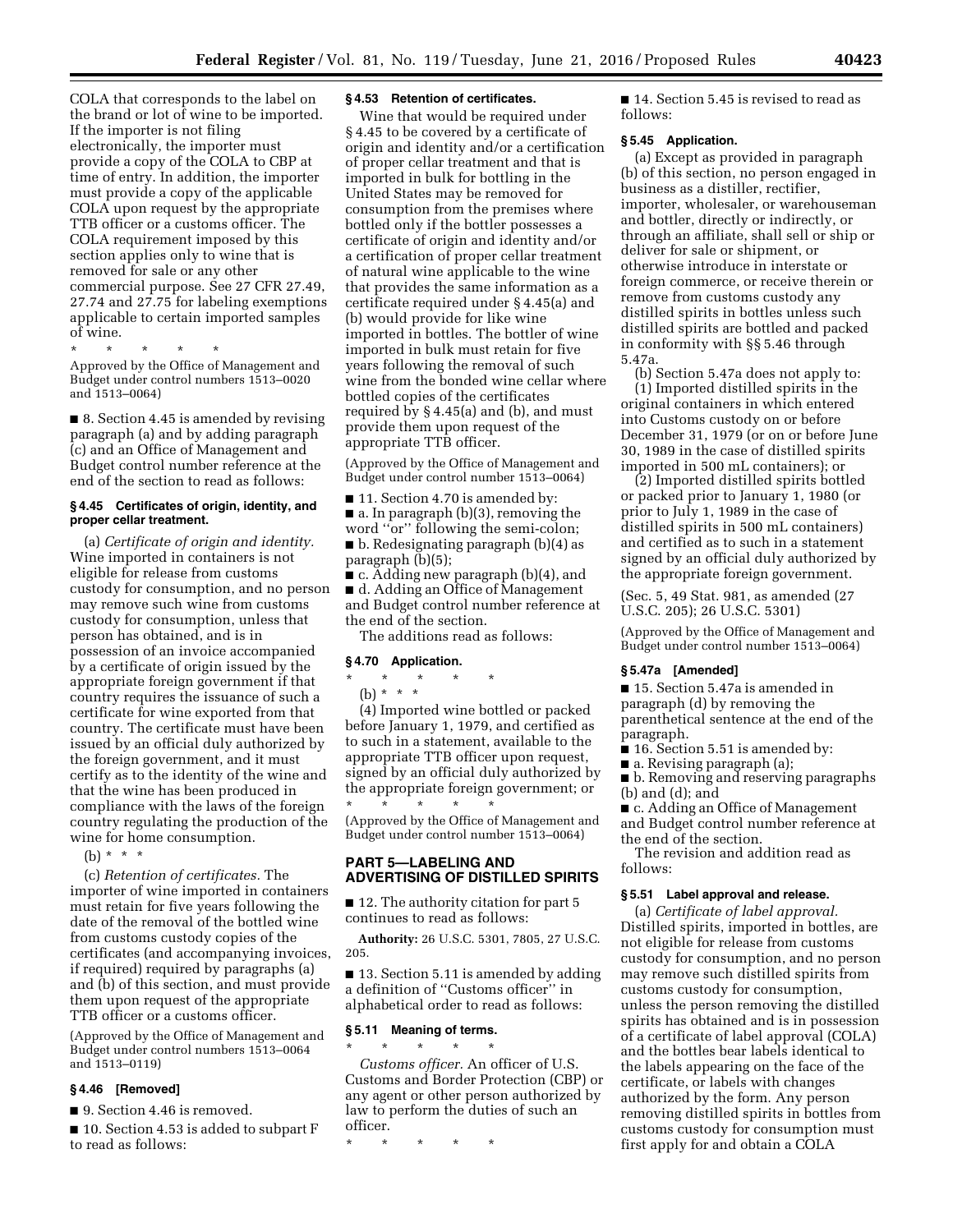COLA that corresponds to the label on the brand or lot of wine to be imported. If the importer is not filing electronically, the importer must provide a copy of the COLA to CBP at time of entry. In addition, the importer must provide a copy of the applicable COLA upon request by the appropriate TTB officer or a customs officer. The COLA requirement imposed by this section applies only to wine that is removed for sale or any other commercial purpose. See 27 CFR 27.49, 27.74 and 27.75 for labeling exemptions applicable to certain imported samples of wine.

\* \* \* \* \*

Approved by the Office of Management and Budget under control numbers 1513–0020 and 1513–0064)

■ 8. Section 4.45 is amended by revising paragraph (a) and by adding paragraph (c) and an Office of Management and Budget control number reference at the end of the section to read as follows:

### § 4.45 Certificates of origin, identity, and proper cellar treatment.

(a) *Certificate of origin and identity.* Wine imported in containers is not eligible for release from customs custody for consumption, and no person may remove such wine from customs custody for consumption, unless that person has obtained, and is in possession of an invoice accompanied by a certificate of origin issued by the appropriate foreign government if that country requires the issuance of such a certificate for wine exported from that country. The certificate must have been issued by an official duly authorized by the foreign government, and it must certify as to the identity of the wine and that the wine has been produced in compliance with the laws of the foreign country regulating the production of the wine for home consumption.

(b) \* \* \*

(c) *Retention of certificates.* The importer of wine imported in containers must retain for five years following the date of the removal of the bottled wine from customs custody copies of the certificates (and accompanying invoices, if required) required by paragraphs (a) and (b) of this section, and must provide them upon request of the appropriate TTB officer or a customs officer.

(Approved by the Office of Management and Budget under control numbers 1513–0064 and 1513–0119)

### § 4.46 [Removed]

■ 9. Section 4.46 is removed.

■ 10. Section 4.53 is added to subpart F to read as follows:

### § 4.53 Retention of certificates.

Wine that would be required under § 4.45 to be covered by a certificate of origin and identity and/or a certification of proper cellar treatment and that is imported in bulk for bottling in the United States may be removed for consumption from the premises where bottled only if the bottler possesses a certificate of origin and identity and/or a certification of proper cellar treatment of natural wine applicable to the wine that provides the same information as a certificate required under § 4.45(a) and (b) would provide for like wine imported in bottles. The bottler of wine imported in bulk must retain for five years following the removal of such wine from the bonded wine cellar where bottled copies of the certificates required by § 4.45(a) and (b), and must provide them upon request of the appropriate TTB officer.

(Approved by the Office of Management and Budget under control number 1513–0064)

■ 11. Section 4.70 is amended by:

■ a. In paragraph (b)(3), removing the word "or" following the semi-colon;

■ b. Redesignating paragraph (b)(4) as paragraph (b)(5);

■ c. Adding new paragraph (b)(4), and

■ d. Adding an Office of Management and Budget control number reference at the end of the section.

The additions read as follows:

### § 4.70 Application.

\* \* \* \* \*

(b) \* \* \*

(4) Imported wine bottled or packed before January 1, 1979, and certified as to such in a statement, available to the appropriate TTB officer upon request, signed by an official duly authorized by the appropriate foreign government; or

\* \* \* \* \*

(Approved by the Office of Management and Budget under control number 1513–0064)

## PART 5—LABELING AND ADVERTISING OF DISTILLED SPIRITS

■ 12. The authority citation for part 5 continues to read as follows:

**Authority:** 26 U.S.C. 5301, 7805, 27 U.S.C. 205.

■ 13. Section 5.11 is amended by adding a definition of "Customs officer" in alphabetical order to read as follows:

### § 5.11 Meaning of terms.

\* \* \* \* \*

*Customs officer.* An officer of U.S. Customs and Border Protection (CBP) or any agent or other person authorized by law to perform the duties of such an officer.

\* \* \* \* \*

■ 14. Section 5.45 is revised to read as follows:

### § 5.45 Application.

(a) Except as provided in paragraph (b) of this section, no person engaged in business as a distiller, rectifier, importer, wholesaler, or warehouseman and bottler, directly or indirectly, or through an affiliate, shall sell or ship or deliver for sale or shipment, or otherwise introduce in interstate or foreign commerce, or receive therein or remove from customs custody any distilled spirits in bottles unless such distilled spirits are bottled and packed in conformity with §§ 5.46 through 5.47a.

(b) Section 5.47a does not apply to:

(1) Imported distilled spirits in the original containers in which entered into Customs custody on or before December 31, 1979 (or on or before June 30, 1989 in the case of distilled spirits imported in 500 mL containers); or

(2) Imported distilled spirits bottled or packed prior to January 1, 1980 (or prior to July 1, 1989 in the case of distilled spirits in 500 mL containers) and certified as to such in a statement signed by an official duly authorized by the appropriate foreign government.

(Sec. 5, 49 Stat. 981, as amended (27 U.S.C. 205); 26 U.S.C. 5301)

(Approved by the Office of Management and Budget under control number 1513–0064)

### § 5.47a [Amended]

■ 15. Section 5.47a is amended in paragraph (d) by removing the parenthetical sentence at the end of the paragraph.

■ 16. Section 5.51 is amended by:

■ a. Revising paragraph (a);

■ b. Removing and reserving paragraphs (b) and (d); and

■ c. Adding an Office of Management and Budget control number reference at the end of the section.

The revision and addition read as follows:

### § 5.51 Label approval and release.

(a) *Certificate of label approval.* Distilled spirits, imported in bottles, are not eligible for release from customs custody for consumption, and no person may remove such distilled spirits from customs custody for consumption, unless the person removing the distilled spirits has obtained and is in possession of a certificate of label approval (COLA) and the bottles bear labels identical to the labels appearing on the face of the certificate, or labels with changes authorized by the form. Any person removing distilled spirits in bottles from customs custody for consumption must first apply for and obtain a COLA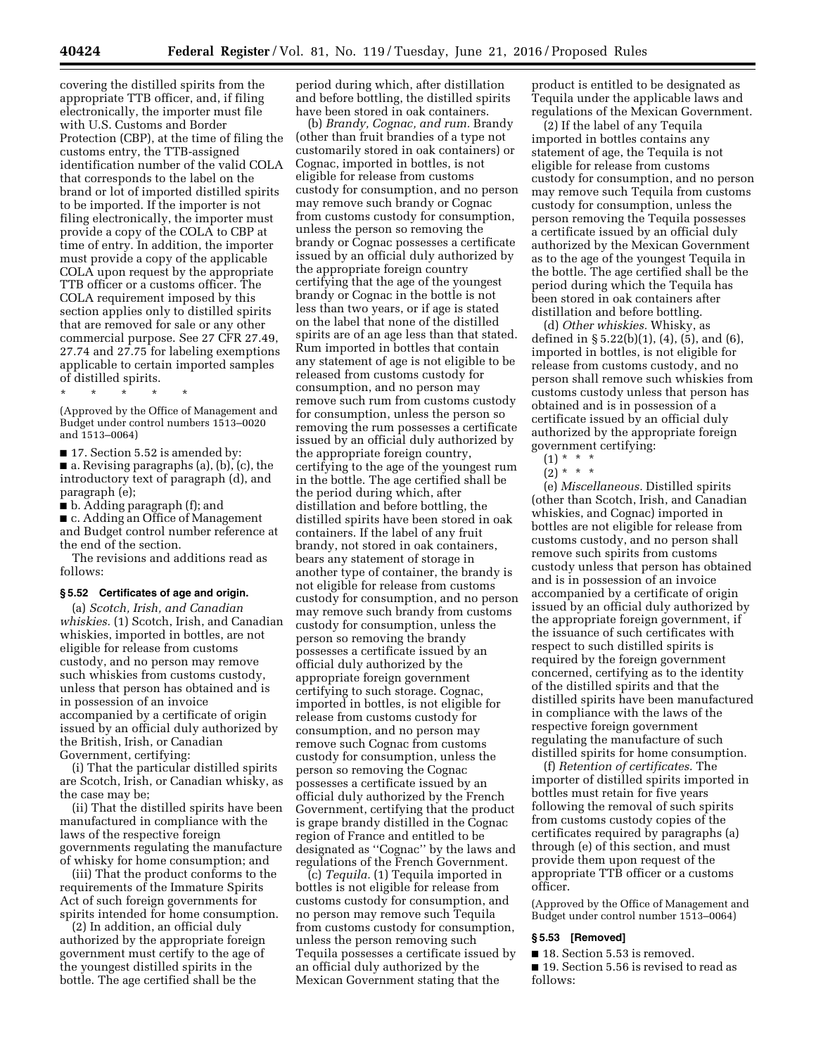covering the distilled spirits from the appropriate TTB officer, and, if filing electronically, the importer must file with U.S. Customs and Border Protection (CBP), at the time of filing the customs entry, the TTB-assigned identification number of the valid COLA that corresponds to the label on the brand or lot of imported distilled spirits to be imported. If the importer is not filing electronically, the importer must provide a copy of the COLA to CBP at time of entry. In addition, the importer must provide a copy of the applicable COLA upon request by the appropriate TTB officer or a customs officer. The COLA requirement imposed by this section applies only to distilled spirits that are removed for sale or any other commercial purpose. See 27 CFR 27.49, 27.74 and 27.75 for labeling exemptions applicable to certain imported samples of distilled spirits.

\* \* \* \* \*

(Approved by the Office of Management and Budget under control numbers 1513–0020 and 1513–0064)

■ 17. Section 5.52 is amended by:

■ a. Revising paragraphs (a), (b), (c), the introductory text of paragraph (d), and paragraph (e);

■ b. Adding paragraph (f); and

■ c. Adding an Office of Management and Budget control number reference at the end of the section.

The revisions and additions read as follows:

### § 5.52 Certificates of age and origin.

(a) *Scotch, Irish, and Canadian whiskies.* (1) Scotch, Irish, and Canadian whiskies, imported in bottles, are not eligible for release from customs custody, and no person may remove such whiskies from customs custody, unless that person has obtained and is in possession of an invoice accompanied by a certificate of origin issued by an official duly authorized by the British, Irish, or Canadian Government, certifying:

(i) That the particular distilled spirits are Scotch, Irish, or Canadian whisky, as the case may be;

(ii) That the distilled spirits have been manufactured in compliance with the laws of the respective foreign governments regulating the manufacture of whisky for home consumption; and

(iii) That the product conforms to the requirements of the Immature Spirits Act of such foreign governments for spirits intended for home consumption.

(2) In addition, an official duly authorized by the appropriate foreign government must certify to the age of the youngest distilled spirits in the bottle. The age certified shall be the period during which, after distillation and before bottling, the distilled spirits have been stored in oak containers.

(b) *Brandy, Cognac, and rum.* Brandy (other than fruit brandies of a type not customarily stored in oak containers) or Cognac, imported in bottles, is not eligible for release from customs custody for consumption, and no person may remove such brandy or Cognac from customs custody for consumption, unless the person so removing the brandy or Cognac possesses a certificate issued by an official duly authorized by the appropriate foreign country certifying that the age of the youngest brandy or Cognac in the bottle is not less than two years, or if age is stated on the label that none of the distilled spirits are of an age less than that stated. Rum imported in bottles that contain any statement of age is not eligible to be released from customs custody for consumption, and no person may remove such rum from customs custody for consumption, unless the person so removing the rum possesses a certificate issued by an official duly authorized by the appropriate foreign country, certifying to the age of the youngest rum in the bottle. The age certified shall be the period during which, after distillation and before bottling, the distilled spirits have been stored in oak containers. If the label of any fruit brandy, not stored in oak containers, bears any statement of storage in another type of container, the brandy is not eligible for release from customs custody for consumption, and no person may remove such brandy from customs custody for consumption, unless the person so removing the brandy possesses a certificate issued by an official duly authorized by the appropriate foreign government certifying to such storage. Cognac, imported in bottles, is not eligible for release from customs custody for consumption, and no person may remove such Cognac from customs custody for consumption, unless the person so removing the Cognac possesses a certificate issued by an official duly authorized by the French Government, certifying that the product is grape brandy distilled in the Cognac region of France and entitled to be designated as "Cognac" by the laws and regulations of the French Government.

(c) *Tequila.* (1) Tequila imported in bottles is not eligible for release from customs custody for consumption, and no person may remove such Tequila from customs custody for consumption, unless the person removing such Tequila possesses a certificate issued by an official duly authorized by the Mexican Government stating that the product is entitled to be designated as Tequila under the applicable laws and regulations of the Mexican Government.

(2) If the label of any Tequila imported in bottles contains any statement of age, the Tequila is not eligible for release from customs custody for consumption, and no person may remove such Tequila from customs custody for consumption, unless the person removing the Tequila possesses a certificate issued by an official duly authorized by the Mexican Government as to the age of the youngest Tequila in the bottle. The age certified shall be the period during which the Tequila has been stored in oak containers after distillation and before bottling.

(d) *Other whiskies.* Whisky, as defined in § 5.22(b)(1), (4), (5), and (6), imported in bottles, is not eligible for release from customs custody, and no person shall remove such whiskies from customs custody unless that person has obtained and is in possession of a certificate issued by an official duly authorized by the appropriate foreign government certifying:

(1) \* \* \*

(2) \* \* \*

(e) *Miscellaneous.* Distilled spirits (other than Scotch, Irish, and Canadian whiskies, and Cognac) imported in bottles are not eligible for release from customs custody, and no person shall remove such spirits from customs custody unless that person has obtained and is in possession of an invoice accompanied by a certificate of origin issued by an official duly authorized by the appropriate foreign government, if the issuance of such certificates with respect to such distilled spirits is required by the foreign government concerned, certifying as to the identity of the distilled spirits and that the distilled spirits have been manufactured in compliance with the laws of the respective foreign government regulating the manufacture of such distilled spirits for home consumption.

(f) *Retention of certificates.* The importer of distilled spirits imported in bottles must retain for five years following the removal of such spirits from customs custody copies of the certificates required by paragraphs (a) through (e) of this section, and must provide them upon request of the appropriate TTB officer or a customs officer.

(Approved by the Office of Management and Budget under control number 1513–0064)

### § 5.53 [Removed]

■ 18. Section 5.53 is removed.

■ 19. Section 5.56 is revised to read as follows: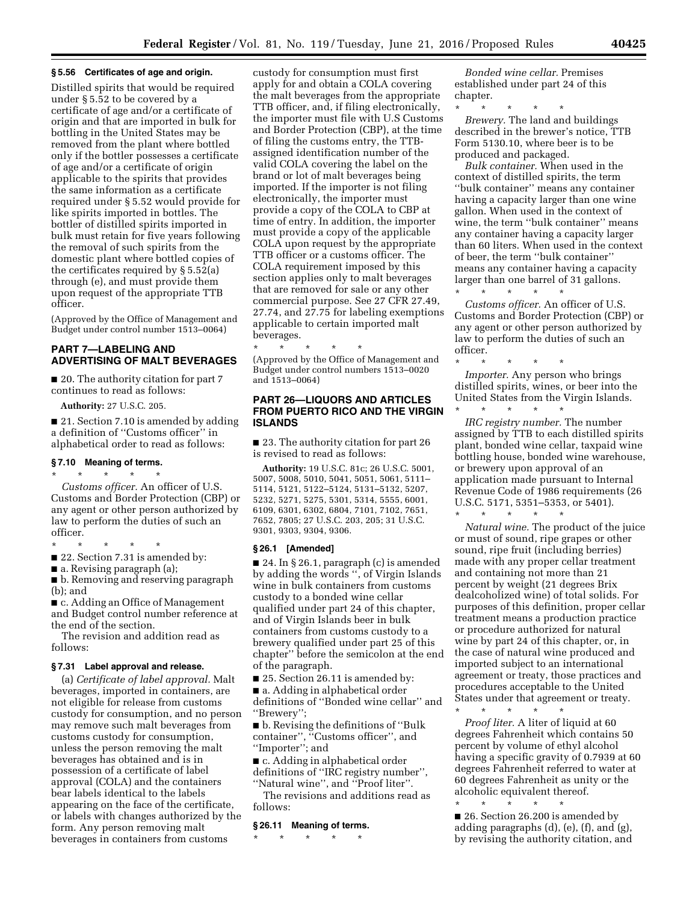### § 5.56 Certificates of age and origin.

Distilled spirits that would be required under § 5.52 to be covered by a certificate of age and/or a certificate of origin and that are imported in bulk for bottling in the United States may be removed from the plant where bottled only if the bottler possesses a certificate of age and/or a certificate of origin applicable to the spirits that provides the same information as a certificate required under § 5.52 would provide for like spirits imported in bottles. The bottler of distilled spirits imported in bulk must retain for five years following the removal of such spirits from the domestic plant where bottled copies of the certificates required by § 5.52(a) through (e), and must provide them upon request of the appropriate TTB officer.

(Approved by the Office of Management and Budget under control number 1513–0064)

## PART 7—LABELING AND ADVERTISING OF MALT BEVERAGES

■ 20. The authority citation for part 7 continues to read as follows:

**Authority:** 27 U.S.C. 205.

■ 21. Section 7.10 is amended by adding a definition of "Customs officer" in alphabetical order to read as follows:

### § 7.10 Meaning of terms.

\* \* \* \* \*

*Customs officer.* An officer of U.S. Customs and Border Protection (CBP) or any agent or other person authorized by law to perform the duties of such an officer.

\* \* \* \* \*

■ 22. Section 7.31 is amended by:

■ a. Revising paragraph (a);

■ b. Removing and reserving paragraph (b); and

■ c. Adding an Office of Management and Budget control number reference at the end of the section.

The revision and addition read as follows:

### § 7.31 Label approval and release.

(a) *Certificate of label approval.* Malt beverages, imported in containers, are not eligible for release from customs custody for consumption, and no person may remove such malt beverages from customs custody for consumption, unless the person removing the malt beverages has obtained and is in possession of a certificate of label approval (COLA) and the containers bear labels identical to the labels appearing on the face of the certificate, or labels with changes authorized by the form. Any person removing malt beverages in containers from customs custody for consumption must first apply for and obtain a COLA covering the malt beverages from the appropriate TTB officer, and, if filing electronically, the importer must file with U.S Customs and Border Protection (CBP), at the time of filing the customs entry, the TTB-assigned identification number of the valid COLA covering the label on the brand or lot of malt beverages being imported. If the importer is not filing electronically, the importer must provide a copy of the COLA to CBP at time of entry. In addition, the importer must provide a copy of the applicable COLA upon request by the appropriate TTB officer or a customs officer. The COLA requirement imposed by this section applies only to malt beverages that are removed for sale or any other commercial purpose. See 27 CFR 27.49, 27.74, and 27.75 for labeling exemptions applicable to certain imported malt beverages.

\* \* \* \* \*

(Approved by the Office of Management and Budget under control numbers 1513–0020 and 1513–0064)

## PART 26—LIQUORS AND ARTICLES FROM PUERTO RICO AND THE VIRGIN ISLANDS

■ 23. The authority citation for part 26 is revised to read as follows:

**Authority:** 19 U.S.C. 81c; 26 U.S.C. 5001, 5007, 5008, 5010, 5041, 5051, 5061, 5111–5114, 5121, 5122–5124, 5131–5132, 5207, 5232, 5271, 5275, 5301, 5314, 5555, 6001, 6109, 6301, 6302, 6804, 7101, 7102, 7651, 7652, 7805; 27 U.S.C. 203, 205; 31 U.S.C. 9301, 9303, 9304, 9306.

### § 26.1 [Amended]

■ 24. In § 26.1, paragraph (c) is amended by adding the words ", of Virgin Islands wine in bulk containers from customs custody to a bonded wine cellar qualified under part 24 of this chapter, and of Virgin Islands beer in bulk containers from customs custody to a brewery qualified under part 25 of this chapter" before the semicolon at the end of the paragraph.

■ 25. Section 26.11 is amended by:

■ a. Adding in alphabetical order definitions of "Bonded wine cellar" and "Brewery";

■ b. Revising the definitions of "Bulk container", "Customs officer", and "Importer"; and

■ c. Adding in alphabetical order definitions of "IRC registry number", "Natural wine", and "Proof liter".

The revisions and additions read as follows:

### § 26.11 Meaning of terms.

\* \* \* \* \*

*Bonded wine cellar.* Premises established under part 24 of this chapter.

\* \* \* \* \*

*Brewery.* The land and buildings described in the brewer's notice, TTB Form 5130.10, where beer is to be produced and packaged.

*Bulk container.* When used in the context of distilled spirits, the term "bulk container" means any container having a capacity larger than one wine gallon. When used in the context of wine, the term "bulk container" means any container having a capacity larger than 60 liters. When used in the context of beer, the term "bulk container" means any container having a capacity larger than one barrel of 31 gallons.

\* \* \* \* \*

*Customs officer.* An officer of U.S. Customs and Border Protection (CBP) or any agent or other person authorized by law to perform the duties of such an officer.

\* \* \* \* \*

*Importer.* Any person who brings distilled spirits, wines, or beer into the United States from the Virgin Islands.

\* \* \* \* \*

*IRC registry number.* The number assigned by TTB to each distilled spirits plant, bonded wine cellar, taxpaid wine bottling house, bonded wine warehouse, or brewery upon approval of an application made pursuant to Internal Revenue Code of 1986 requirements (26 U.S.C. 5171, 5351–5353, or 5401).

\* \* \* \* \*

*Natural wine.* The product of the juice or must of sound, ripe grapes or other sound, ripe fruit (including berries) made with any proper cellar treatment and containing not more than 21 percent by weight (21 degrees Brix dealcoholized wine) of total solids. For purposes of this definition, proper cellar treatment means a production practice or procedure authorized for natural wine by part 24 of this chapter, or, in the case of natural wine produced and imported subject to an international agreement or treaty, those practices and procedures acceptable to the United States under that agreement or treaty.

\* \* \* \* \*

*Proof liter.* A liter of liquid at 60 degrees Fahrenheit which contains 50 percent by volume of ethyl alcohol having a specific gravity of 0.7939 at 60 degrees Fahrenheit referred to water at 60 degrees Fahrenheit as unity or the alcoholic equivalent thereof.

\* \* \* \* \*

■ 26. Section 26.200 is amended by adding paragraphs (d), (e), (f), and (g), by revising the authority citation, and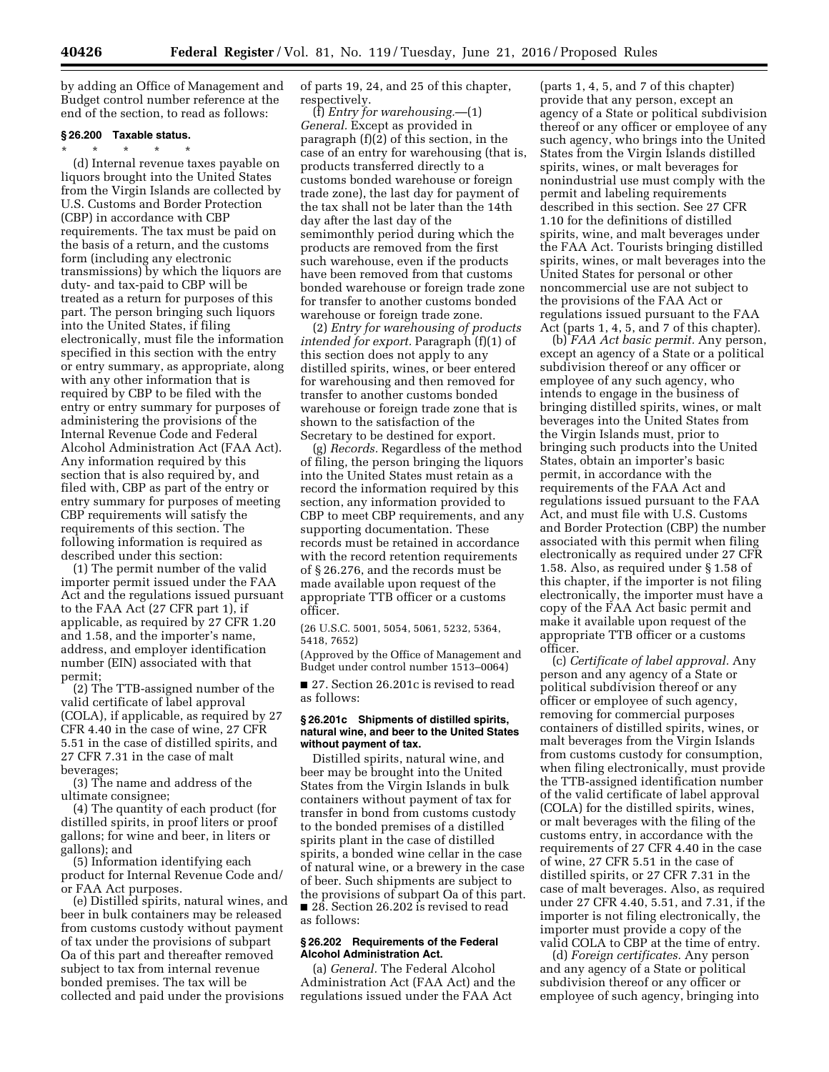by adding an Office of Management and Budget control number reference at the end of the section, to read as follows:

### § 26.200 Taxable status.

\* \* \* \* \*

(d) Internal revenue taxes payable on liquors brought into the United States from the Virgin Islands are collected by U.S. Customs and Border Protection (CBP) in accordance with CBP requirements. The tax must be paid on the basis of a return, and the customs form (including any electronic transmissions) by which the liquors are duty- and tax-paid to CBP will be treated as a return for purposes of this part. The person bringing such liquors into the United States, if filing electronically, must file the information specified in this section with the entry or entry summary, as appropriate, along with any other information that is required by CBP to be filed with the entry or entry summary for purposes of administering the provisions of the Internal Revenue Code and Federal Alcohol Administration Act (FAA Act). Any information required by this section that is also required by, and filed with, CBP as part of the entry or entry summary for purposes of meeting CBP requirements will satisfy the requirements of this section. The following information is required as described under this section:

(1) The permit number of the valid importer permit issued under the FAA Act and the regulations issued pursuant to the FAA Act (27 CFR part 1), if applicable, as required by 27 CFR 1.20 and 1.58, and the importer's name, address, and employer identification number (EIN) associated with that permit;

(2) The TTB-assigned number of the valid certificate of label approval (COLA), if applicable, as required by 27 CFR 4.40 in the case of wine, 27 CFR 5.51 in the case of distilled spirits, and 27 CFR 7.31 in the case of malt beverages;

(3) The name and address of the ultimate consignee;

(4) The quantity of each product (for distilled spirits, in proof liters or proof gallons; for wine and beer, in liters or gallons); and

(5) Information identifying each product for Internal Revenue Code and/or FAA Act purposes.

(e) Distilled spirits, natural wines, and beer in bulk containers may be released from customs custody without payment of tax under the provisions of subpart Oa of this part and thereafter removed subject to tax from internal revenue bonded premises. The tax will be collected and paid under the provisions of parts 19, 24, and 25 of this chapter, respectively.

(f) *Entry for warehousing.*—(1) *General.* Except as provided in paragraph (f)(2) of this section, in the case of an entry for warehousing (that is, products transferred directly to a customs bonded warehouse or foreign trade zone), the last day for payment of the tax shall not be later than the 14th day after the last day of the semimonthly period during which the products are removed from the first such warehouse, even if the products have been removed from that customs bonded warehouse or foreign trade zone for transfer to another customs bonded warehouse or foreign trade zone.

(2) *Entry for warehousing of products intended for export.* Paragraph (f)(1) of this section does not apply to any distilled spirits, wines, or beer entered for warehousing and then removed for transfer to another customs bonded warehouse or foreign trade zone that is shown to the satisfaction of the Secretary to be destined for export.

(g) *Records.* Regardless of the method of filing, the person bringing the liquors into the United States must retain as a record the information required by this section, any information provided to CBP to meet CBP requirements, and any supporting documentation. These records must be retained in accordance with the record retention requirements of § 26.276, and the records must be made available upon request of the appropriate TTB officer or a customs officer.

(26 U.S.C. 5001, 5054, 5061, 5232, 5364, 5418, 7652)

(Approved by the Office of Management and Budget under control number 1513–0064)

■ 27. Section 26.201c is revised to read as follows:

### § 26.201c Shipments of distilled spirits, natural wine, and beer to the United States without payment of tax.

Distilled spirits, natural wine, and beer may be brought into the United States from the Virgin Islands in bulk containers without payment of tax for transfer in bond from customs custody to the bonded premises of a distilled spirits plant in the case of distilled spirits, a bonded wine cellar in the case of natural wine, or a brewery in the case of beer. Such shipments are subject to the provisions of subpart Oa of this part.

■ 28. Section 26.202 is revised to read as follows:

### § 26.202 Requirements of the Federal Alcohol Administration Act.

(a) *General.* The Federal Alcohol Administration Act (FAA Act) and the regulations issued under the FAA Act (parts 1, 4, 5, and 7 of this chapter) provide that any person, except an agency of a State or political subdivision thereof or any officer or employee of any such agency, who brings into the United States from the Virgin Islands distilled spirits, wines, or malt beverages for nonindustrial use must comply with the permit and labeling requirements described in this section. See 27 CFR 1.10 for the definitions of distilled spirits, wine, and malt beverages under the FAA Act. Tourists bringing distilled spirits, wines, or malt beverages into the United States for personal or other noncommercial use are not subject to the provisions of the FAA Act or regulations issued pursuant to the FAA Act (parts 1, 4, 5, and 7 of this chapter).

(b) *FAA Act basic permit.* Any person, except an agency of a State or a political subdivision thereof or any officer or employee of any such agency, who intends to engage in the business of bringing distilled spirits, wines, or malt beverages into the United States from the Virgin Islands must, prior to bringing such products into the United States, obtain an importer's basic permit, in accordance with the requirements of the FAA Act and regulations issued pursuant to the FAA Act, and must file with U.S. Customs and Border Protection (CBP) the number associated with this permit when filing electronically as required under 27 CFR 1.58. Also, as required under § 1.58 of this chapter, if the importer is not filing electronically, the importer must have a copy of the FAA Act basic permit and make it available upon request of the appropriate TTB officer or a customs officer.

(c) *Certificate of label approval.* Any person and any agency of a State or political subdivision thereof or any officer or employee of such agency, removing for commercial purposes containers of distilled spirits, wines, or malt beverages from the Virgin Islands from customs custody for consumption, when filing electronically, must provide the TTB-assigned identification number of the valid certificate of label approval (COLA) for the distilled spirits, wines, or malt beverages with the filing of the customs entry, in accordance with the requirements of 27 CFR 4.40 in the case of wine, 27 CFR 5.51 in the case of distilled spirits, or 27 CFR 7.31 in the case of malt beverages. Also, as required under 27 CFR 4.40, 5.51, and 7.31, if the importer is not filing electronically, the importer must provide a copy of the valid COLA to CBP at the time of entry.

(d) *Foreign certificates.* Any person and any agency of a State or political subdivision thereof or any officer or employee of such agency, bringing into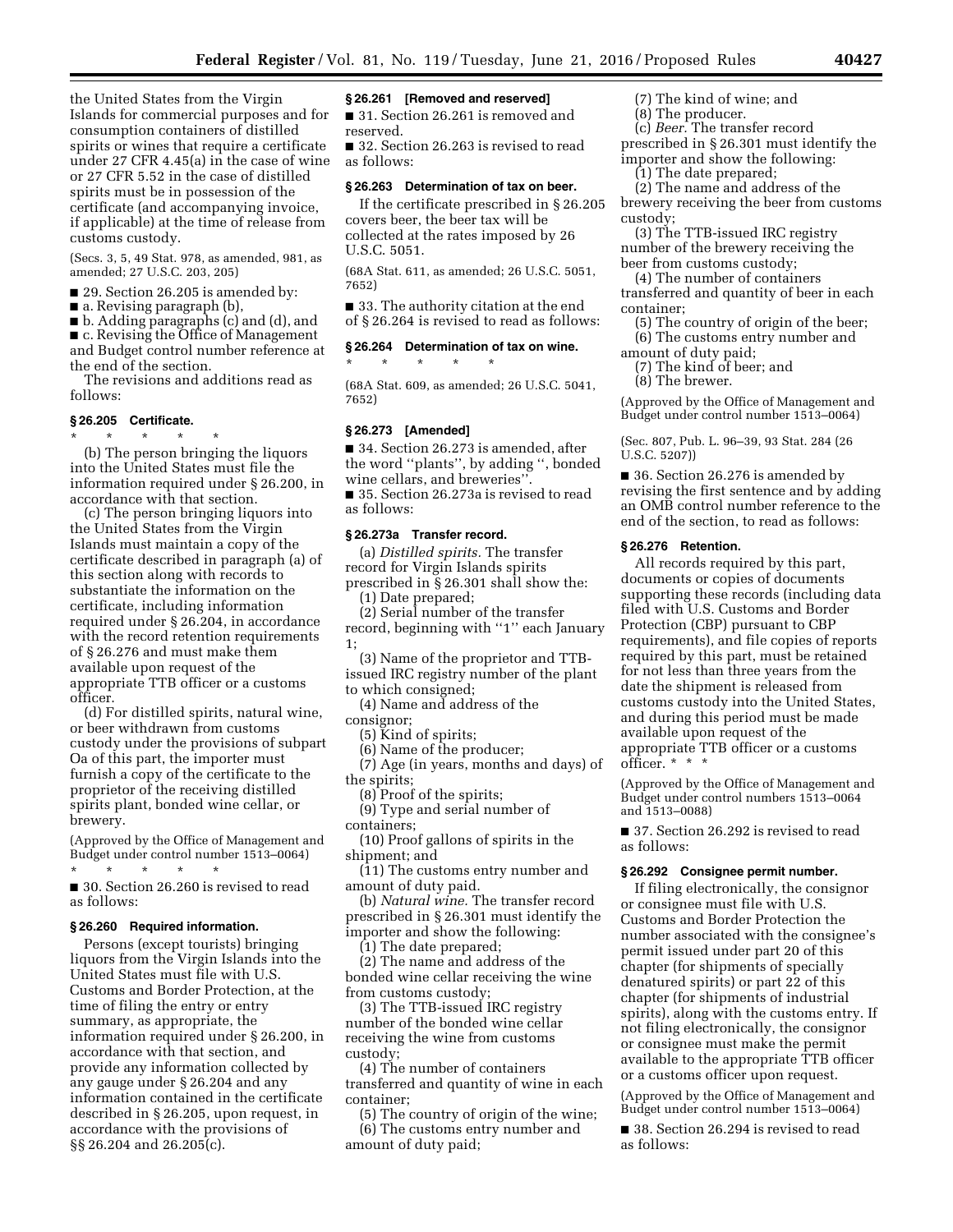the United States from the Virgin Islands for commercial purposes and for consumption containers of distilled spirits or wines that require a certificate under 27 CFR 4.45(a) in the case of wine or 27 CFR 5.52 in the case of distilled spirits must be in possession of the certificate (and accompanying invoice, if applicable) at the time of release from customs custody.

(Secs. 3, 5, 49 Stat. 978, as amended, 981, as amended; 27 U.S.C. 203, 205)

■ 29. Section 26.205 is amended by:

■ a. Revising paragraph (b),

■ b. Adding paragraphs (c) and (d), and

■ c. Revising the Office of Management and Budget control number reference at the end of the section.

The revisions and additions read as follows:

#### § 26.205 Certificate.

\* \* \* \* \*

(b) The person bringing the liquors into the United States must file the information required under § 26.200, in accordance with that section.

(c) The person bringing liquors into the United States from the Virgin Islands must maintain a copy of the certificate described in paragraph (a) of this section along with records to substantiate the information on the certificate, including information required under § 26.204, in accordance with the record retention requirements of § 26.276 and must make them available upon request of the appropriate TTB officer or a customs officer.

(d) For distilled spirits, natural wine, or beer withdrawn from customs custody under the provisions of subpart Oa of this part, the importer must furnish a copy of the certificate to the proprietor of the receiving distilled spirits plant, bonded wine cellar, or brewery.

(Approved by the Office of Management and Budget under control number 1513–0064)

\* \* \* \* \*

■ 30. Section 26.260 is revised to read as follows:

#### § 26.260 Required information.

Persons (except tourists) bringing liquors from the Virgin Islands into the United States must file with U.S. Customs and Border Protection, at the time of filing the entry or entry summary, as appropriate, the information required under § 26.200, in accordance with that section, and provide any information collected by any gauge under § 26.204 and any information contained in the certificate described in § 26.205, upon request, in accordance with the provisions of §§ 26.204 and 26.205(c).

#### § 26.261 [Removed and reserved]

■ 31. Section 26.261 is removed and reserved.

■ 32. Section 26.263 is revised to read as follows:

#### § 26.263 Determination of tax on beer.

If the certificate prescribed in § 26.205 covers beer, the beer tax will be collected at the rates imposed by 26 U.S.C. 5051.

(68A Stat. 611, as amended; 26 U.S.C. 5051, 7652)

■ 33. The authority citation at the end of § 26.264 is revised to read as follows:

#### § 26.264 Determination of tax on wine.

\* \* \* \* \*

(68A Stat. 609, as amended; 26 U.S.C. 5041, 7652)

#### § 26.273 [Amended]

■ 34. Section 26.273 is amended, after the word "plants", by adding ", bonded wine cellars, and breweries".

■ 35. Section 26.273a is revised to read as follows:

#### § 26.273a Transfer record.

(a) *Distilled spirits.* The transfer record for Virgin Islands spirits prescribed in § 26.301 shall show the:

(1) Date prepared;

(2) Serial number of the transfer record, beginning with "1" each January 1;

(3) Name of the proprietor and TTB-issued IRC registry number of the plant to which consigned;

(4) Name and address of the consignor;

(5) Kind of spirits;

(6) Name of the producer;

(7) Age (in years, months and days) of the spirits;

(8) Proof of the spirits;

(9) Type and serial number of containers;

(10) Proof gallons of spirits in the shipment; and

(11) The customs entry number and amount of duty paid.

(b) *Natural wine.* The transfer record prescribed in § 26.301 must identify the importer and show the following:

(1) The date prepared;

(2) The name and address of the bonded wine cellar receiving the wine from customs custody;

(3) The TTB-issued IRC registry number of the bonded wine cellar receiving the wine from customs custody;

(4) The number of containers transferred and quantity of wine in each container;

(5) The country of origin of the wine;

(6) The customs entry number and amount of duty paid;

(7) The kind of wine; and

(8) The producer.

(c) *Beer.* The transfer record prescribed in § 26.301 must identify the importer and show the following:

(1) The date prepared;

(2) The name and address of the brewery receiving the beer from customs custody;

(3) The TTB-issued IRC registry number of the brewery receiving the beer from customs custody;

(4) The number of containers transferred and quantity of beer in each container;

(5) The country of origin of the beer;

(6) The customs entry number and amount of duty paid;

(7) The kind of beer; and

(8) The brewer.

(Approved by the Office of Management and Budget under control number 1513–0064)

(Sec. 807, Pub. L. 96–39, 93 Stat. 284 (26 U.S.C. 5207))

■ 36. Section 26.276 is amended by revising the first sentence and by adding an OMB control number reference to the end of the section, to read as follows:

#### § 26.276 Retention.

All records required by this part, documents or copies of documents supporting these records (including data filed with U.S. Customs and Border Protection (CBP) pursuant to CBP requirements), and file copies of reports required by this part, must be retained for not less than three years from the date the shipment is released from customs custody into the United States, and during this period must be made available upon request of the appropriate TTB officer or a customs officer. \* \* \*

(Approved by the Office of Management and Budget under control numbers 1513–0064 and 1513–0088)

■ 37. Section 26.292 is revised to read as follows:

#### § 26.292 Consignee permit number.

If filing electronically, the consignor or consignee must file with U.S. Customs and Border Protection the number associated with the consignee's permit issued under part 20 of this chapter (for shipments of specially denatured spirits) or part 22 of this chapter (for shipments of industrial spirits), along with the customs entry. If not filing electronically, the consignor or consignee must make the permit available to the appropriate TTB officer or a customs officer upon request.

(Approved by the Office of Management and Budget under control number 1513–0064)

■ 38. Section 26.294 is revised to read as follows: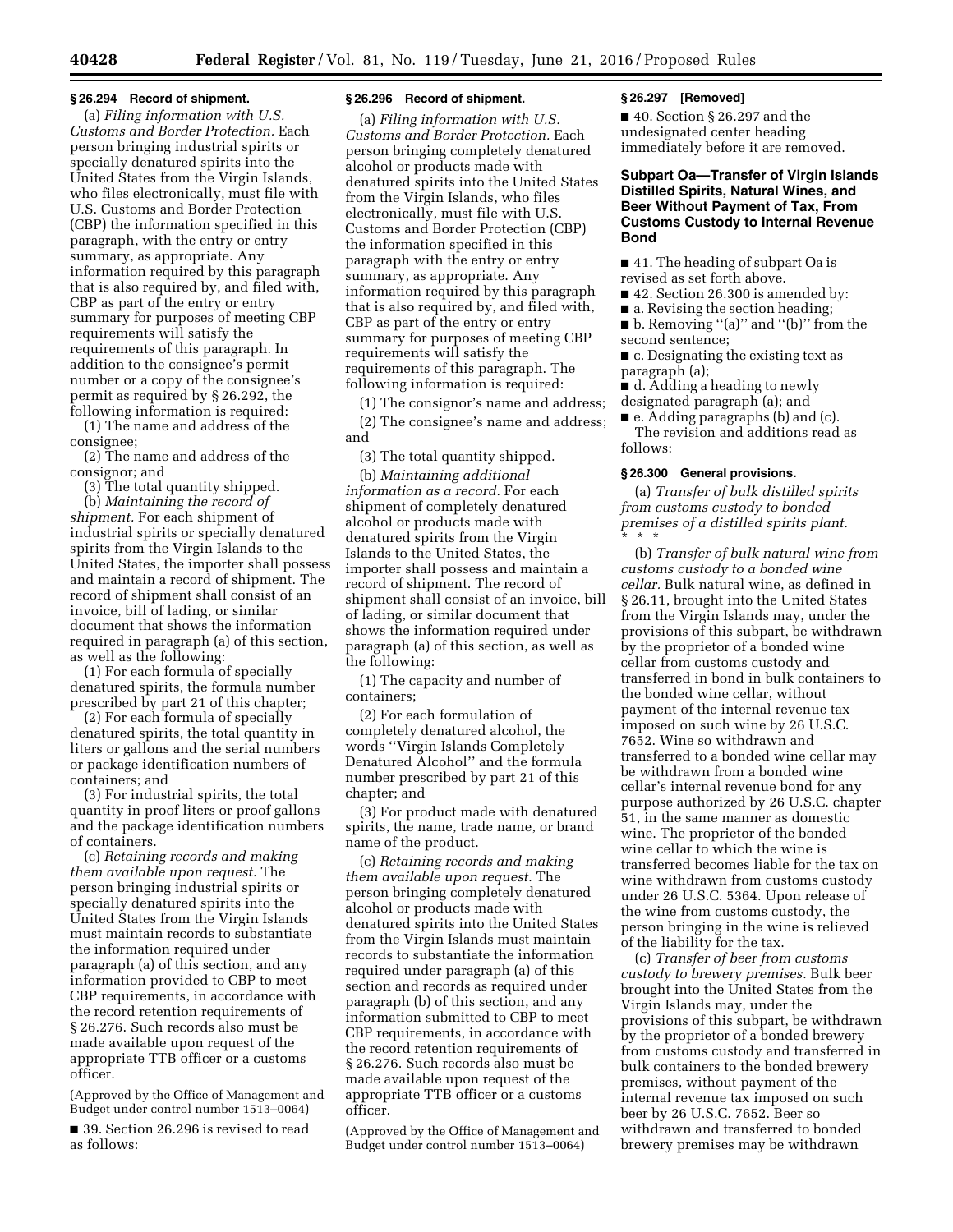### § 26.294 Record of shipment.

(a) *Filing information with U.S. Customs and Border Protection.* Each person bringing industrial spirits or specially denatured spirits into the United States from the Virgin Islands, who files electronically, must file with U.S. Customs and Border Protection (CBP) the information specified in this paragraph, with the entry or entry summary, as appropriate. Any information required by this paragraph that is also required by, and filed with, CBP as part of the entry or entry summary for purposes of meeting CBP requirements will satisfy the requirements of this paragraph. In addition to the consignee's permit number or a copy of the consignee's permit as required by § 26.292, the following information is required:

(1) The name and address of the consignee;

(2) The name and address of the consignor; and

(3) The total quantity shipped.

(b) *Maintaining the record of shipment.* For each shipment of industrial spirits or specially denatured spirits from the Virgin Islands to the United States, the importer shall possess and maintain a record of shipment. The record of shipment shall consist of an invoice, bill of lading, or similar document that shows the information required in paragraph (a) of this section, as well as the following:

(1) For each formula of specially denatured spirits, the formula number prescribed by part 21 of this chapter;

(2) For each formula of specially denatured spirits, the total quantity in liters or gallons and the serial numbers or package identification numbers of containers; and

(3) For industrial spirits, the total quantity in proof liters or proof gallons and the package identification numbers of containers.

(c) *Retaining records and making them available upon request.* The person bringing industrial spirits or specially denatured spirits into the United States from the Virgin Islands must maintain records to substantiate the information required under paragraph (a) of this section, and any information provided to CBP to meet CBP requirements, in accordance with the record retention requirements of § 26.276. Such records also must be made available upon request of the appropriate TTB officer or a customs officer.

(Approved by the Office of Management and Budget under control number 1513–0064)

■ 39. Section 26.296 is revised to read as follows:

### § 26.296 Record of shipment.

(a) *Filing information with U.S. Customs and Border Protection.* Each person bringing completely denatured alcohol or products made with denatured spirits into the United States from the Virgin Islands, who files electronically, must file with U.S. Customs and Border Protection (CBP) the information specified in this paragraph with the entry or entry summary, as appropriate. Any information required by this paragraph that is also required by, and filed with, CBP as part of the entry or entry summary for purposes of meeting CBP requirements will satisfy the requirements of this paragraph. The following information is required:

(1) The consignor's name and address;

(2) The consignee's name and address; and

(3) The total quantity shipped.

(b) *Maintaining additional information as a record.* For each shipment of completely denatured alcohol or products made with denatured spirits from the Virgin Islands to the United States, the importer shall possess and maintain a record of shipment. The record of shipment shall consist of an invoice, bill of lading, or similar document that shows the information required under paragraph (a) of this section, as well as the following:

(1) The capacity and number of containers;

(2) For each formulation of completely denatured alcohol, the words "Virgin Islands Completely Denatured Alcohol" and the formula number prescribed by part 21 of this chapter; and

(3) For product made with denatured spirits, the name, trade name, or brand name of the product.

(c) *Retaining records and making them available upon request.* The person bringing completely denatured alcohol or products made with denatured spirits into the United States from the Virgin Islands must maintain records to substantiate the information required under paragraph (a) of this section and records as required under paragraph (b) of this section, and any information submitted to CBP to meet CBP requirements, in accordance with the record retention requirements of § 26.276. Such records also must be made available upon request of the appropriate TTB officer or a customs officer.

(Approved by the Office of Management and Budget under control number 1513–0064)

### § 26.297 [Removed]

■ 40. Section § 26.297 and the undesignated center heading immediately before it are removed.

## Subpart Oa—Transfer of Virgin Islands Distilled Spirits, Natural Wines, and Beer Without Payment of Tax, From Customs Custody to Internal Revenue Bond

■ 41. The heading of subpart Oa is revised as set forth above.

■ 42. Section 26.300 is amended by:

■ a. Revising the section heading;

■ b. Removing "(a)" and "(b)" from the second sentence;

■ c. Designating the existing text as paragraph (a);

■ d. Adding a heading to newly designated paragraph (a); and

■ e. Adding paragraphs (b) and (c).

The revision and additions read as follows:

### § 26.300 General provisions.

(a) *Transfer of bulk distilled spirits from customs custody to bonded premises of a distilled spirits plant.*

\* \* \*

(b) *Transfer of bulk natural wine from customs custody to a bonded wine cellar.* Bulk natural wine, as defined in § 26.11, brought into the United States from the Virgin Islands may, under the provisions of this subpart, be withdrawn by the proprietor of a bonded wine cellar from customs custody and transferred in bond in bulk containers to the bonded wine cellar, without payment of the internal revenue tax imposed on such wine by 26 U.S.C. 7652. Wine so withdrawn and transferred to a bonded wine cellar may be withdrawn from a bonded wine cellar's internal revenue bond for any purpose authorized by 26 U.S.C. chapter 51, in the same manner as domestic wine. The proprietor of the bonded wine cellar to which the wine is transferred becomes liable for the tax on wine withdrawn from customs custody under 26 U.S.C. 5364. Upon release of the wine from customs custody, the person bringing in the wine is relieved of the liability for the tax.

(c) *Transfer of beer from customs custody to brewery premises.* Bulk beer brought into the United States from the Virgin Islands may, under the provisions of this subpart, be withdrawn by the proprietor of a bonded brewery from customs custody and transferred in bulk containers to the bonded brewery premises, without payment of the internal revenue tax imposed on such beer by 26 U.S.C. 7652. Beer so withdrawn and transferred to bonded brewery premises may be withdrawn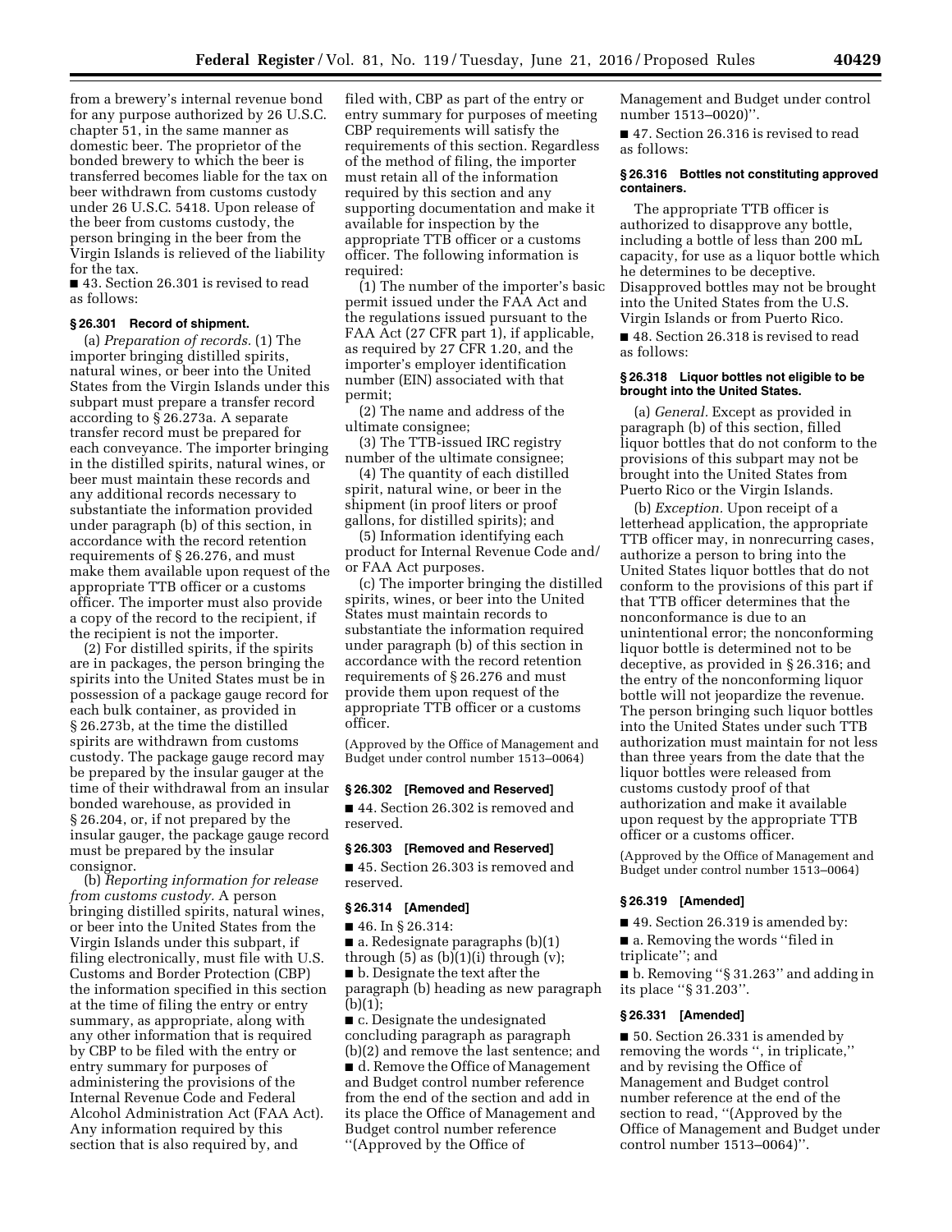from a brewery's internal revenue bond for any purpose authorized by 26 U.S.C. chapter 51, in the same manner as domestic beer. The proprietor of the bonded brewery to which the beer is transferred becomes liable for the tax on beer withdrawn from customs custody under 26 U.S.C. 5418. Upon release of the beer from customs custody, the person bringing in the beer from the Virgin Islands is relieved of the liability for the tax.

■ 43. Section 26.301 is revised to read as follows:

**§ 26.301 Record of shipment.**

(a) *Preparation of records.* (1) The importer bringing distilled spirits, natural wines, or beer into the United States from the Virgin Islands under this subpart must prepare a transfer record according to § 26.273a. A separate transfer record must be prepared for each conveyance. The importer bringing in the distilled spirits, natural wines, or beer must maintain these records and any additional records necessary to substantiate the information provided under paragraph (b) of this section, in accordance with the record retention requirements of § 26.276, and must make them available upon request of the appropriate TTB officer or a customs officer. The importer must also provide a copy of the record to the recipient, if the recipient is not the importer.

(2) For distilled spirits, if the spirits are in packages, the person bringing the spirits into the United States must be in possession of a package gauge record for each bulk container, as provided in § 26.273b, at the time the distilled spirits are withdrawn from customs custody. The package gauge record may be prepared by the insular gauger at the time of their withdrawal from an insular bonded warehouse, as provided in § 26.204, or, if not prepared by the insular gauger, the package gauge record must be prepared by the insular consignor.

(b) *Reporting information for release from customs custody.* A person bringing distilled spirits, natural wines, or beer into the United States from the Virgin Islands under this subpart, if filing electronically, must file with U.S. Customs and Border Protection (CBP) the information specified in this section at the time of filing the entry or entry summary, as appropriate, along with any other information that is required by CBP to be filed with the entry or entry summary for purposes of administering the provisions of the Internal Revenue Code and Federal Alcohol Administration Act (FAA Act). Any information required by this section that is also required by, and filed with, CBP as part of the entry or entry summary for purposes of meeting CBP requirements will satisfy the requirements of this section. Regardless of the method of filing, the importer must retain all of the information required by this section and any supporting documentation and make it available for inspection by the appropriate TTB officer or a customs officer. The following information is required:

(1) The number of the importer's basic permit issued under the FAA Act and the regulations issued pursuant to the FAA Act (27 CFR part 1), if applicable, as required by 27 CFR 1.20, and the importer's employer identification number (EIN) associated with that permit;

(2) The name and address of the ultimate consignee;

(3) The TTB-issued IRC registry number of the ultimate consignee;

(4) The quantity of each distilled spirit, natural wine, or beer in the shipment (in proof liters or proof gallons, for distilled spirits); and

(5) Information identifying each product for Internal Revenue Code and/or FAA Act purposes.

(c) The importer bringing the distilled spirits, wines, or beer into the United States must maintain records to substantiate the information required under paragraph (b) of this section in accordance with the record retention requirements of § 26.276 and must provide them upon request of the appropriate TTB officer or a customs officer.

(Approved by the Office of Management and Budget under control number 1513–0064)

**§ 26.302 [Removed and Reserved]**

■ 44. Section 26.302 is removed and reserved.

**§ 26.303 [Removed and Reserved]**

■ 45. Section 26.303 is removed and reserved.

**§ 26.314 [Amended]**

■ 46. In § 26.314:

■ a. Redesignate paragraphs (b)(1) through (5) as (b)(1)(i) through (v);

■ b. Designate the text after the paragraph (b) heading as new paragraph (b)(1);

■ c. Designate the undesignated concluding paragraph as paragraph (b)(2) and remove the last sentence; and

■ d. Remove the Office of Management and Budget control number reference from the end of the section and add in its place the Office of Management and Budget control number reference ''(Approved by the Office of Management and Budget under control number 1513–0020)''.

■ 47. Section 26.316 is revised to read as follows:

**§ 26.316 Bottles not constituting approved containers.**

The appropriate TTB officer is authorized to disapprove any bottle, including a bottle of less than 200 mL capacity, for use as a liquor bottle which he determines to be deceptive. Disapproved bottles may not be brought into the United States from the U.S. Virgin Islands or from Puerto Rico.

■ 48. Section 26.318 is revised to read as follows:

**§ 26.318 Liquor bottles not eligible to be brought into the United States.**

(a) *General.* Except as provided in paragraph (b) of this section, filled liquor bottles that do not conform to the provisions of this subpart may not be brought into the United States from Puerto Rico or the Virgin Islands.

(b) *Exception.* Upon receipt of a letterhead application, the appropriate TTB officer may, in nonrecurring cases, authorize a person to bring into the United States liquor bottles that do not conform to the provisions of this part if that TTB officer determines that the nonconformance is due to an unintentional error; the nonconforming liquor bottle is determined not to be deceptive, as provided in § 26.316; and the entry of the nonconforming liquor bottle will not jeopardize the revenue. The person bringing such liquor bottles into the United States under such TTB authorization must maintain for not less than three years from the date that the liquor bottles were released from customs custody proof of that authorization and make it available upon request by the appropriate TTB officer or a customs officer.

(Approved by the Office of Management and Budget under control number 1513–0064)

**§ 26.319 [Amended]**

■ 49. Section 26.319 is amended by:

■ a. Removing the words ''filed in triplicate''; and

■ b. Removing ''§ 31.263'' and adding in its place ''§ 31.203''.

**§ 26.331 [Amended]**

■ 50. Section 26.331 is amended by removing the words '', in triplicate,'' and by revising the Office of Management and Budget control number reference at the end of the section to read, ''(Approved by the Office of Management and Budget under control number 1513–0064)''.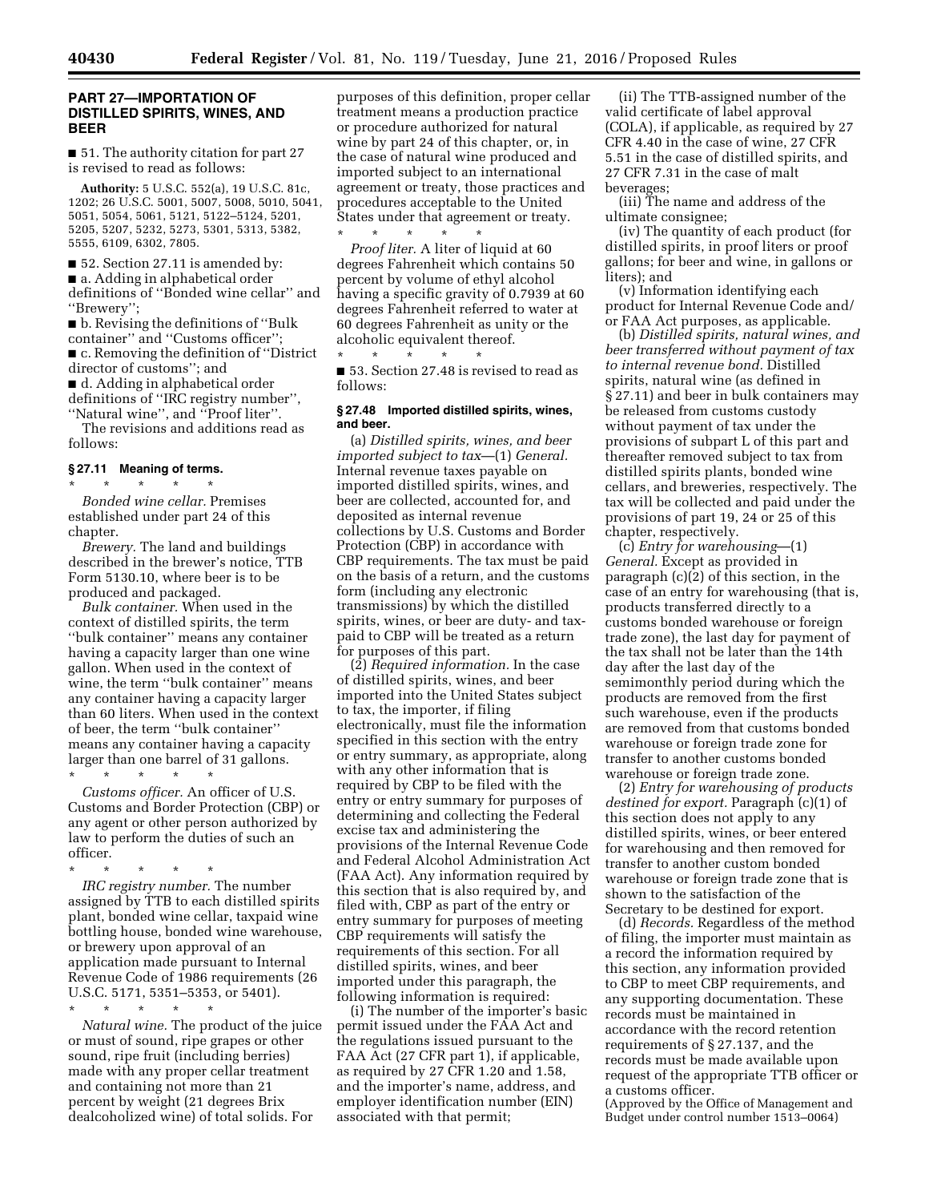## PART 27—IMPORTATION OF DISTILLED SPIRITS, WINES, AND BEER

■ 51. The authority citation for part 27 is revised to read as follows:

**Authority:** 5 U.S.C. 552(a), 19 U.S.C. 81c, 1202; 26 U.S.C. 5001, 5007, 5008, 5010, 5041, 5051, 5054, 5061, 5121, 5122–5124, 5201, 5205, 5207, 5232, 5273, 5301, 5313, 5382, 5555, 6109, 6302, 7805.

■ 52. Section 27.11 is amended by:

■ a. Adding in alphabetical order definitions of ''Bonded wine cellar'' and ''Brewery'';

■ b. Revising the definitions of ''Bulk container'' and ''Customs officer'';

■ c. Removing the definition of ''District director of customs''; and

■ d. Adding in alphabetical order definitions of ''IRC registry number'', ''Natural wine'', and ''Proof liter''.

The revisions and additions read as follows:

### § 27.11 Meaning of terms.

\* \* \* \* \*

*Bonded wine cellar.* Premises established under part 24 of this chapter.

*Brewery.* The land and buildings described in the brewer's notice, TTB Form 5130.10, where beer is to be produced and packaged.

*Bulk container.* When used in the context of distilled spirits, the term ''bulk container'' means any container having a capacity larger than one wine gallon. When used in the context of wine, the term ''bulk container'' means any container having a capacity larger than 60 liters. When used in the context of beer, the term ''bulk container'' means any container having a capacity larger than one barrel of 31 gallons.

\* \* \* \* \*

*Customs officer.* An officer of U.S. Customs and Border Protection (CBP) or any agent or other person authorized by law to perform the duties of such an officer.

\* \* \* \* \*

*IRC registry number.* The number assigned by TTB to each distilled spirits plant, bonded wine cellar, taxpaid wine bottling house, bonded wine warehouse, or brewery upon approval of an application made pursuant to Internal Revenue Code of 1986 requirements (26 U.S.C. 5171, 5351–5353, or 5401).

\* \* \* \* \*

*Natural wine.* The product of the juice or must of sound, ripe grapes or other sound, ripe fruit (including berries) made with any proper cellar treatment and containing not more than 21 percent by weight (21 degrees Brix dealcoholized wine) of total solids. For purposes of this definition, proper cellar treatment means a production practice or procedure authorized for natural wine by part 24 of this chapter, or, in the case of natural wine produced and imported subject to an international agreement or treaty, those practices and procedures acceptable to the United States under that agreement or treaty.

\* \* \* \* \*

*Proof liter.* A liter of liquid at 60 degrees Fahrenheit which contains 50 percent by volume of ethyl alcohol having a specific gravity of 0.7939 at 60 degrees Fahrenheit referred to water at 60 degrees Fahrenheit as unity or the alcoholic equivalent thereof.

\* \* \* \* \*

■ 53. Section 27.48 is revised to read as follows:

### § 27.48 Imported distilled spirits, wines, and beer.

(a) *Distilled spirits, wines, and beer imported subject to tax*—(1) *General.* Internal revenue taxes payable on imported distilled spirits, wines, and beer are collected, accounted for, and deposited as internal revenue collections by U.S. Customs and Border Protection (CBP) in accordance with CBP requirements. The tax must be paid on the basis of a return, and the customs form (including any electronic transmissions) by which the distilled spirits, wines, or beer are duty- and tax-paid to CBP will be treated as a return for purposes of this part.

(2) *Required information.* In the case of distilled spirits, wines, and beer imported into the United States subject to tax, the importer, if filing electronically, must file the information specified in this section with the entry or entry summary, as appropriate, along with any other information that is required by CBP to be filed with the entry or entry summary for purposes of determining and collecting the Federal excise tax and administering the provisions of the Internal Revenue Code and Federal Alcohol Administration Act (FAA Act). Any information required by this section that is also required by, and filed with, CBP as part of the entry or entry summary for purposes of meeting CBP requirements will satisfy the requirements of this section. For all distilled spirits, wines, and beer imported under this paragraph, the following information is required:

(i) The number of the importer's basic permit issued under the FAA Act and the regulations issued pursuant to the FAA Act (27 CFR part 1), if applicable, as required by 27 CFR 1.20 and 1.58, and the importer's name, address, and employer identification number (EIN) associated with that permit;

(ii) The TTB-assigned number of the valid certificate of label approval (COLA), if applicable, as required by 27 CFR 4.40 in the case of wine, 27 CFR 5.51 in the case of distilled spirits, and 27 CFR 7.31 in the case of malt beverages;

(iii) The name and address of the ultimate consignee;

(iv) The quantity of each product (for distilled spirits, in proof liters or proof gallons; for beer and wine, in gallons or liters); and

(v) Information identifying each product for Internal Revenue Code and/or FAA Act purposes, as applicable.

(b) *Distilled spirits, natural wines, and beer transferred without payment of tax to internal revenue bond.* Distilled spirits, natural wine (as defined in § 27.11) and beer in bulk containers may be released from customs custody without payment of tax under the provisions of subpart L of this part and thereafter removed subject to tax from distilled spirits plants, bonded wine cellars, and breweries, respectively. The tax will be collected and paid under the provisions of part 19, 24 or 25 of this chapter, respectively.

(c) *Entry for warehousing*—(1) *General.* Except as provided in paragraph (c)(2) of this section, in the case of an entry for warehousing (that is, products transferred directly to a customs bonded warehouse or foreign trade zone), the last day for payment of the tax shall not be later than the 14th day after the last day of the semimonthly period during which the products are removed from the first such warehouse, even if the products are removed from that customs bonded warehouse or foreign trade zone for transfer to another customs bonded warehouse or foreign trade zone.

(2) *Entry for warehousing of products destined for export.* Paragraph (c)(1) of this section does not apply to any distilled spirits, wines, or beer entered for warehousing and then removed for transfer to another custom bonded warehouse or foreign trade zone that is shown to the satisfaction of the Secretary to be destined for export.

(d) *Records.* Regardless of the method of filing, the importer must maintain as a record the information required by this section, any information provided to CBP to meet CBP requirements, and any supporting documentation. These records must be maintained in accordance with the record retention requirements of § 27.137, and the records must be made available upon request of the appropriate TTB officer or a customs officer.

(Approved by the Office of Management and Budget under control number 1513–0064)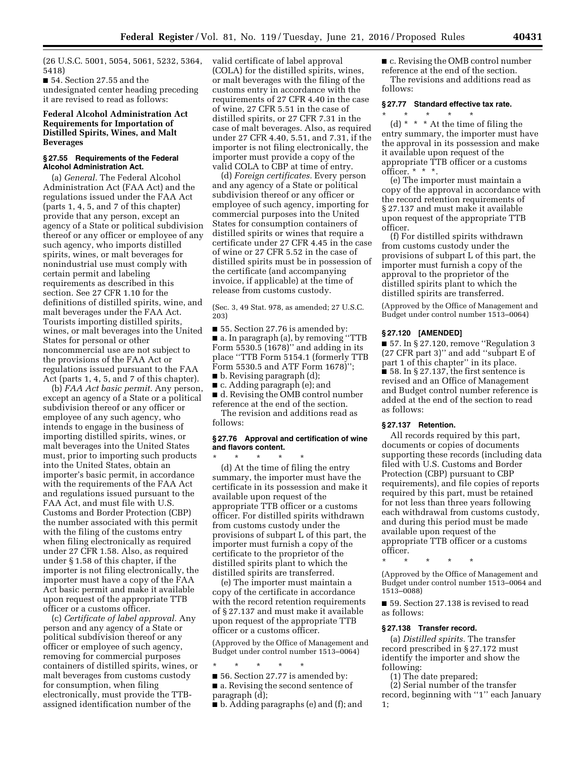(26 U.S.C. 5001, 5054, 5061, 5232, 5364, 5418)

■ 54. Section 27.55 and the undesignated center heading preceding it are revised to read as follows:

### Federal Alcohol Administration Act Requirements for Importation of Distilled Spirits, Wines, and Malt Beverages

#### § 27.55 Requirements of the Federal Alcohol Administration Act.

(a) *General.* The Federal Alcohol Administration Act (FAA Act) and the regulations issued under the FAA Act (parts 1, 4, 5, and 7 of this chapter) provide that any person, except an agency of a State or political subdivision thereof or any officer or employee of any such agency, who imports distilled spirits, wines, or malt beverages for nonindustrial use must comply with certain permit and labeling requirements as described in this section. See 27 CFR 1.10 for the definitions of distilled spirits, wine, and malt beverages under the FAA Act. Tourists importing distilled spirits, wines, or malt beverages into the United States for personal or other noncommercial use are not subject to the provisions of the FAA Act or regulations issued pursuant to the FAA Act (parts 1, 4, 5, and 7 of this chapter).

(b) *FAA Act basic permit.* Any person, except an agency of a State or a political subdivision thereof or any officer or employee of any such agency, who intends to engage in the business of importing distilled spirits, wines, or malt beverages into the United States must, prior to importing such products into the United States, obtain an importer's basic permit, in accordance with the requirements of the FAA Act and regulations issued pursuant to the FAA Act, and must file with U.S. Customs and Border Protection (CBP) the number associated with this permit with the filing of the customs entry when filing electronically as required under 27 CFR 1.58. Also, as required under § 1.58 of this chapter, if the importer is not filing electronically, the importer must have a copy of the FAA Act basic permit and make it available upon request of the appropriate TTB officer or a customs officer.

(c) *Certificate of label approval.* Any person and any agency of a State or political subdivision thereof or any officer or employee of such agency, removing for commercial purposes containers of distilled spirits, wines, or malt beverages from customs custody for consumption, when filing electronically, must provide the TTB-assigned identification number of the valid certificate of label approval (COLA) for the distilled spirits, wines, or malt beverages with the filing of the customs entry in accordance with the requirements of 27 CFR 4.40 in the case of wine, 27 CFR 5.51 in the case of distilled spirits, or 27 CFR 7.31 in the case of malt beverages. Also, as required under 27 CFR 4.40, 5.51, and 7.31, if the importer is not filing electronically, the importer must provide a copy of the valid COLA to CBP at time of entry.

(d) *Foreign certificates.* Every person and any agency of a State or political subdivision thereof or any officer or employee of such agency, importing for commercial purposes into the United States for consumption containers of distilled spirits or wines that require a certificate under 27 CFR 4.45 in the case of wine or 27 CFR 5.52 in the case of distilled spirits must be in possession of the certificate (and accompanying invoice, if applicable) at the time of release from customs custody.

(Sec. 3, 49 Stat. 978, as amended; 27 U.S.C. 203)

■ 55. Section 27.76 is amended by:
■ a. In paragraph (a), by removing "TTB Form 5530.5 (1678)" and adding in its place "TTB Form 5154.1 (formerly TTB Form 5530.5 and ATF Form 1678)";
■ b. Revising paragraph (d);
■ c. Adding paragraph (e); and
■ d. Revising the OMB control number reference at the end of the section.

The revision and additions read as follows:

#### § 27.76 Approval and certification of wine and flavors content.

\* \* \* \* \*

(d) At the time of filing the entry summary, the importer must have the certificate in its possession and make it available upon request of the appropriate TTB officer or a customs officer. For distilled spirits withdrawn from customs custody under the provisions of subpart L of this part, the importer must furnish a copy of the certificate to the proprietor of the distilled spirits plant to which the distilled spirits are transferred.

(e) The importer must maintain a copy of the certificate in accordance with the record retention requirements of § 27.137 and must make it available upon request of the appropriate TTB officer or a customs officer.

(Approved by the Office of Management and Budget under control number 1513–0064)

\* \* \* \* \*

■ 56. Section 27.77 is amended by:
■ a. Revising the second sentence of paragraph (d);
■ b. Adding paragraphs (e) and (f); and
■ c. Revising the OMB control number reference at the end of the section.

The revisions and additions read as follows:

#### § 27.77 Standard effective tax rate.

\* \* \* \* \*

(d) \* \* \* At the time of filing the entry summary, the importer must have the approval in its possession and make it available upon request of the appropriate TTB officer or a customs officer. \* \* \*.

(e) The importer must maintain a copy of the approval in accordance with the record retention requirements of § 27.137 and must make it available upon request of the appropriate TTB officer.

(f) For distilled spirits withdrawn from customs custody under the provisions of subpart L of this part, the importer must furnish a copy of the approval to the proprietor of the distilled spirits plant to which the distilled spirits are transferred.

(Approved by the Office of Management and Budget under control number 1513–0064)

#### § 27.120 [AMENDED]

■ 57. In § 27.120, remove "Regulation 3 (27 CFR part 3)" and add "subpart E of part 1 of this chapter" in its place.

■ 58. In § 27.137, the first sentence is revised and an Office of Management and Budget control number reference is added at the end of the section to read as follows:

#### § 27.137 Retention.

All records required by this part, documents or copies of documents supporting these records (including data filed with U.S. Customs and Border Protection (CBP) pursuant to CBP requirements), and file copies of reports required by this part, must be retained for not less than three years following each withdrawal from customs custody, and during this period must be made available upon request of the appropriate TTB officer or a customs officer.

\* \* \* \* \*

(Approved by the Office of Management and Budget under control number 1513–0064 and 1513–0088)

■ 59. Section 27.138 is revised to read as follows:

#### § 27.138 Transfer record.

(a) *Distilled spirits.* The transfer record prescribed in § 27.172 must identify the importer and show the following:

(1) The date prepared;

(2) Serial number of the transfer record, beginning with "1" each January 1;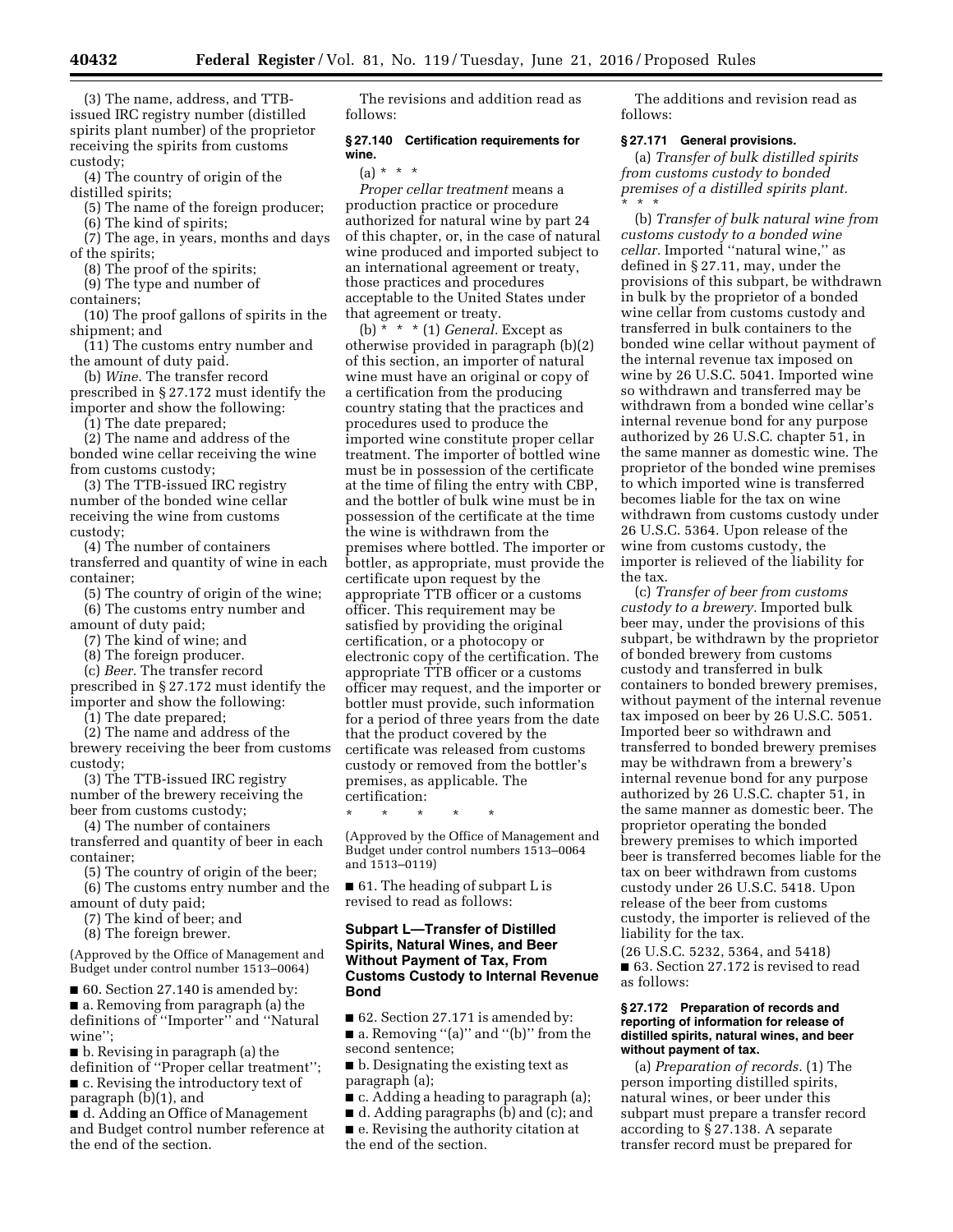(3) The name, address, and TTB-issued IRC registry number (distilled spirits plant number) of the proprietor receiving the spirits from customs custody;

(4) The country of origin of the distilled spirits;

(5) The name of the foreign producer;

(6) The kind of spirits;

(7) The age, in years, months and days of the spirits;

(8) The proof of the spirits;

(9) The type and number of containers;

(10) The proof gallons of spirits in the shipment; and

(11) The customs entry number and the amount of duty paid.

(b) *Wine.* The transfer record prescribed in § 27.172 must identify the importer and show the following:

(1) The date prepared;

(2) The name and address of the bonded wine cellar receiving the wine from customs custody;

(3) The TTB-issued IRC registry number of the bonded wine cellar receiving the wine from customs custody;

(4) The number of containers transferred and quantity of wine in each container;

(5) The country of origin of the wine;

(6) The customs entry number and amount of duty paid;

(7) The kind of wine; and

(8) The foreign producer.

(c) *Beer.* The transfer record prescribed in § 27.172 must identify the importer and show the following:

(1) The date prepared;

(2) The name and address of the brewery receiving the beer from customs custody;

(3) The TTB-issued IRC registry number of the brewery receiving the beer from customs custody;

(4) The number of containers transferred and quantity of beer in each container;

(5) The country of origin of the beer;

(6) The customs entry number and the amount of duty paid;

(7) The kind of beer; and

(8) The foreign brewer.

(Approved by the Office of Management and Budget under control number 1513–0064)

■ 60. Section 27.140 is amended by:

■ a. Removing from paragraph (a) the definitions of "Importer" and "Natural wine";

■ b. Revising in paragraph (a) the definition of "Proper cellar treatment";

■ c. Revising the introductory text of paragraph (b)(1), and

■ d. Adding an Office of Management and Budget control number reference at the end of the section.

The revisions and addition read as follows:

### § 27.140 Certification requirements for wine.

(a) * * *

*Proper cellar treatment* means a production practice or procedure authorized for natural wine by part 24 of this chapter, or, in the case of natural wine produced and imported subject to an international agreement or treaty, those practices and procedures acceptable to the United States under that agreement or treaty.

(b) * * * (1) *General.* Except as otherwise provided in paragraph (b)(2) of this section, an importer of natural wine must have an original or copy of a certification from the producing country stating that the practices and procedures used to produce the imported wine constitute proper cellar treatment. The importer of bottled wine must be in possession of the certificate at the time of filing the entry with CBP, and the bottler of bulk wine must be in possession of the certificate at the time the wine is withdrawn from the premises where bottled. The importer or bottler, as appropriate, must provide the certificate upon request by the appropriate TTB officer or a customs officer. This requirement may be satisfied by providing the original certification, or a photocopy or electronic copy of the certification. The appropriate TTB officer or a customs officer may request, and the importer or bottler must provide, such information for a period of three years from the date that the product covered by the certificate was released from customs custody or removed from the bottler's premises, as applicable. The certification:

\* \* \* \* \*

(Approved by the Office of Management and Budget under control numbers 1513–0064 and 1513–0119)

■ 61. The heading of subpart L is revised to read as follows:

## Subpart L—Transfer of Distilled Spirits, Natural Wines, and Beer Without Payment of Tax, From Customs Custody to Internal Revenue Bond

■ 62. Section 27.171 is amended by:

■ a. Removing "(a)" and "(b)" from the second sentence;

■ b. Designating the existing text as paragraph (a);

■ c. Adding a heading to paragraph (a);

■ d. Adding paragraphs (b) and (c); and

■ e. Revising the authority citation at the end of the section.

The additions and revision read as follows:

### § 27.171 General provisions.

(a) *Transfer of bulk distilled spirits from customs custody to bonded premises of a distilled spirits plant.* * * *

(b) *Transfer of bulk natural wine from customs custody to a bonded wine cellar.* Imported "natural wine," as defined in § 27.11, may, under the provisions of this subpart, be withdrawn in bulk by the proprietor of a bonded wine cellar from customs custody and transferred in bulk containers to the bonded wine cellar without payment of the internal revenue tax imposed on wine by 26 U.S.C. 5041. Imported wine so withdrawn and transferred may be withdrawn from a bonded wine cellar's internal revenue bond for any purpose authorized by 26 U.S.C. chapter 51, in the same manner as domestic wine. The proprietor of the bonded wine premises to which imported wine is transferred becomes liable for the tax on wine withdrawn from customs custody under 26 U.S.C. 5364. Upon release of the wine from customs custody, the importer is relieved of the liability for the tax.

(c) *Transfer of beer from customs custody to a brewery.* Imported bulk beer may, under the provisions of this subpart, be withdrawn by the proprietor of bonded brewery from customs custody and transferred in bulk containers to bonded brewery premises, without payment of the internal revenue tax imposed on beer by 26 U.S.C. 5051. Imported beer so withdrawn and transferred to bonded brewery premises may be withdrawn from a brewery's internal revenue bond for any purpose authorized by 26 U.S.C. chapter 51, in the same manner as domestic beer. The proprietor operating the bonded brewery premises to which imported beer is transferred becomes liable for the tax on beer withdrawn from customs custody under 26 U.S.C. 5418. Upon release of the beer from customs custody, the importer is relieved of the liability for the tax.

(26 U.S.C. 5232, 5364, and 5418)

■ 63. Section 27.172 is revised to read as follows:

### § 27.172 Preparation of records and reporting of information for release of distilled spirits, natural wines, and beer without payment of tax.

(a) *Preparation of records.* (1) The person importing distilled spirits, natural wines, or beer under this subpart must prepare a transfer record according to § 27.138. A separate transfer record must be prepared for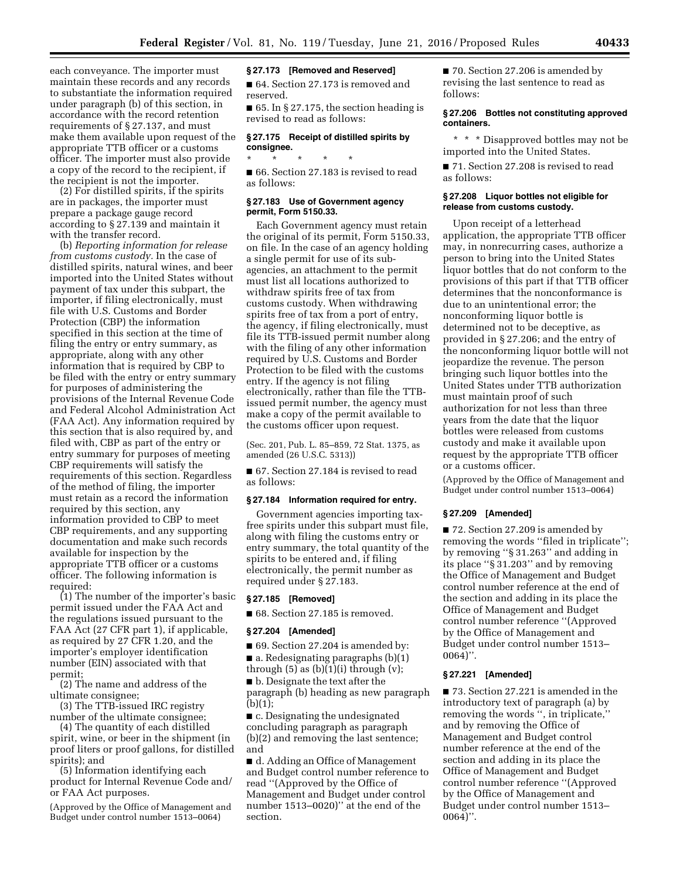each conveyance. The importer must maintain these records and any records to substantiate the information required under paragraph (b) of this section, in accordance with the record retention requirements of § 27.137, and must make them available upon request of the appropriate TTB officer or a customs officer. The importer must also provide a copy of the record to the recipient, if the recipient is not the importer.

(2) For distilled spirits, if the spirits are in packages, the importer must prepare a package gauge record according to § 27.139 and maintain it with the transfer record.

(b) *Reporting information for release from customs custody.* In the case of distilled spirits, natural wines, and beer imported into the United States without payment of tax under this subpart, the importer, if filing electronically, must file with U.S. Customs and Border Protection (CBP) the information specified in this section at the time of filing the entry or entry summary, as appropriate, along with any other information that is required by CBP to be filed with the entry or entry summary for purposes of administering the provisions of the Internal Revenue Code and Federal Alcohol Administration Act (FAA Act). Any information required by this section that is also required by, and filed with, CBP as part of the entry or entry summary for purposes of meeting CBP requirements will satisfy the requirements of this section. Regardless of the method of filing, the importer must retain as a record the information required by this section, any information provided to CBP to meet CBP requirements, and any supporting documentation and make such records available for inspection by the appropriate TTB officer or a customs officer. The following information is required:

(1) The number of the importer's basic permit issued under the FAA Act and the regulations issued pursuant to the FAA Act (27 CFR part 1), if applicable, as required by 27 CFR 1.20, and the importer's employer identification number (EIN) associated with that permit;

(2) The name and address of the ultimate consignee;

(3) The TTB-issued IRC registry number of the ultimate consignee;

(4) The quantity of each distilled spirit, wine, or beer in the shipment (in proof liters or proof gallons, for distilled spirits); and

(5) Information identifying each product for Internal Revenue Code and/or FAA Act purposes.

(Approved by the Office of Management and Budget under control number 1513–0064)

### § 27.173 [Removed and Reserved]

■ 64. Section 27.173 is removed and reserved.

■ 65. In § 27.175, the section heading is revised to read as follows:

### § 27.175 Receipt of distilled spirits by consignee.

\* \* \* \* \*

■ 66. Section 27.183 is revised to read as follows:

### § 27.183 Use of Government agency permit, Form 5150.33.

Each Government agency must retain the original of its permit, Form 5150.33, on file. In the case of an agency holding a single permit for use of its sub-agencies, an attachment to the permit must list all locations authorized to withdraw spirits free of tax from customs custody. When withdrawing spirits free of tax from a port of entry, the agency, if filing electronically, must file its TTB-issued permit number along with the filing of any other information required by U.S. Customs and Border Protection to be filed with the customs entry. If the agency is not filing electronically, rather than file the TTB-issued permit number, the agency must make a copy of the permit available to the customs officer upon request.

(Sec. 201, Pub. L. 85–859, 72 Stat. 1375, as amended (26 U.S.C. 5313))

■ 67. Section 27.184 is revised to read as follows:

### § 27.184 Information required for entry.

Government agencies importing tax-free spirits under this subpart must file, along with filing the customs entry or entry summary, the total quantity of the spirits to be entered and, if filing electronically, the permit number as required under § 27.183.

### § 27.185 [Removed]

■ 68. Section 27.185 is removed.

### § 27.204 [Amended]

■ 69. Section 27.204 is amended by:

■ a. Redesignating paragraphs (b)(1) through (5) as (b)(1)(i) through (v);

■ b. Designate the text after the paragraph (b) heading as new paragraph (b)(1);

■ c. Designating the undesignated concluding paragraph as paragraph (b)(2) and removing the last sentence; and

■ d. Adding an Office of Management and Budget control number reference to read "(Approved by the Office of Management and Budget under control number 1513–0020)" at the end of the section.

■ 70. Section 27.206 is amended by revising the last sentence to read as follows:

### § 27.206 Bottles not constituting approved containers.

\* \* \* Disapproved bottles may not be imported into the United States.

■ 71. Section 27.208 is revised to read as follows:

### § 27.208 Liquor bottles not eligible for release from customs custody.

Upon receipt of a letterhead application, the appropriate TTB officer may, in nonrecurring cases, authorize a person to bring into the United States liquor bottles that do not conform to the provisions of this part if that TTB officer determines that the nonconformance is due to an unintentional error; the nonconforming liquor bottle is determined not to be deceptive, as provided in § 27.206; and the entry of the nonconforming liquor bottle will not jeopardize the revenue. The person bringing such liquor bottles into the United States under TTB authorization must maintain proof of such authorization for not less than three years from the date that the liquor bottles were released from customs custody and make it available upon request by the appropriate TTB officer or a customs officer.

(Approved by the Office of Management and Budget under control number 1513–0064)

### § 27.209 [Amended]

■ 72. Section 27.209 is amended by removing the words "filed in triplicate"; by removing "§ 31.263" and adding in its place "§ 31.203" and by removing the Office of Management and Budget control number reference at the end of the section and adding in its place the Office of Management and Budget control number reference "(Approved by the Office of Management and Budget under control number 1513–0064)".

### § 27.221 [Amended]

■ 73. Section 27.221 is amended in the introductory text of paragraph (a) by removing the words ", in triplicate," and by removing the Office of Management and Budget control number reference at the end of the section and adding in its place the Office of Management and Budget control number reference "(Approved by the Office of Management and Budget under control number 1513–0064)".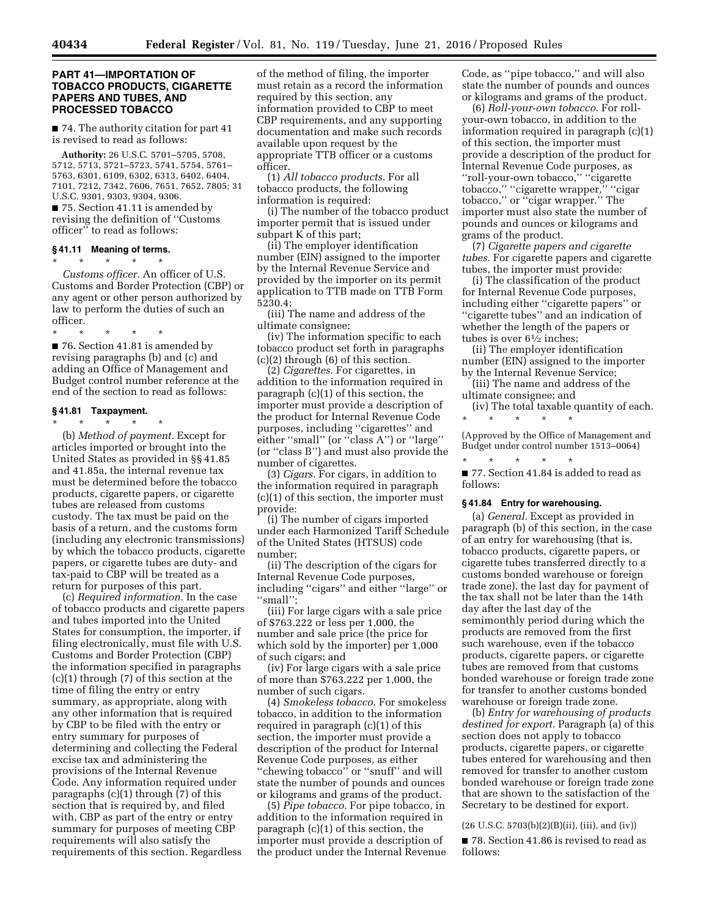## PART 41—IMPORTATION OF TOBACCO PRODUCTS, CIGARETTE PAPERS AND TUBES, AND PROCESSED TOBACCO

■ 74. The authority citation for part 41 is revised to read as follows:

**Authority:** 26 U.S.C. 5701–5705, 5708, 5712, 5713, 5721–5723, 5741, 5754, 5761–5763, 6301, 6109, 6302, 6313, 6402, 6404, 7101, 7212, 7342, 7606, 7651, 7652, 7805; 31 U.S.C. 9301, 9303, 9304, 9306.

■ 75. Section 41.11 is amended by revising the definition of ''Customs officer'' to read as follows:

### § 41.11 Meaning of terms.

\* \* \* \* \*

*Customs officer.* An officer of U.S. Customs and Border Protection (CBP) or any agent or other person authorized by law to perform the duties of such an officer.

\* \* \* \* \*

■ 76. Section 41.81 is amended by revising paragraphs (b) and (c) and adding an Office of Management and Budget control number reference at the end of the section to read as follows:

### § 41.81 Taxpayment.

\* \* \* \* \*

(b) *Method of payment.* Except for articles imported or brought into the United States as provided in §§ 41.85 and 41.85a, the internal revenue tax must be determined before the tobacco products, cigarette papers, or cigarette tubes are released from customs custody. The tax must be paid on the basis of a return, and the customs form (including any electronic transmissions) by which the tobacco products, cigarette papers, or cigarette tubes are duty- and tax-paid to CBP will be treated as a return for purposes of this part.

(c) *Required information.* In the case of tobacco products and cigarette papers and tubes imported into the United States for consumption, the importer, if filing electronically, must file with U.S. Customs and Border Protection (CBP) the information specified in paragraphs (c)(1) through (7) of this section at the time of filing the entry or entry summary, as appropriate, along with any other information that is required by CBP to be filed with the entry or entry summary for purposes of determining and collecting the Federal excise tax and administering the provisions of the Internal Revenue Code. Any information required under paragraphs (c)(1) through (7) of this section that is required by, and filed with, CBP as part of the entry or entry summary for purposes of meeting CBP requirements will also satisfy the requirements of this section. Regardless of the method of filing, the importer must retain as a record the information required by this section, any information provided to CBP to meet CBP requirements, and any supporting documentation and make such records available upon request by the appropriate TTB officer or a customs officer.

(1) *All tobacco products.* For all tobacco products, the following information is required:

(i) The number of the tobacco product importer permit that is issued under subpart K of this part;

(ii) The employer identification number (EIN) assigned to the importer by the Internal Revenue Service and provided by the importer on its permit application to TTB made on TTB Form 5230.4;

(iii) The name and address of the ultimate consignee;

(iv) The information specific to each tobacco product set forth in paragraphs (c)(2) through (6) of this section.

(2) *Cigarettes.* For cigarettes, in addition to the information required in paragraph (c)(1) of this section, the importer must provide a description of the product for Internal Revenue Code purposes, including ''cigarettes'' and either ''small'' (or ''class A'') or ''large'' (or ''class B'') and must also provide the number of cigarettes.

(3) *Cigars.* For cigars, in addition to the information required in paragraph (c)(1) of this section, the importer must provide:

(i) The number of cigars imported under each Harmonized Tariff Schedule of the United States (HTSUS) code number;

(ii) The description of the cigars for Internal Revenue Code purposes, including ''cigars'' and either ''large'' or ''small'';

(iii) For large cigars with a sale price of $763.222 or less per 1,000, the number and sale price (the price for which sold by the importer) per 1,000 of such cigars; and

(iv) For large cigars with a sale price of more than $763.222 per 1,000, the number of such cigars.

(4) *Smokeless tobacco.* For smokeless tobacco, in addition to the information required in paragraph (c)(1) of this section, the importer must provide a description of the product for Internal Revenue Code purposes, as either ''chewing tobacco'' or ''snuff'' and will state the number of pounds and ounces or kilograms and grams of the product.

(5) *Pipe tobacco.* For pipe tobacco, in addition to the information required in paragraph (c)(1) of this section, the importer must provide a description of the product under the Internal Revenue Code, as ''pipe tobacco,'' and will also state the number of pounds and ounces or kilograms and grams of the product.

(6) *Roll-your-own tobacco.* For roll-your-own tobacco, in addition to the information required in paragraph (c)(1) of this section, the importer must provide a description of the product for Internal Revenue Code purposes, as ''roll-your-own tobacco,'' ''cigarette tobacco,'' ''cigarette wrapper,'' ''cigar tobacco,'' or ''cigar wrapper.'' The importer must also state the number of pounds and ounces or kilograms and grams of the product.

(7) *Cigarette papers and cigarette tubes.* For cigarette papers and cigarette tubes, the importer must provide:

(i) The classification of the product for Internal Revenue Code purposes, including either ''cigarette papers'' or ''cigarette tubes'' and an indication of whether the length of the papers or tubes is over 6½ inches;

(ii) The employer identification number (EIN) assigned to the importer by the Internal Revenue Service;

(iii) The name and address of the ultimate consignee; and

(iv) The total taxable quantity of each.

\* \* \* \* \*

(Approved by the Office of Management and Budget under control number 1513–0064)

\* \* \* \* \*

■ 77. Section 41.84 is added to read as follows:

### § 41.84 Entry for warehousing.

(a) *General.* Except as provided in paragraph (b) of this section, in the case of an entry for warehousing (that is, tobacco products, cigarette papers, or cigarette tubes transferred directly to a customs bonded warehouse or foreign trade zone), the last day for payment of the tax shall not be later than the 14th day after the last day of the semimonthly period during which the products are removed from the first such warehouse, even if the tobacco products, cigarette papers, or cigarette tubes are removed from that customs bonded warehouse or foreign trade zone for transfer to another customs bonded warehouse or foreign trade zone.

(b) *Entry for warehousing of products destined for export.* Paragraph (a) of this section does not apply to tobacco products, cigarette papers, or cigarette tubes entered for warehousing and then removed for transfer to another custom bonded warehouse or foreign trade zone that are shown to the satisfaction of the Secretary to be destined for export.

(26 U.S.C. 5703(b)(2)(B)(ii), (iii), and (iv))

■ 78. Section 41.86 is revised to read as follows: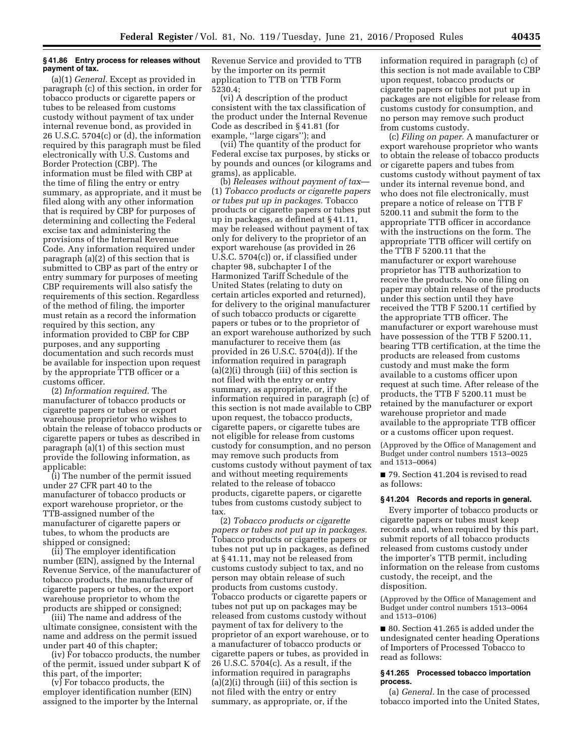#### § 41.86 Entry process for releases without payment of tax.

(a)(1) *General.* Except as provided in paragraph (c) of this section, in order for tobacco products or cigarette papers or tubes to be released from customs custody without payment of tax under internal revenue bond, as provided in 26 U.S.C. 5704(c) or (d), the information required by this paragraph must be filed electronically with U.S. Customs and Border Protection (CBP). The information must be filed with CBP at the time of filing the entry or entry summary, as appropriate, and it must be filed along with any other information that is required by CBP for purposes of determining and collecting the Federal excise tax and administering the provisions of the Internal Revenue Code. Any information required under paragraph (a)(2) of this section that is submitted to CBP as part of the entry or entry summary for purposes of meeting CBP requirements will also satisfy the requirements of this section. Regardless of the method of filing, the importer must retain as a record the information required by this section, any information provided to CBP for CBP purposes, and any supporting documentation and such records must be available for inspection upon request by the appropriate TTB officer or a customs officer.

(2) *Information required.* The manufacturer of tobacco products or cigarette papers or tubes or export warehouse proprietor who wishes to obtain the release of tobacco products or cigarette papers or tubes as described in paragraph (a)(1) of this section must provide the following information, as applicable:

(i) The number of the permit issued under 27 CFR part 40 to the manufacturer of tobacco products or export warehouse proprietor, or the TTB-assigned number of the manufacturer of cigarette papers or tubes, to whom the products are shipped or consigned;

(ii) The employer identification number (EIN), assigned by the Internal Revenue Service, of the manufacturer of tobacco products, the manufacturer of cigarette papers or tubes, or the export warehouse proprietor to whom the products are shipped or consigned;

(iii) The name and address of the ultimate consignee, consistent with the name and address on the permit issued under part 40 of this chapter;

(iv) For tobacco products, the number of the permit, issued under subpart K of this part, of the importer;

(v) For tobacco products, the employer identification number (EIN) assigned to the importer by the Internal Revenue Service and provided to TTB by the importer on its permit application to TTB on TTB Form 5230.4;

(vi) A description of the product consistent with the tax classification of the product under the Internal Revenue Code as described in § 41.81 (for example, ''large cigars''); and

(vii) The quantity of the product for Federal excise tax purposes, by sticks or by pounds and ounces (or kilograms and grams), as applicable.

(b) *Releases without payment of tax*—(1) *Tobacco products or cigarette papers or tubes put up in packages.* Tobacco products or cigarette papers or tubes put up in packages, as defined at § 41.11, may be released without payment of tax only for delivery to the proprietor of an export warehouse (as provided in 26 U.S.C. 5704(c)) or, if classified under chapter 98, subchapter I of the Harmonized Tariff Schedule of the United States (relating to duty on certain articles exported and returned), for delivery to the original manufacturer of such tobacco products or cigarette papers or tubes or to the proprietor of an export warehouse authorized by such manufacturer to receive them (as provided in 26 U.S.C. 5704(d)). If the information required in paragraph (a)(2)(i) through (iii) of this section is not filed with the entry or entry summary, as appropriate, or, if the information required in paragraph (c) of this section is not made available to CBP upon request, the tobacco products, cigarette papers, or cigarette tubes are not eligible for release from customs custody for consumption, and no person may remove such products from customs custody without payment of tax and without meeting requirements related to the release of tobacco products, cigarette papers, or cigarette tubes from customs custody subject to tax.

(2) *Tobacco products or cigarette papers or tubes not put up in packages.* Tobacco products or cigarette papers or tubes not put up in packages, as defined at § 41.11, may not be released from customs custody subject to tax, and no person may obtain release of such products from customs custody. Tobacco products or cigarette papers or tubes not put up on packages may be released from customs custody without payment of tax for delivery to the proprietor of an export warehouse, or to a manufacturer of tobacco products or cigarette papers or tubes, as provided in 26 U.S.C. 5704(c). As a result, if the information required in paragraphs (a)(2)(i) through (iii) of this section is not filed with the entry or entry summary, as appropriate, or, if the information required in paragraph (c) of this section is not made available to CBP upon request, tobacco products or cigarette papers or tubes not put up in packages are not eligible for release from customs custody for consumption, and no person may remove such product from customs custody.

(c) *Filing on paper.* A manufacturer or export warehouse proprietor who wants to obtain the release of tobacco products or cigarette papers and tubes from customs custody without payment of tax under its internal revenue bond, and who does not file electronically, must prepare a notice of release on TTB F 5200.11 and submit the form to the appropriate TTB officer in accordance with the instructions on the form. The appropriate TTB officer will certify on the TTB F 5200.11 that the manufacturer or export warehouse proprietor has TTB authorization to receive the products. No one filing on paper may obtain release of the products under this section until they have received the TTB F 5200.11 certified by the appropriate TTB officer. The manufacturer or export warehouse must have possession of the TTB F 5200.11, bearing TTB certification, at the time the products are released from customs custody and must make the form available to a customs officer upon request at such time. After release of the products, the TTB F 5200.11 must be retained by the manufacturer or export warehouse proprietor and made available to the appropriate TTB officer or a customs officer upon request.

(Approved by the Office of Management and Budget under control numbers 1513–0025 and 1513–0064)

■ 79. Section 41.204 is revised to read as follows:

#### § 41.204 Records and reports in general.

Every importer of tobacco products or cigarette papers or tubes must keep records and, when required by this part, submit reports of all tobacco products released from customs custody under the importer's TTB permit, including information on the release from customs custody, the receipt, and the disposition.

(Approved by the Office of Management and Budget under control numbers 1513–0064 and 1513–0106)

■ 80. Section 41.265 is added under the undesignated center heading Operations of Importers of Processed Tobacco to read as follows:

#### § 41.265 Processed tobacco importation process.

(a) *General.* In the case of processed tobacco imported into the United States,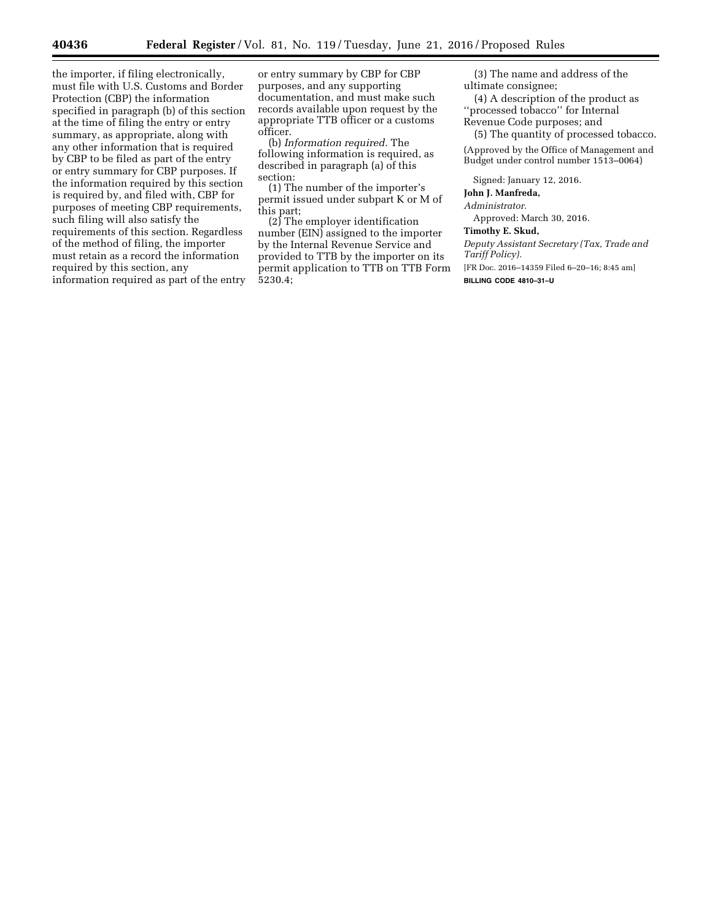the importer, if filing electronically, must file with U.S. Customs and Border Protection (CBP) the information specified in paragraph (b) of this section at the time of filing the entry or entry summary, as appropriate, along with any other information that is required by CBP to be filed as part of the entry or entry summary for CBP purposes. If the information required by this section is required by, and filed with, CBP for purposes of meeting CBP requirements, such filing will also satisfy the requirements of this section. Regardless of the method of filing, the importer must retain as a record the information required by this section, any information required as part of the entry or entry summary by CBP for CBP purposes, and any supporting documentation, and must make such records available upon request by the appropriate TTB officer or a customs officer.

(b) *Information required.* The following information is required, as described in paragraph (a) of this section:

(1) The number of the importer's permit issued under subpart K or M of this part;

(2) The employer identification number (EIN) assigned to the importer by the Internal Revenue Service and provided to TTB by the importer on its permit application to TTB on TTB Form 5230.4;

(3) The name and address of the ultimate consignee;

(4) A description of the product as ''processed tobacco'' for Internal Revenue Code purposes; and

(5) The quantity of processed tobacco.

(Approved by the Office of Management and Budget under control number 1513–0064)

Signed: January 12, 2016.

**John J. Manfreda,**

*Administrator.*

Approved: March 30, 2016.

**Timothy E. Skud,**

*Deputy Assistant Secretary (Tax, Trade and Tariff Policy).*

[FR Doc. 2016–14359 Filed 6–20–16; 8:45 am]

**BILLING CODE 4810–31–U**